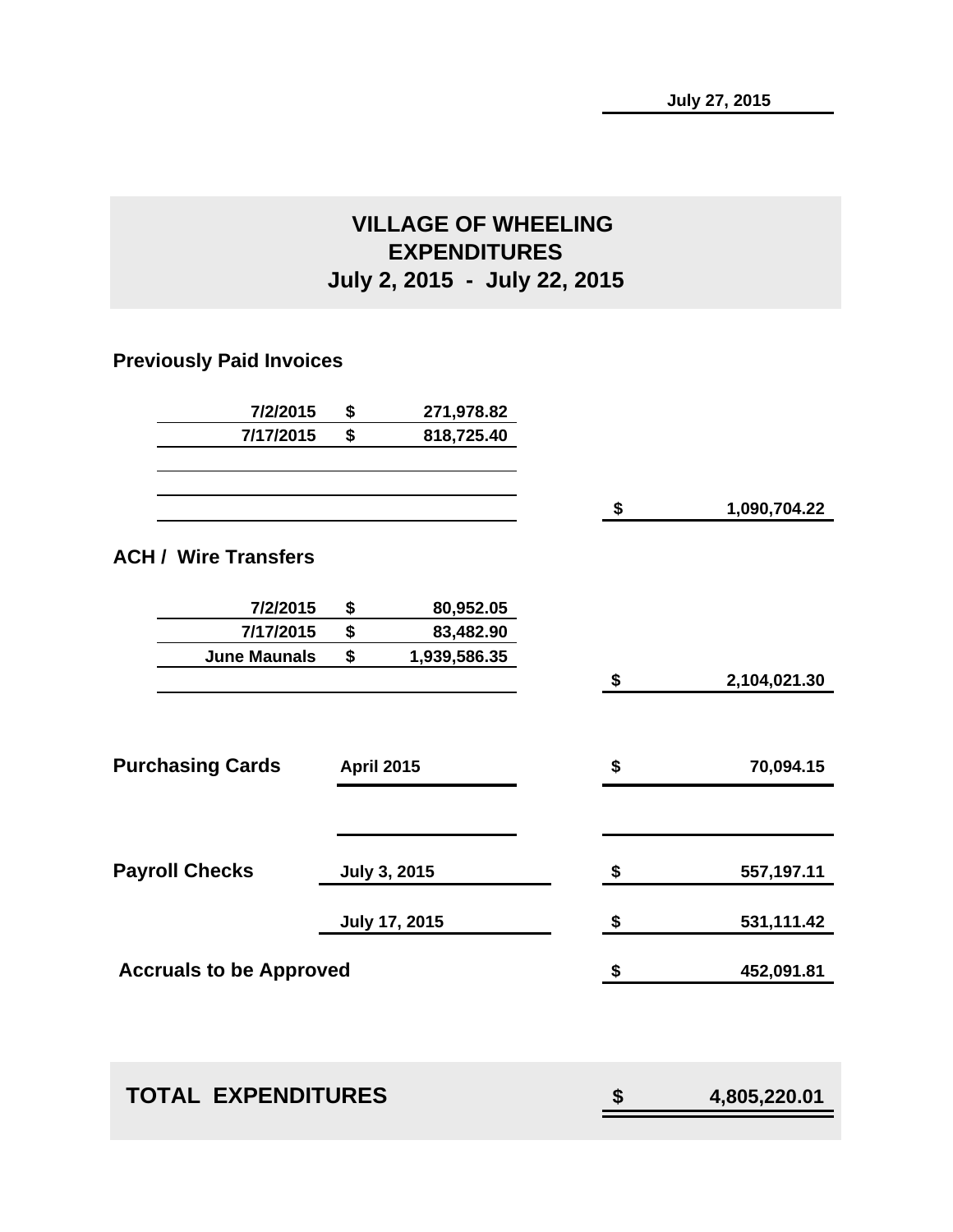July 27, 2015

# VILLAGE OF WHEELING
## EXPENDITURES
## July 2, 2015 - July 22, 2015

### Previously Paid Invoices

| Date | | Amount | | Total |
|---|---|---|---|---|
| 7/2/2015 | $ | 271,978.82 | | |
| 7/17/2015 | $ | 818,725.40 | | |
| | | | $ | 1,090,704.22 |

### ACH / Wire Transfers

| Date | | Amount | | Total |
|---|---|---|---|---|
| 7/2/2015 | $ | 80,952.05 | | |
| 7/17/2015 | $ | 83,482.90 | | |
| June Maunals | $ | 1,939,586.35 | | |
| | | | $ | 2,104,021.30 |

| Category | Period | | Amount |
|---|---|---|---|
| **Purchasing Cards** | April 2015 | $ | 70,094.15 |
| **Payroll Checks** | July 3, 2015 | $ | 557,197.11 |
| | July 17, 2015 | $ | 531,111.42 |
| **Accruals to be Approved** | | $ | 452,091.81 |

| | | |
|---|---|---|
| **TOTAL EXPENDITURES** | $ | 4,805,220.01 |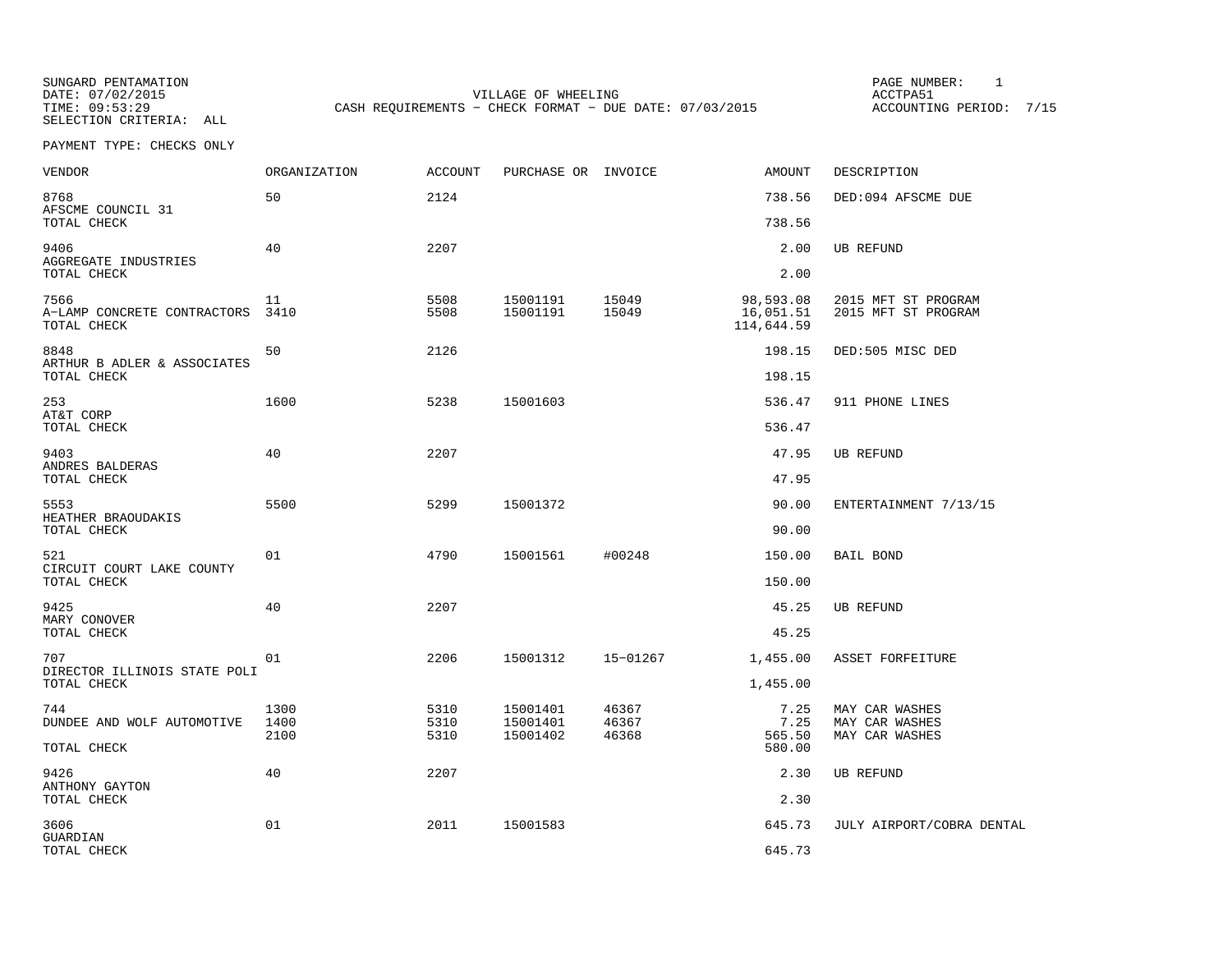SUNGARD PENTAMATION
DATE: 07/02/2015
TIME: 09:53:29
SELECTION CRITERIA: ALL

VILLAGE OF WHEELING
CASH REQUIREMENTS - CHECK FORMAT - DUE DATE: 07/03/2015

PAGE NUMBER: 1
ACCTPA51
ACCOUNTING PERIOD: 7/15

PAYMENT TYPE: CHECKS ONLY

| VENDOR | ORGANIZATION | ACCOUNT | PURCHASE OR | INVOICE | AMOUNT | DESCRIPTION |
|---|---|---|---|---|---|---|
| 8768 | 50 | 2124 | | | 738.56 | DED:094 AFSCME DUE |
| AFSCME COUNCIL 31 | | | | | | |
| TOTAL CHECK | | | | | 738.56 | |
| 9406 | 40 | 2207 | | | 2.00 | UB REFUND |
| AGGREGATE INDUSTRIES | | | | | | |
| TOTAL CHECK | | | | | 2.00 | |
| 7566 | 11 | 5508 | 15001191 | 15049 | 98,593.08 | 2015 MFT ST PROGRAM |
| A-LAMP CONCRETE CONTRACTORS | 3410 | 5508 | 15001191 | 15049 | 16,051.51 | 2015 MFT ST PROGRAM |
| TOTAL CHECK | | | | | 114,644.59 | |
| 8848 | 50 | 2126 | | | 198.15 | DED:505 MISC DED |
| ARTHUR B ADLER & ASSOCIATES | | | | | | |
| TOTAL CHECK | | | | | 198.15 | |
| 253 | 1600 | 5238 | 15001603 | | 536.47 | 911 PHONE LINES |
| AT&T CORP | | | | | | |
| TOTAL CHECK | | | | | 536.47 | |
| 9403 | 40 | 2207 | | | 47.95 | UB REFUND |
| ANDRES BALDERAS | | | | | | |
| TOTAL CHECK | | | | | 47.95 | |
| 5553 | 5500 | 5299 | 15001372 | | 90.00 | ENTERTAINMENT 7/13/15 |
| HEATHER BRAOUDAKIS | | | | | | |
| TOTAL CHECK | | | | | 90.00 | |
| 521 | 01 | 4790 | 15001561 | #00248 | 150.00 | BAIL BOND |
| CIRCUIT COURT LAKE COUNTY | | | | | | |
| TOTAL CHECK | | | | | 150.00 | |
| 9425 | 40 | 2207 | | | 45.25 | UB REFUND |
| MARY CONOVER | | | | | | |
| TOTAL CHECK | | | | | 45.25 | |
| 707 | 01 | 2206 | 15001312 | 15-01267 | 1,455.00 | ASSET FORFEITURE |
| DIRECTOR ILLINOIS STATE POLI | | | | | | |
| TOTAL CHECK | | | | | 1,455.00 | |
| 744 | 1300 | 5310 | 15001401 | 46367 | 7.25 | MAY CAR WASHES |
| DUNDEE AND WOLF AUTOMOTIVE | 1400 | 5310 | 15001401 | 46367 | 7.25 | MAY CAR WASHES |
| | 2100 | 5310 | 15001402 | 46368 | 565.50 | MAY CAR WASHES |
| TOTAL CHECK | | | | | 580.00 | |
| 9426 | 40 | 2207 | | | 2.30 | UB REFUND |
| ANTHONY GAYTON | | | | | | |
| TOTAL CHECK | | | | | 2.30 | |
| 3606 | 01 | 2011 | 15001583 | | 645.73 | JULY AIRPORT/COBRA DENTAL |
| GUARDIAN | | | | | | |
| TOTAL CHECK | | | | | 645.73 | |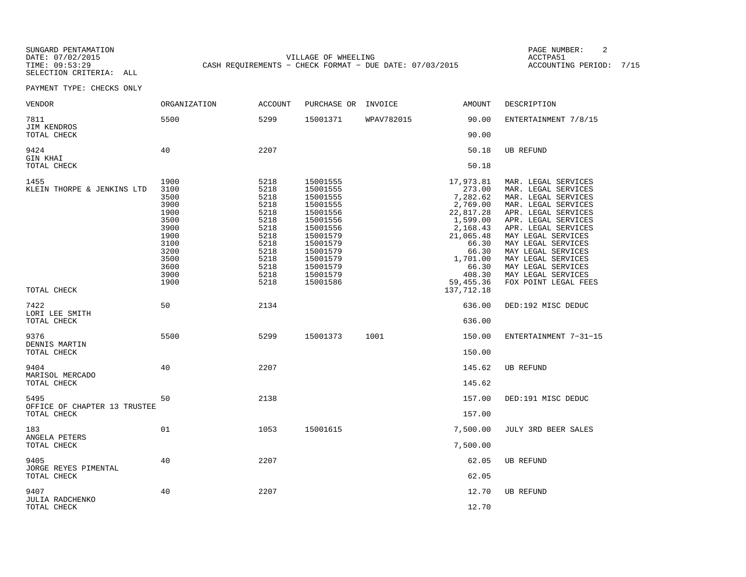SUNGARD PENTAMATION
DATE: 07/02/2015
TIME: 09:53:29
SELECTION CRITERIA: ALL

VILLAGE OF WHEELING
CASH REQUIREMENTS - CHECK FORMAT - DUE DATE: 07/03/2015

PAGE NUMBER: 2
ACCTPA51
ACCOUNTING PERIOD: 7/15

PAYMENT TYPE: CHECKS ONLY

| VENDOR | ORGANIZATION | ACCOUNT | PURCHASE OR | INVOICE | AMOUNT | DESCRIPTION |
|---|---|---|---|---|---|---|
| 7811 JIM KENDROS | 5500 | 5299 | 15001371 | WPAV782015 | 90.00 | ENTERTAINMENT 7/8/15 |
| TOTAL CHECK | | | | | 90.00 | |
| 9424 GIN KHAI | 40 | 2207 | | | 50.18 | UB REFUND |
| TOTAL CHECK | | | | | 50.18 | |
| 1455 KLEIN THORPE & JENKINS LTD | 1900 | 5218 | 15001555 | | 17,973.81 | MAR. LEGAL SERVICES |
| | 3100 | 5218 | 15001555 | | 273.00 | MAR. LEGAL SERVICES |
| | 3500 | 5218 | 15001555 | | 7,282.62 | MAR. LEGAL SERVICES |
| | 3900 | 5218 | 15001555 | | 2,769.00 | MAR. LEGAL SERVICES |
| | 1900 | 5218 | 15001556 | | 22,817.28 | APR. LEGAL SERVICES |
| | 3500 | 5218 | 15001556 | | 1,599.00 | APR. LEGAL SERVICES |
| | 3900 | 5218 | 15001556 | | 2,168.43 | APR. LEGAL SERVICES |
| | 1900 | 5218 | 15001579 | | 21,065.48 | MAY LEGAL SERVICES |
| | 3100 | 5218 | 15001579 | | 66.30 | MAY LEGAL SERVICES |
| | 3200 | 5218 | 15001579 | | 66.30 | MAY LEGAL SERVICES |
| | 3500 | 5218 | 15001579 | | 1,701.00 | MAY LEGAL SERVICES |
| | 3600 | 5218 | 15001579 | | 66.30 | MAY LEGAL SERVICES |
| | 3900 | 5218 | 15001579 | | 408.30 | MAY LEGAL SERVICES |
| | 1900 | 5218 | 15001586 | | 59,455.36 | FOX POINT LEGAL FEES |
| TOTAL CHECK | | | | | 137,712.18 | |
| 7422 LORI LEE SMITH | 50 | 2134 | | | 636.00 | DED:192 MISC DEDUC |
| TOTAL CHECK | | | | | 636.00 | |
| 9376 DENNIS MARTIN | 5500 | 5299 | 15001373 | 1001 | 150.00 | ENTERTAINMENT 7-31-15 |
| TOTAL CHECK | | | | | 150.00 | |
| 9404 MARISOL MERCADO | 40 | 2207 | | | 145.62 | UB REFUND |
| TOTAL CHECK | | | | | 145.62 | |
| 5495 OFFICE OF CHAPTER 13 TRUSTEE | 50 | 2138 | | | 157.00 | DED:191 MISC DEDUC |
| TOTAL CHECK | | | | | 157.00 | |
| 183 ANGELA PETERS | 01 | 1053 | 15001615 | | 7,500.00 | JULY 3RD BEER SALES |
| TOTAL CHECK | | | | | 7,500.00 | |
| 9405 JORGE REYES PIMENTAL | 40 | 2207 | | | 62.05 | UB REFUND |
| TOTAL CHECK | | | | | 62.05 | |
| 9407 JULIA RADCHENKO | 40 | 2207 | | | 12.70 | UB REFUND |
| TOTAL CHECK | | | | | 12.70 | |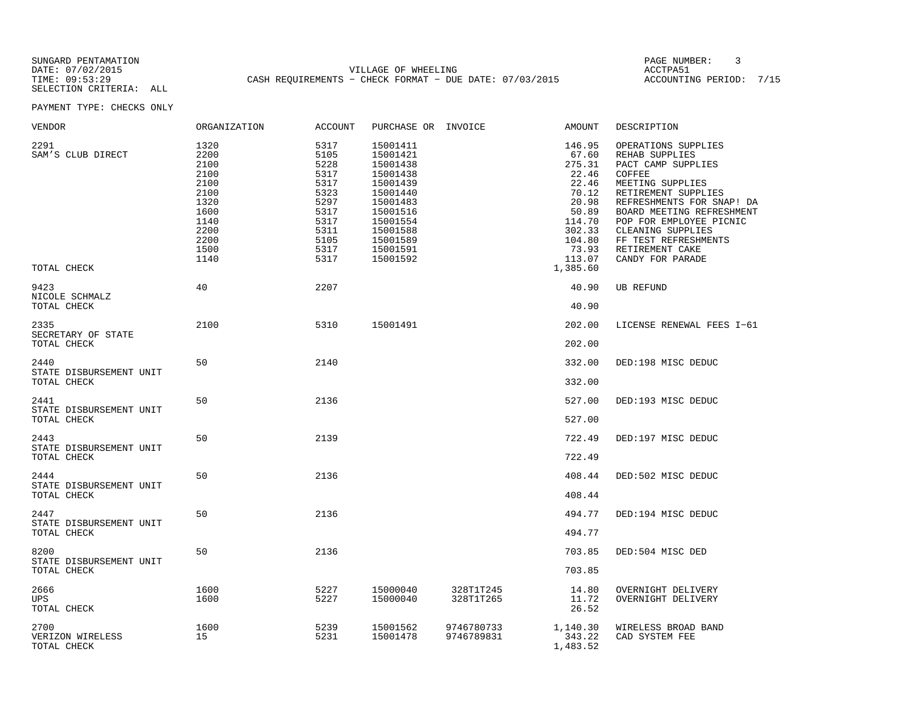SUNGARD PENTAMATION
DATE: 07/02/2015
TIME: 09:53:29
SELECTION CRITERIA: ALL

VILLAGE OF WHEELING
CASH REQUIREMENTS - CHECK FORMAT - DUE DATE: 07/03/2015

ACCTPA51
ACCOUNTING PERIOD: 7/15

PAYMENT TYPE: CHECKS ONLY

| VENDOR | ORGANIZATION | ACCOUNT | PURCHASE OR | INVOICE | AMOUNT | DESCRIPTION |
|---|---|---|---|---|---|---|
| 2291 | 1320 | 5317 | 15001411 | | 146.95 | OPERATIONS SUPPLIES |
| SAM'S CLUB DIRECT | 2200 | 5105 | 15001421 | | 67.60 | REHAB SUPPLIES |
| | 2100 | 5228 | 15001438 | | 275.31 | PACT CAMP SUPPLIES |
| | 2100 | 5317 | 15001438 | | 22.46 | COFFEE |
| | 2100 | 5317 | 15001439 | | 22.46 | MEETING SUPPLIES |
| | 2100 | 5323 | 15001440 | | 70.12 | RETIREMENT SUPPLIES |
| | 1320 | 5297 | 15001483 | | 20.98 | REFRESHMENTS FOR SNAP! DA |
| | 1600 | 5317 | 15001516 | | 50.89 | BOARD MEETING REFRESHMENT |
| | 1140 | 5317 | 15001554 | | 114.70 | POP FOR EMPLOYEE PICNIC |
| | 2200 | 5311 | 15001588 | | 302.33 | CLEANING SUPPLIES |
| | 2200 | 5105 | 15001589 | | 104.80 | FF TEST REFRESHMENTS |
| | 1500 | 5317 | 15001591 | | 73.93 | RETIREMENT CAKE |
| | 1140 | 5317 | 15001592 | | 113.07 | CANDY FOR PARADE |
| TOTAL CHECK | | | | | 1,385.60 | |
| 9423 | 40 | 2207 | | | 40.90 | UB REFUND |
| NICOLE SCHMALZ | | | | | | |
| TOTAL CHECK | | | | | 40.90 | |
| 2335 | 2100 | 5310 | 15001491 | | 202.00 | LICENSE RENEWAL FEES I-61 |
| SECRETARY OF STATE | | | | | | |
| TOTAL CHECK | | | | | 202.00 | |
| 2440 | 50 | 2140 | | | 332.00 | DED:198 MISC DEDUC |
| STATE DISBURSEMENT UNIT | | | | | | |
| TOTAL CHECK | | | | | 332.00 | |
| 2441 | 50 | 2136 | | | 527.00 | DED:193 MISC DEDUC |
| STATE DISBURSEMENT UNIT | | | | | | |
| TOTAL CHECK | | | | | 527.00 | |
| 2443 | 50 | 2139 | | | 722.49 | DED:197 MISC DEDUC |
| STATE DISBURSEMENT UNIT | | | | | | |
| TOTAL CHECK | | | | | 722.49 | |
| 2444 | 50 | 2136 | | | 408.44 | DED:502 MISC DEDUC |
| STATE DISBURSEMENT UNIT | | | | | | |
| TOTAL CHECK | | | | | 408.44 | |
| 2447 | 50 | 2136 | | | 494.77 | DED:194 MISC DEDUC |
| STATE DISBURSEMENT UNIT | | | | | | |
| TOTAL CHECK | | | | | 494.77 | |
| 8200 | 50 | 2136 | | | 703.85 | DED:504 MISC DED |
| STATE DISBURSEMENT UNIT | | | | | | |
| TOTAL CHECK | | | | | 703.85 | |
| 2666 | 1600 | 5227 | 15000040 | 328T1T245 | 14.80 | OVERNIGHT DELIVERY |
| UPS | 1600 | 5227 | 15000040 | 328T1T265 | 11.72 | OVERNIGHT DELIVERY |
| TOTAL CHECK | | | | | 26.52 | |
| 2700 | 1600 | 5239 | 15001562 | 9746780733 | 1,140.30 | WIRELESS BROAD BAND |
| VERIZON WIRELESS | 15 | 5231 | 15001478 | 9746789831 | 343.22 | CAD SYSTEM FEE |
| TOTAL CHECK | | | | | 1,483.52 | |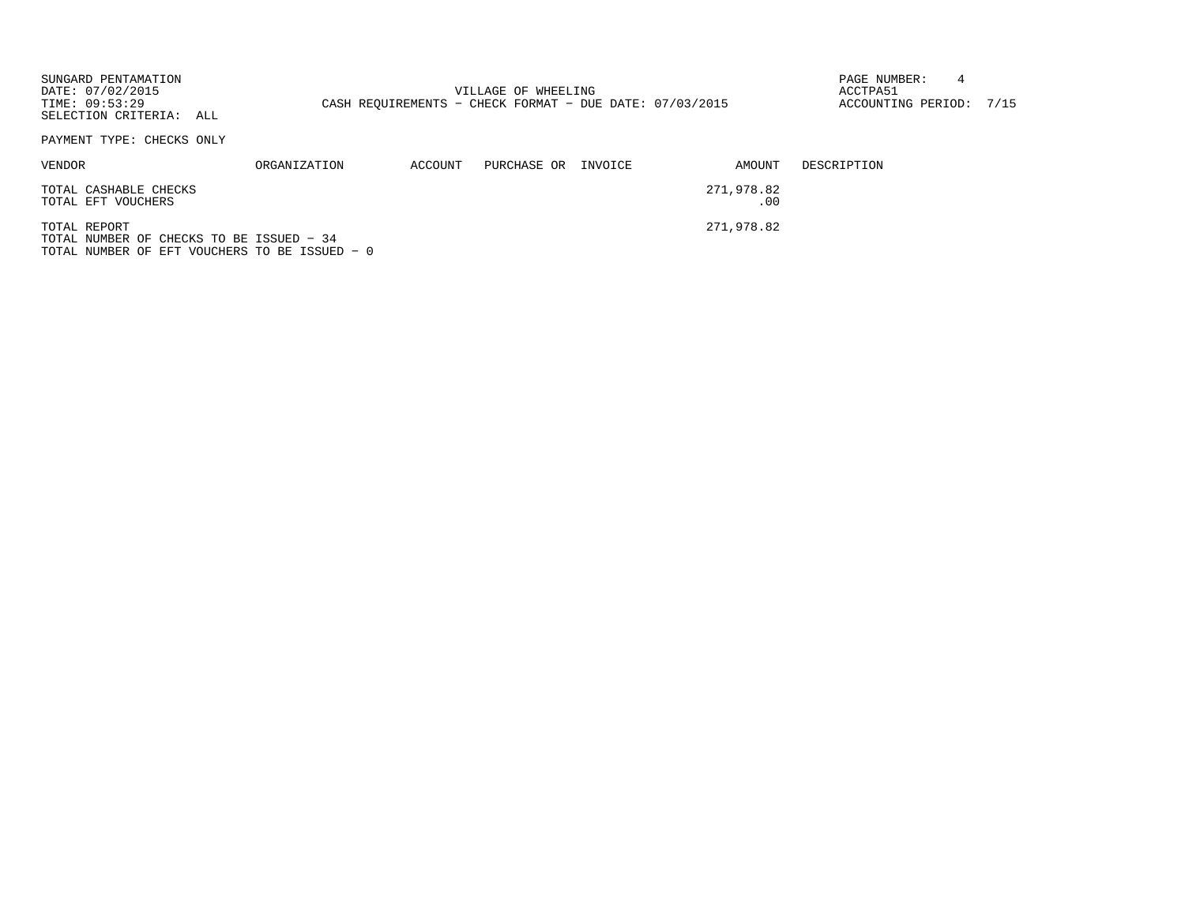SUNGARD PENTAMATION
DATE: 07/02/2015
TIME: 09:53:29
SELECTION CRITERIA: ALL

VILLAGE OF WHEELING
CASH REQUIREMENTS - CHECK FORMAT - DUE DATE: 07/03/2015

PAGE NUMBER: 4
ACCTPA51
ACCOUNTING PERIOD: 7/15

PAYMENT TYPE: CHECKS ONLY

| VENDOR | ORGANIZATION | ACCOUNT | PURCHASE OR | INVOICE | AMOUNT | DESCRIPTION |
|---|---|---|---|---|---|---|
| TOTAL CASHABLE CHECKS | | | | | 271,978.82 | |
| TOTAL EFT VOUCHERS | | | | | .00 | |
| TOTAL REPORT | | | | | 271,978.82 | |

TOTAL NUMBER OF CHECKS TO BE ISSUED - 34
TOTAL NUMBER OF EFT VOUCHERS TO BE ISSUED - 0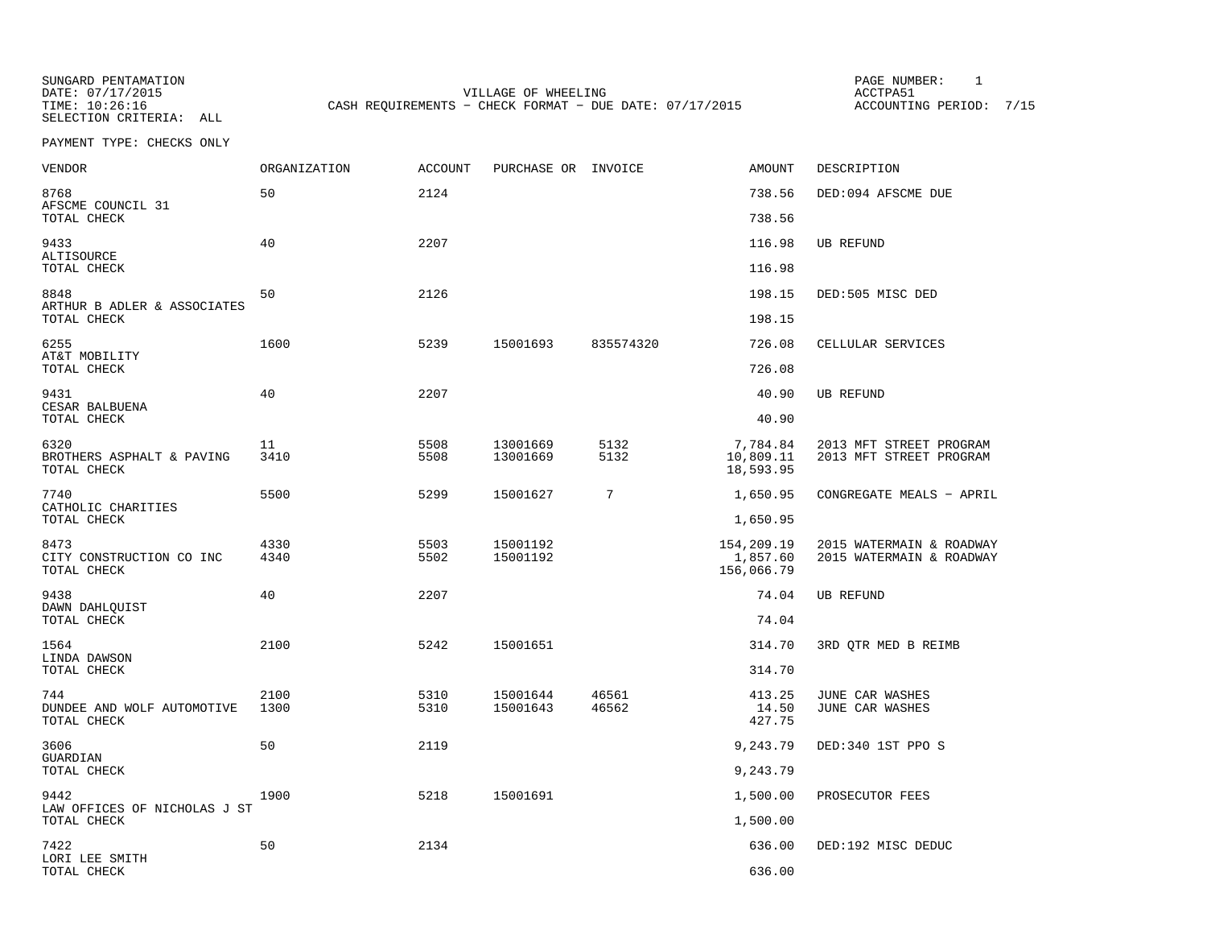SUNGARD PENTAMATION
DATE: 07/17/2015
TIME: 10:26:16
SELECTION CRITERIA: ALL

VILLAGE OF WHEELING
CASH REQUIREMENTS - CHECK FORMAT - DUE DATE: 07/17/2015

PAGE NUMBER: 1
ACCTPA51
ACCOUNTING PERIOD: 7/15

PAYMENT TYPE: CHECKS ONLY

| VENDOR | ORGANIZATION | ACCOUNT | PURCHASE OR | INVOICE | AMOUNT | DESCRIPTION |
|---|---|---|---|---|---|---|
| 8768 | 50 | 2124 | | | 738.56 | DED:094 AFSCME DUE |
| AFSCME COUNCIL 31 | | | | | | |
| TOTAL CHECK | | | | | 738.56 | |
| 9433 | 40 | 2207 | | | 116.98 | UB REFUND |
| ALTISOURCE | | | | | | |
| TOTAL CHECK | | | | | 116.98 | |
| 8848 | 50 | 2126 | | | 198.15 | DED:505 MISC DED |
| ARTHUR B ADLER & ASSOCIATES | | | | | | |
| TOTAL CHECK | | | | | 198.15 | |
| 6255 | 1600 | 5239 | 15001693 | 835574320 | 726.08 | CELLULAR SERVICES |
| AT&T MOBILITY | | | | | | |
| TOTAL CHECK | | | | | 726.08 | |
| 9431 | 40 | 2207 | | | 40.90 | UB REFUND |
| CESAR BALBUENA | | | | | | |
| TOTAL CHECK | | | | | 40.90 | |
| 6320 | 11 | 5508 | 13001669 | 5132 | 7,784.84 | 2013 MFT STREET PROGRAM |
| BROTHERS ASPHALT & PAVING | 3410 | 5508 | 13001669 | 5132 | 10,809.11 | 2013 MFT STREET PROGRAM |
| TOTAL CHECK | | | | | 18,593.95 | |
| 7740 | 5500 | 5299 | 15001627 | 7 | 1,650.95 | CONGREGATE MEALS - APRIL |
| CATHOLIC CHARITIES | | | | | | |
| TOTAL CHECK | | | | | 1,650.95 | |
| 8473 | 4330 | 5503 | 15001192 | | 154,209.19 | 2015 WATERMAIN & ROADWAY |
| CITY CONSTRUCTION CO INC | 4340 | 5502 | 15001192 | | 1,857.60 | 2015 WATERMAIN & ROADWAY |
| TOTAL CHECK | | | | | 156,066.79 | |
| 9438 | 40 | 2207 | | | 74.04 | UB REFUND |
| DAWN DAHLQUIST | | | | | | |
| TOTAL CHECK | | | | | 74.04 | |
| 1564 | 2100 | 5242 | 15001651 | | 314.70 | 3RD QTR MED B REIMB |
| LINDA DAWSON | | | | | | |
| TOTAL CHECK | | | | | 314.70 | |
| 744 | 2100 | 5310 | 15001644 | 46561 | 413.25 | JUNE CAR WASHES |
| DUNDEE AND WOLF AUTOMOTIVE | 1300 | 5310 | 15001643 | 46562 | 14.50 | JUNE CAR WASHES |
| TOTAL CHECK | | | | | 427.75 | |
| 3606 | 50 | 2119 | | | 9,243.79 | DED:340 1ST PPO S |
| GUARDIAN | | | | | | |
| TOTAL CHECK | | | | | 9,243.79 | |
| 9442 | 1900 | 5218 | 15001691 | | 1,500.00 | PROSECUTOR FEES |
| LAW OFFICES OF NICHOLAS J ST | | | | | | |
| TOTAL CHECK | | | | | 1,500.00 | |
| 7422 | 50 | 2134 | | | 636.00 | DED:192 MISC DEDUC |
| LORI LEE SMITH | | | | | | |
| TOTAL CHECK | | | | | 636.00 | |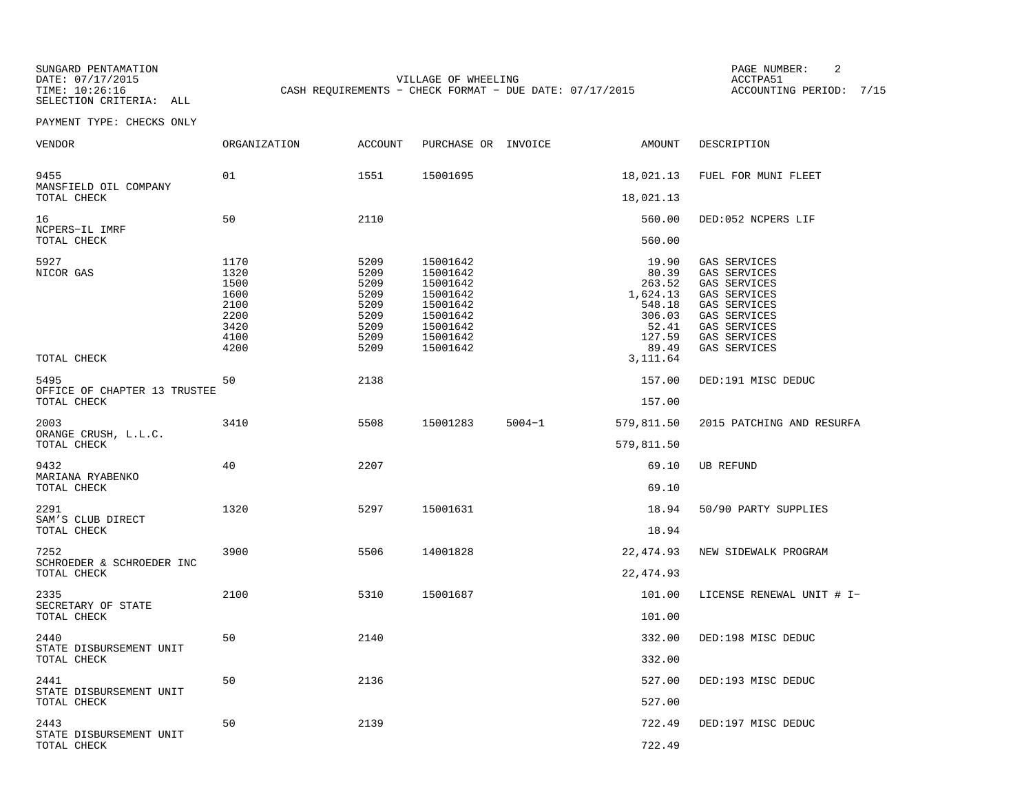SUNGARD PENTAMATION
DATE: 07/17/2015
TIME: 10:26:16
SELECTION CRITERIA: ALL

VILLAGE OF WHEELING
CASH REQUIREMENTS - CHECK FORMAT - DUE DATE: 07/17/2015

PAGE NUMBER: 2
ACCTPA51
ACCOUNTING PERIOD: 7/15

PAYMENT TYPE: CHECKS ONLY

| VENDOR | ORGANIZATION | ACCOUNT | PURCHASE OR | INVOICE | AMOUNT | DESCRIPTION |
|---|---|---|---|---|---|---|
| 9455 MANSFIELD OIL COMPANY | 01 | 1551 | 15001695 | | 18,021.13 | FUEL FOR MUNI FLEET |
| TOTAL CHECK | | | | | 18,021.13 | |
| 16 NCPERS-IL IMRF | 50 | 2110 | | | 560.00 | DED:052 NCPERS LIF |
| TOTAL CHECK | | | | | 560.00 | |
| 5927 NICOR GAS | 1170 | 5209 | 15001642 | | 19.90 | GAS SERVICES |
| | 1320 | 5209 | 15001642 | | 80.39 | GAS SERVICES |
| | 1500 | 5209 | 15001642 | | 263.52 | GAS SERVICES |
| | 1600 | 5209 | 15001642 | | 1,624.13 | GAS SERVICES |
| | 2100 | 5209 | 15001642 | | 548.18 | GAS SERVICES |
| | 2200 | 5209 | 15001642 | | 306.03 | GAS SERVICES |
| | 3420 | 5209 | 15001642 | | 52.41 | GAS SERVICES |
| | 4100 | 5209 | 15001642 | | 127.59 | GAS SERVICES |
| | 4200 | 5209 | 15001642 | | 89.49 | GAS SERVICES |
| TOTAL CHECK | | | | | 3,111.64 | |
| 5495 OFFICE OF CHAPTER 13 TRUSTEE | 50 | 2138 | | | 157.00 | DED:191 MISC DEDUC |
| TOTAL CHECK | | | | | 157.00 | |
| 2003 ORANGE CRUSH, L.L.C. | 3410 | 5508 | 15001283 | 5004-1 | 579,811.50 | 2015 PATCHING AND RESURFA |
| TOTAL CHECK | | | | | 579,811.50 | |
| 9432 MARIANA RYABENKO | 40 | 2207 | | | 69.10 | UB REFUND |
| TOTAL CHECK | | | | | 69.10 | |
| 2291 SAM'S CLUB DIRECT | 1320 | 5297 | 15001631 | | 18.94 | 50/90 PARTY SUPPLIES |
| TOTAL CHECK | | | | | 18.94 | |
| 7252 SCHROEDER & SCHROEDER INC | 3900 | 5506 | 14001828 | | 22,474.93 | NEW SIDEWALK PROGRAM |
| TOTAL CHECK | | | | | 22,474.93 | |
| 2335 SECRETARY OF STATE | 2100 | 5310 | 15001687 | | 101.00 | LICENSE RENEWAL UNIT # I- |
| TOTAL CHECK | | | | | 101.00 | |
| 2440 STATE DISBURSEMENT UNIT | 50 | 2140 | | | 332.00 | DED:198 MISC DEDUC |
| TOTAL CHECK | | | | | 332.00 | |
| 2441 STATE DISBURSEMENT UNIT | 50 | 2136 | | | 527.00 | DED:193 MISC DEDUC |
| TOTAL CHECK | | | | | 527.00 | |
| 2443 STATE DISBURSEMENT UNIT | 50 | 2139 | | | 722.49 | DED:197 MISC DEDUC |
| TOTAL CHECK | | | | | 722.49 | |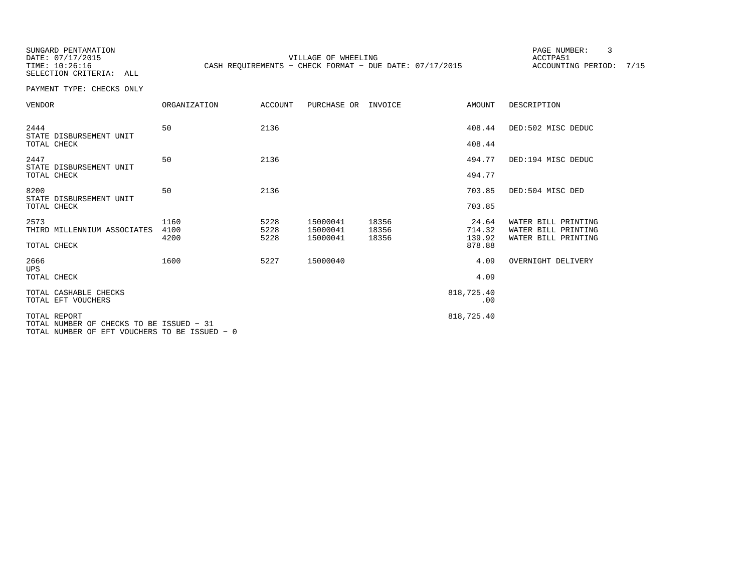SUNGARD PENTAMATION
DATE: 07/17/2015
TIME: 10:26:16
SELECTION CRITERIA: ALL

VILLAGE OF WHEELING
CASH REQUIREMENTS - CHECK FORMAT - DUE DATE: 07/17/2015

ACCTPA51
ACCOUNTING PERIOD: 7/15

PAYMENT TYPE: CHECKS ONLY

| VENDOR | ORGANIZATION | ACCOUNT | PURCHASE OR | INVOICE | AMOUNT | DESCRIPTION |
|---|---|---|---|---|---|---|
| 2444 | 50 | 2136 | | | 408.44 | DED:502 MISC DEDUC |
| STATE DISBURSEMENT UNIT | | | | | | |
| TOTAL CHECK | | | | | 408.44 | |
| 2447 | 50 | 2136 | | | 494.77 | DED:194 MISC DEDUC |
| STATE DISBURSEMENT UNIT | | | | | | |
| TOTAL CHECK | | | | | 494.77 | |
| 8200 | 50 | 2136 | | | 703.85 | DED:504 MISC DED |
| STATE DISBURSEMENT UNIT | | | | | | |
| TOTAL CHECK | | | | | 703.85 | |
| 2573 | 1160 | 5228 | 15000041 | 18356 | 24.64 | WATER BILL PRINTING |
| THIRD MILLENNIUM ASSOCIATES | 4100 | 5228 | 15000041 | 18356 | 714.32 | WATER BILL PRINTING |
| | 4200 | 5228 | 15000041 | 18356 | 139.92 | WATER BILL PRINTING |
| TOTAL CHECK | | | | | 878.88 | |
| 2666 | 1600 | 5227 | 15000040 | | 4.09 | OVERNIGHT DELIVERY |
| UPS | | | | | | |
| TOTAL CHECK | | | | | 4.09 | |
| TOTAL CASHABLE CHECKS | | | | | 818,725.40 | |
| TOTAL EFT VOUCHERS | | | | | .00 | |
| TOTAL REPORT | | | | | 818,725.40 | |

TOTAL NUMBER OF CHECKS TO BE ISSUED - 31
TOTAL NUMBER OF EFT VOUCHERS TO BE ISSUED - 0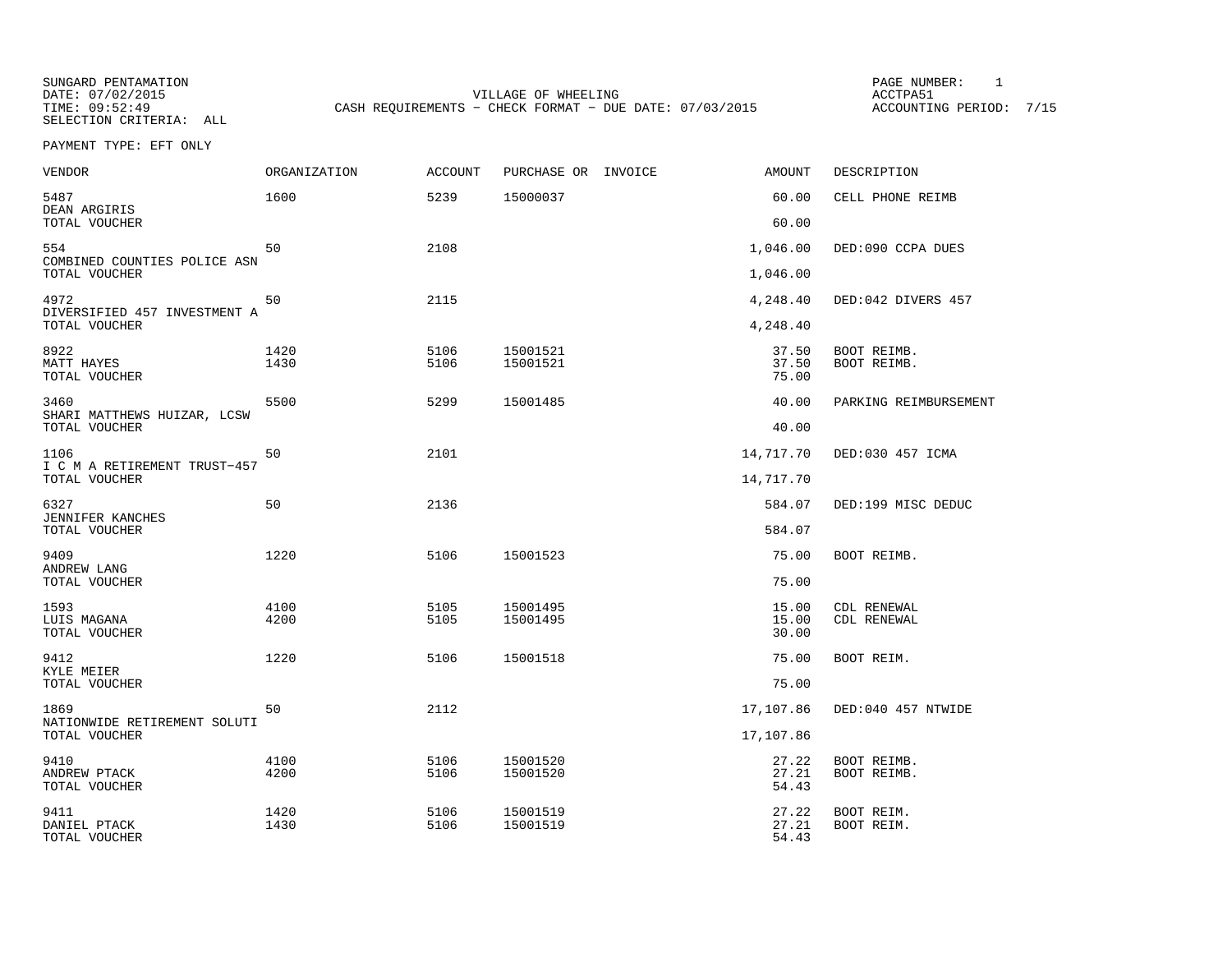SUNGARD PENTAMATION
DATE: 07/02/2015
TIME: 09:52:49
SELECTION CRITERIA: ALL

VILLAGE OF WHEELING
CASH REQUIREMENTS - CHECK FORMAT - DUE DATE: 07/03/2015

PAGE NUMBER: 1
ACCTPA51
ACCOUNTING PERIOD: 7/15

PAYMENT TYPE: EFT ONLY

| VENDOR | ORGANIZATION | ACCOUNT | PURCHASE OR | INVOICE | AMOUNT | DESCRIPTION |
|---|---|---|---|---|---|---|
| 5487 | 1600 | 5239 | 15000037 | | 60.00 | CELL PHONE REIMB |
| DEAN ARGIRIS | | | | | | |
| TOTAL VOUCHER | | | | | 60.00 | |
| 554 | 50 | 2108 | | | 1,046.00 | DED:090 CCPA DUES |
| COMBINED COUNTIES POLICE ASN | | | | | | |
| TOTAL VOUCHER | | | | | 1,046.00 | |
| 4972 | 50 | 2115 | | | 4,248.40 | DED:042 DIVERS 457 |
| DIVERSIFIED 457 INVESTMENT A | | | | | | |
| TOTAL VOUCHER | | | | | 4,248.40 | |
| 8922 | 1420 | 5106 | 15001521 | | 37.50 | BOOT REIMB. |
| MATT HAYES | 1430 | 5106 | 15001521 | | 37.50 | BOOT REIMB. |
| TOTAL VOUCHER | | | | | 75.00 | |
| 3460 | 5500 | 5299 | 15001485 | | 40.00 | PARKING REIMBURSEMENT |
| SHARI MATTHEWS HUIZAR, LCSW | | | | | | |
| TOTAL VOUCHER | | | | | 40.00 | |
| 1106 | 50 | 2101 | | | 14,717.70 | DED:030 457 ICMA |
| I C M A RETIREMENT TRUST-457 | | | | | | |
| TOTAL VOUCHER | | | | | 14,717.70 | |
| 6327 | 50 | 2136 | | | 584.07 | DED:199 MISC DEDUC |
| JENNIFER KANCHES | | | | | | |
| TOTAL VOUCHER | | | | | 584.07 | |
| 9409 | 1220 | 5106 | 15001523 | | 75.00 | BOOT REIMB. |
| ANDREW LANG | | | | | | |
| TOTAL VOUCHER | | | | | 75.00 | |
| 1593 | 4100 | 5105 | 15001495 | | 15.00 | CDL RENEWAL |
| LUIS MAGANA | 4200 | 5105 | 15001495 | | 15.00 | CDL RENEWAL |
| TOTAL VOUCHER | | | | | 30.00 | |
| 9412 | 1220 | 5106 | 15001518 | | 75.00 | BOOT REIM. |
| KYLE MEIER | | | | | | |
| TOTAL VOUCHER | | | | | 75.00 | |
| 1869 | 50 | 2112 | | | 17,107.86 | DED:040 457 NTWIDE |
| NATIONWIDE RETIREMENT SOLUTI | | | | | | |
| TOTAL VOUCHER | | | | | 17,107.86 | |
| 9410 | 4100 | 5106 | 15001520 | | 27.22 | BOOT REIMB. |
| ANDREW PTACK | 4200 | 5106 | 15001520 | | 27.21 | BOOT REIMB. |
| TOTAL VOUCHER | | | | | 54.43 | |
| 9411 | 1420 | 5106 | 15001519 | | 27.22 | BOOT REIM. |
| DANIEL PTACK | 1430 | 5106 | 15001519 | | 27.21 | BOOT REIM. |
| TOTAL VOUCHER | | | | | 54.43 | |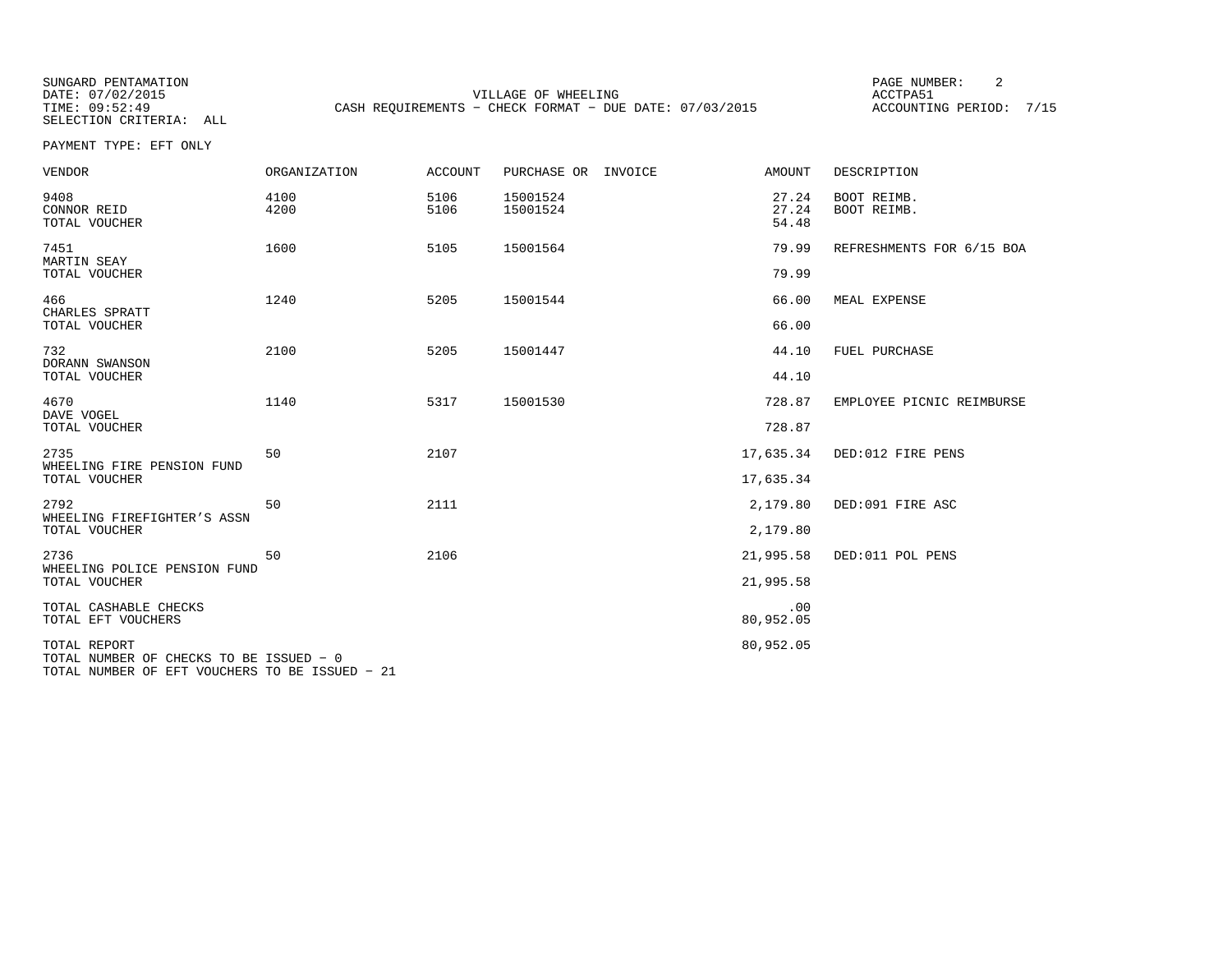SUNGARD PENTAMATION
DATE: 07/02/2015
TIME: 09:52:49
SELECTION CRITERIA: ALL

VILLAGE OF WHEELING
CASH REQUIREMENTS - CHECK FORMAT - DUE DATE: 07/03/2015

ACCTPA51
ACCOUNTING PERIOD: 7/15

PAYMENT TYPE: EFT ONLY

| VENDOR | ORGANIZATION | ACCOUNT | PURCHASE OR | INVOICE | AMOUNT | DESCRIPTION |
|---|---|---|---|---|---|---|
| 9408 | 4100 | 5106 | 15001524 | | 27.24 | BOOT REIMB. |
| CONNOR REID | 4200 | 5106 | 15001524 | | 27.24 | BOOT REIMB. |
| TOTAL VOUCHER | | | | | 54.48 | |
| 7451 | 1600 | 5105 | 15001564 | | 79.99 | REFRESHMENTS FOR 6/15 BOA |
| MARTIN SEAY | | | | | | |
| TOTAL VOUCHER | | | | | 79.99 | |
| 466 | 1240 | 5205 | 15001544 | | 66.00 | MEAL EXPENSE |
| CHARLES SPRATT | | | | | | |
| TOTAL VOUCHER | | | | | 66.00 | |
| 732 | 2100 | 5205 | 15001447 | | 44.10 | FUEL PURCHASE |
| DORANN SWANSON | | | | | | |
| TOTAL VOUCHER | | | | | 44.10 | |
| 4670 | 1140 | 5317 | 15001530 | | 728.87 | EMPLOYEE PICNIC REIMBURSE |
| DAVE VOGEL | | | | | | |
| TOTAL VOUCHER | | | | | 728.87 | |
| 2735 | 50 | 2107 | | | 17,635.34 | DED:012 FIRE PENS |
| WHEELING FIRE PENSION FUND | | | | | | |
| TOTAL VOUCHER | | | | | 17,635.34 | |
| 2792 | 50 | 2111 | | | 2,179.80 | DED:091 FIRE ASC |
| WHEELING FIREFIGHTER'S ASSN | | | | | | |
| TOTAL VOUCHER | | | | | 2,179.80 | |
| 2736 | 50 | 2106 | | | 21,995.58 | DED:011 POL PENS |
| WHEELING POLICE PENSION FUND | | | | | | |
| TOTAL VOUCHER | | | | | 21,995.58 | |
| TOTAL CASHABLE CHECKS | | | | | .00 | |
| TOTAL EFT VOUCHERS | | | | | 80,952.05 | |
| TOTAL REPORT | | | | | 80,952.05 | |

TOTAL NUMBER OF CHECKS TO BE ISSUED - 0
TOTAL NUMBER OF EFT VOUCHERS TO BE ISSUED - 21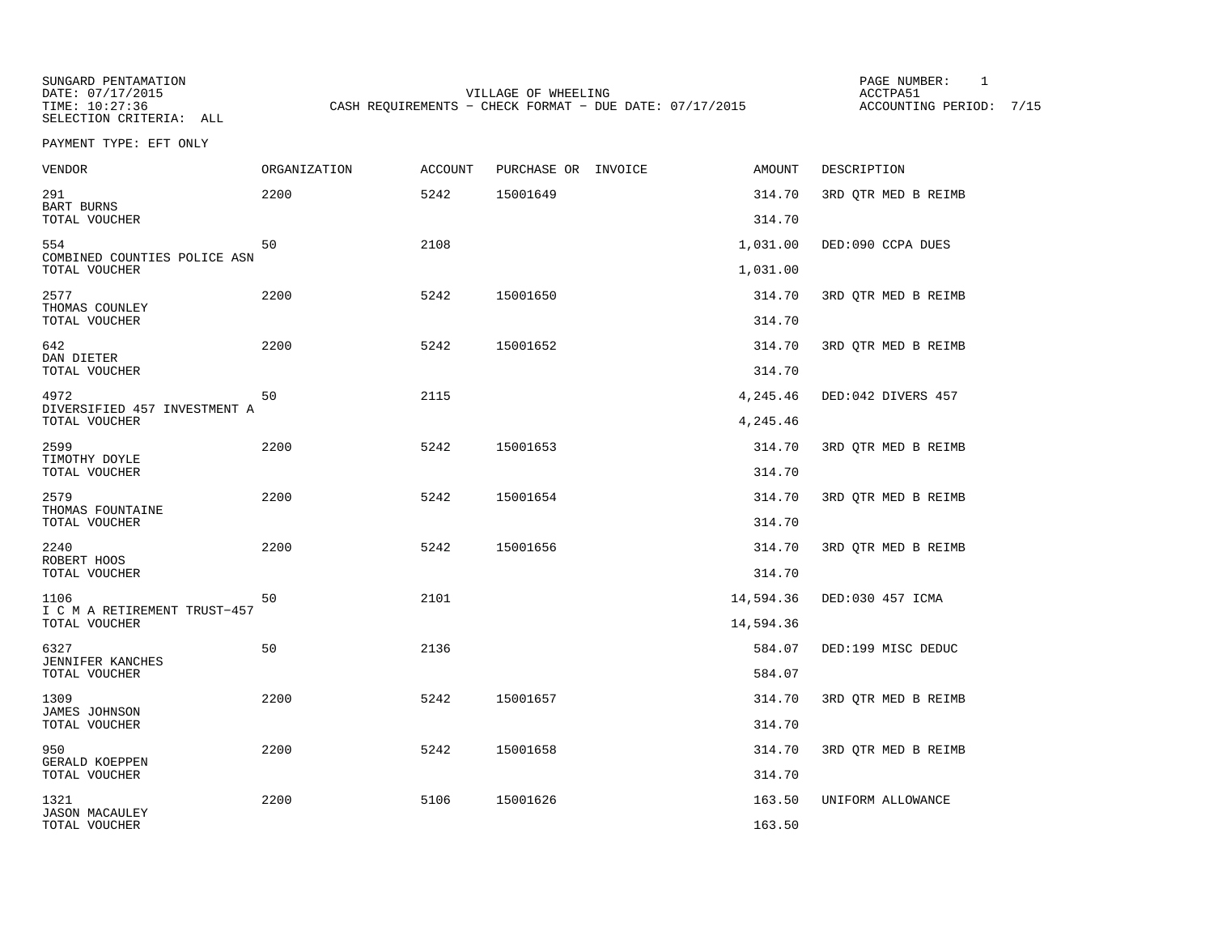SUNGARD PENTAMATION
DATE: 07/17/2015
TIME: 10:27:36
SELECTION CRITERIA: ALL

VILLAGE OF WHEELING
CASH REQUIREMENTS - CHECK FORMAT - DUE DATE: 07/17/2015

PAGE NUMBER: 1
ACCTPA51
ACCOUNTING PERIOD: 7/15

PAYMENT TYPE: EFT ONLY

| VENDOR | ORGANIZATION | ACCOUNT | PURCHASE OR | INVOICE | AMOUNT | DESCRIPTION |
|---|---|---|---|---|---|---|
| 291<br>BART BURNS | 2200 | 5242 | 15001649 | | 314.70 | 3RD QTR MED B REIMB |
| TOTAL VOUCHER | | | | | 314.70 | |
| 554<br>COMBINED COUNTIES POLICE ASN | 50 | 2108 | | | 1,031.00 | DED:090 CCPA DUES |
| TOTAL VOUCHER | | | | | 1,031.00 | |
| 2577<br>THOMAS COUNLEY | 2200 | 5242 | 15001650 | | 314.70 | 3RD QTR MED B REIMB |
| TOTAL VOUCHER | | | | | 314.70 | |
| 642<br>DAN DIETER | 2200 | 5242 | 15001652 | | 314.70 | 3RD QTR MED B REIMB |
| TOTAL VOUCHER | | | | | 314.70 | |
| 4972<br>DIVERSIFIED 457 INVESTMENT A | 50 | 2115 | | | 4,245.46 | DED:042 DIVERS 457 |
| TOTAL VOUCHER | | | | | 4,245.46 | |
| 2599<br>TIMOTHY DOYLE | 2200 | 5242 | 15001653 | | 314.70 | 3RD QTR MED B REIMB |
| TOTAL VOUCHER | | | | | 314.70 | |
| 2579<br>THOMAS FOUNTAINE | 2200 | 5242 | 15001654 | | 314.70 | 3RD QTR MED B REIMB |
| TOTAL VOUCHER | | | | | 314.70 | |
| 2240<br>ROBERT HOOS | 2200 | 5242 | 15001656 | | 314.70 | 3RD QTR MED B REIMB |
| TOTAL VOUCHER | | | | | 314.70 | |
| 1106<br>I C M A RETIREMENT TRUST-457 | 50 | 2101 | | | 14,594.36 | DED:030 457 ICMA |
| TOTAL VOUCHER | | | | | 14,594.36 | |
| 6327<br>JENNIFER KANCHES | 50 | 2136 | | | 584.07 | DED:199 MISC DEDUC |
| TOTAL VOUCHER | | | | | 584.07 | |
| 1309<br>JAMES JOHNSON | 2200 | 5242 | 15001657 | | 314.70 | 3RD QTR MED B REIMB |
| TOTAL VOUCHER | | | | | 314.70 | |
| 950<br>GERALD KOEPPEN | 2200 | 5242 | 15001658 | | 314.70 | 3RD QTR MED B REIMB |
| TOTAL VOUCHER | | | | | 314.70 | |
| 1321<br>JASON MACAULEY | 2200 | 5106 | 15001626 | | 163.50 | UNIFORM ALLOWANCE |
| TOTAL VOUCHER | | | | | 163.50 | |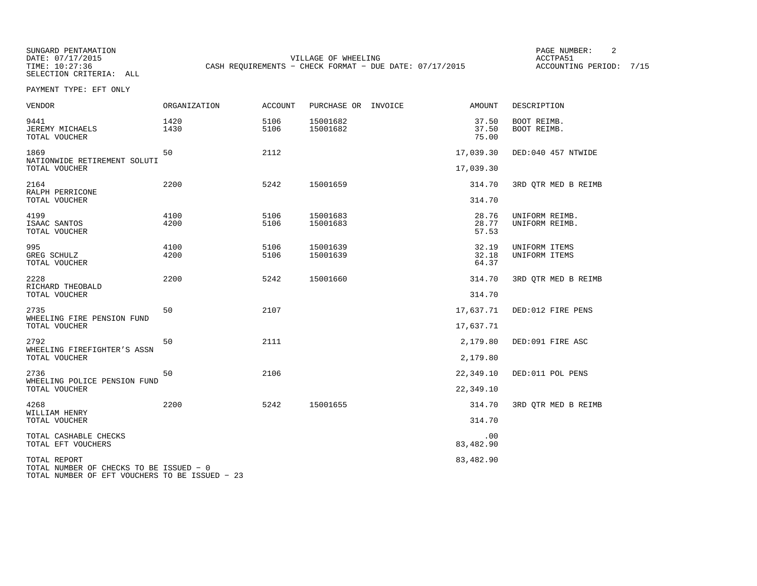SUNGARD PENTAMATION
DATE: 07/17/2015
TIME: 10:27:36
SELECTION CRITERIA: ALL

VILLAGE OF WHEELING
CASH REQUIREMENTS - CHECK FORMAT - DUE DATE: 07/17/2015

PAGE NUMBER: 2
ACCTPA51
ACCOUNTING PERIOD: 7/15

PAYMENT TYPE: EFT ONLY

| VENDOR | ORGANIZATION | ACCOUNT | PURCHASE OR | INVOICE | AMOUNT | DESCRIPTION |
|---|---|---|---|---|---|---|
| 9441 | 1420 | 5106 | 15001682 | | 37.50 | BOOT REIMB. |
| JEREMY MICHAELS | 1430 | 5106 | 15001682 | | 37.50 | BOOT REIMB. |
| TOTAL VOUCHER | | | | | 75.00 | |
| 1869 | 50 | 2112 | | | 17,039.30 | DED:040 457 NTWIDE |
| NATIONWIDE RETIREMENT SOLUTI | | | | | | |
| TOTAL VOUCHER | | | | | 17,039.30 | |
| 2164 | 2200 | 5242 | 15001659 | | 314.70 | 3RD QTR MED B REIMB |
| RALPH PERRICONE | | | | | | |
| TOTAL VOUCHER | | | | | 314.70 | |
| 4199 | 4100 | 5106 | 15001683 | | 28.76 | UNIFORM REIMB. |
| ISAAC SANTOS | 4200 | 5106 | 15001683 | | 28.77 | UNIFORM REIMB. |
| TOTAL VOUCHER | | | | | 57.53 | |
| 995 | 4100 | 5106 | 15001639 | | 32.19 | UNIFORM ITEMS |
| GREG SCHULZ | 4200 | 5106 | 15001639 | | 32.18 | UNIFORM ITEMS |
| TOTAL VOUCHER | | | | | 64.37 | |
| 2228 | 2200 | 5242 | 15001660 | | 314.70 | 3RD QTR MED B REIMB |
| RICHARD THEOBALD | | | | | | |
| TOTAL VOUCHER | | | | | 314.70 | |
| 2735 | 50 | 2107 | | | 17,637.71 | DED:012 FIRE PENS |
| WHEELING FIRE PENSION FUND | | | | | | |
| TOTAL VOUCHER | | | | | 17,637.71 | |
| 2792 | 50 | 2111 | | | 2,179.80 | DED:091 FIRE ASC |
| WHEELING FIREFIGHTER'S ASSN | | | | | | |
| TOTAL VOUCHER | | | | | 2,179.80 | |
| 2736 | 50 | 2106 | | | 22,349.10 | DED:011 POL PENS |
| WHEELING POLICE PENSION FUND | | | | | | |
| TOTAL VOUCHER | | | | | 22,349.10 | |
| 4268 | 2200 | 5242 | 15001655 | | 314.70 | 3RD QTR MED B REIMB |
| WILLIAM HENRY | | | | | | |
| TOTAL VOUCHER | | | | | 314.70 | |
| TOTAL CASHABLE CHECKS | | | | | .00 | |
| TOTAL EFT VOUCHERS | | | | | 83,482.90 | |
| TOTAL REPORT | | | | | 83,482.90 | |

TOTAL NUMBER OF CHECKS TO BE ISSUED - 0
TOTAL NUMBER OF EFT VOUCHERS TO BE ISSUED - 23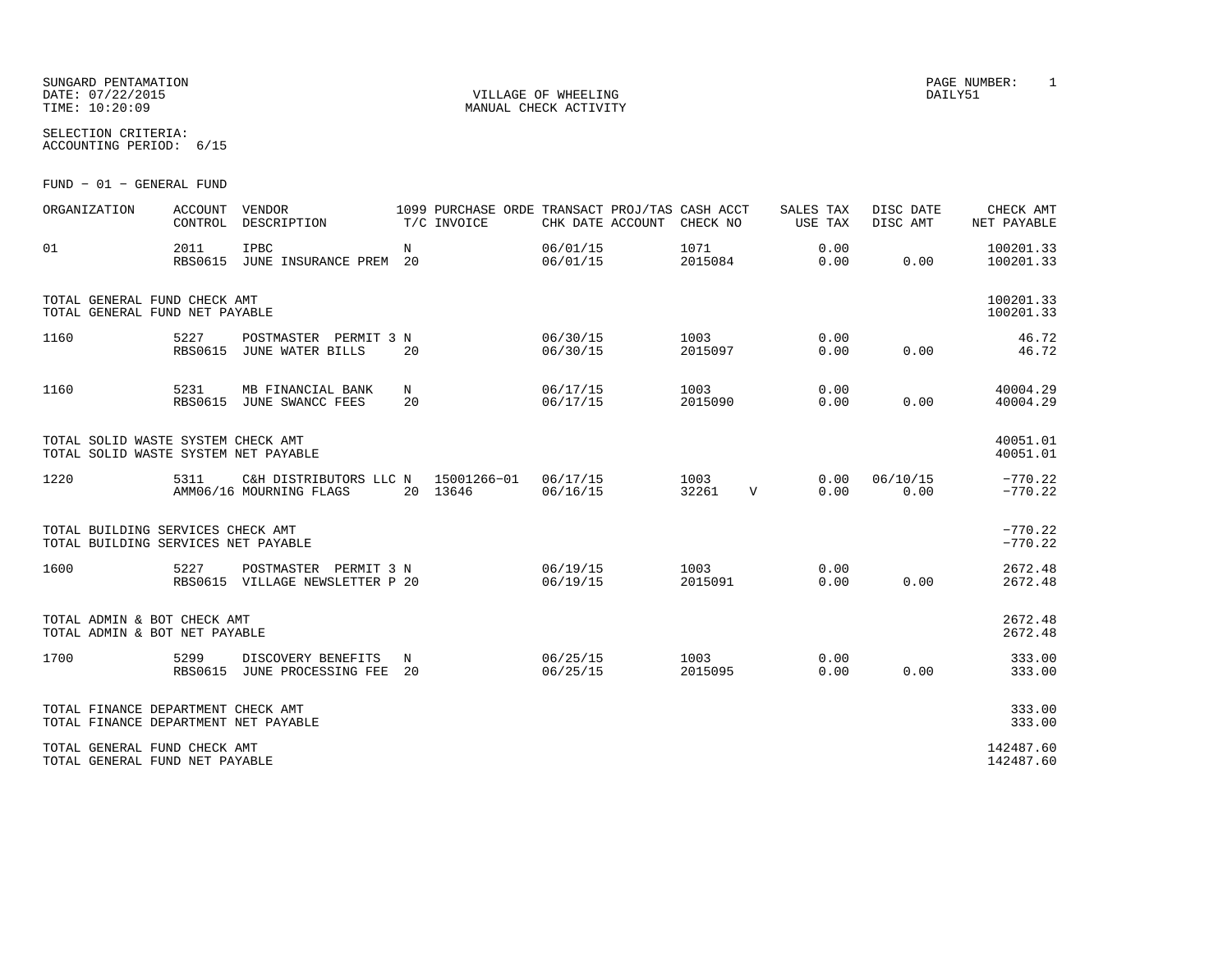SUNGARD PENTAMATION
DATE: 07/22/2015
TIME: 10:20:09

VILLAGE OF WHEELING
MANUAL CHECK ACTIVITY

PAGE NUMBER: 1
DAILY51

SELECTION CRITERIA:
ACCOUNTING PERIOD: 6/15

FUND - 01 - GENERAL FUND

| ORGANIZATION | ACCOUNT CONTROL | VENDOR DESCRIPTION | 1099 T/C | PURCHASE ORDE INVOICE | TRANSACT CHK DATE | PROJ/TAS ACCOUNT | CASH ACCT CHECK NO | | SALES TAX USE TAX | DISC DATE DISC AMT | CHECK AMT NET PAYABLE |
|---|---|---|---|---|---|---|---|---|---|---|---|
| 01 | 2011<br>RBS0615 | IPBC<br>JUNE INSURANCE PREM | N<br>20 | | 06/01/15<br>06/01/15 | | 1071<br>2015084 | | 0.00<br>0.00 | <br>0.00 | 100201.33<br>100201.33 |
| TOTAL GENERAL FUND CHECK AMT<br>TOTAL GENERAL FUND NET PAYABLE | | | | | | | | | | | 100201.33<br>100201.33 |
| 1160 | 5227<br>RBS0615 | POSTMASTER PERMIT 3<br>JUNE WATER BILLS | N<br>20 | | 06/30/15<br>06/30/15 | | 1003<br>2015097 | | 0.00<br>0.00 | <br>0.00 | 46.72<br>46.72 |
| 1160 | 5231<br>RBS0615 | MB FINANCIAL BANK<br>JUNE SWANCC FEES | N<br>20 | | 06/17/15<br>06/17/15 | | 1003<br>2015090 | | 0.00<br>0.00 | <br>0.00 | 40004.29<br>40004.29 |
| TOTAL SOLID WASTE SYSTEM CHECK AMT<br>TOTAL SOLID WASTE SYSTEM NET PAYABLE | | | | | | | | | | | 40051.01<br>40051.01 |
| 1220 | 5311<br>AMM06/16 | C&H DISTRIBUTORS LLC<br>MOURNING FLAGS | N<br>20 | 15001266-01<br>13646 | 06/17/15<br>06/16/15 | | 1003<br>32261 | V | 0.00<br>0.00 | 06/10/15<br>0.00 | -770.22<br>-770.22 |
| TOTAL BUILDING SERVICES CHECK AMT<br>TOTAL BUILDING SERVICES NET PAYABLE | | | | | | | | | | | -770.22<br>-770.22 |
| 1600 | 5227<br>RBS0615 | POSTMASTER PERMIT 3<br>VILLAGE NEWSLETTER P | N<br>20 | | 06/19/15<br>06/19/15 | | 1003<br>2015091 | | 0.00<br>0.00 | <br>0.00 | 2672.48<br>2672.48 |
| TOTAL ADMIN & BOT CHECK AMT<br>TOTAL ADMIN & BOT NET PAYABLE | | | | | | | | | | | 2672.48<br>2672.48 |
| 1700 | 5299<br>RBS0615 | DISCOVERY BENEFITS<br>JUNE PROCESSING FEE | N<br>20 | | 06/25/15<br>06/25/15 | | 1003<br>2015095 | | 0.00<br>0.00 | <br>0.00 | 333.00<br>333.00 |
| TOTAL FINANCE DEPARTMENT CHECK AMT<br>TOTAL FINANCE DEPARTMENT NET PAYABLE | | | | | | | | | | | 333.00<br>333.00 |
| TOTAL GENERAL FUND CHECK AMT<br>TOTAL GENERAL FUND NET PAYABLE | | | | | | | | | | | 142487.60<br>142487.60 |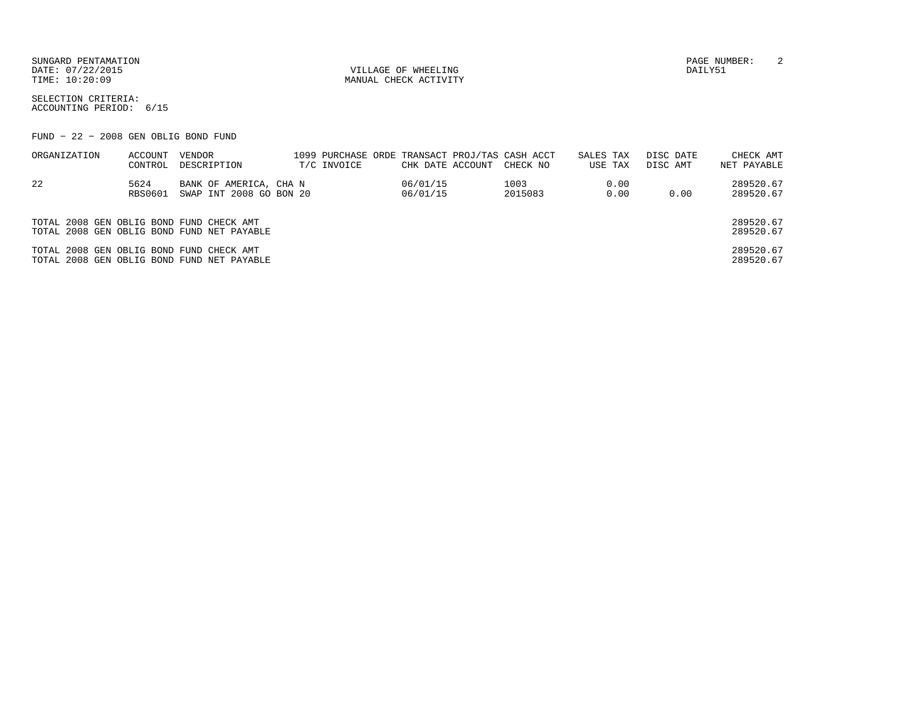SUNGARD PENTAMATION
DATE: 07/22/2015
TIME: 10:20:09

VILLAGE OF WHEELING
MANUAL CHECK ACTIVITY

DAILY51

SELECTION CRITERIA:
ACCOUNTING PERIOD: 6/15

FUND - 22 - 2008 GEN OBLIG BOND FUND

| ORGANIZATION | ACCOUNT<br>CONTROL | VENDOR<br>DESCRIPTION | 1099<br>T/C | PURCHASE ORDE<br>INVOICE | TRANSACT<br>CHK DATE | PROJ/TAS<br>ACCOUNT | CASH ACCT<br>CHECK NO | SALES TAX<br>USE TAX | DISC DATE<br>DISC AMT | CHECK AMT<br>NET PAYABLE |
|---|---|---|---|---|---|---|---|---|---|---|
| 22 | 5624<br>RBS0601 | BANK OF AMERICA, CHA N<br>SWAP INT 2008 GO BON 20 | | | 06/01/15<br>06/01/15 | | 1003<br>2015083 | 0.00<br>0.00 | <br>0.00 | 289520.67<br>289520.67 |

| | |
|---|---|
| TOTAL 2008 GEN OBLIG BOND FUND CHECK AMT | 289520.67 |
| TOTAL 2008 GEN OBLIG BOND FUND NET PAYABLE | 289520.67 |
| TOTAL 2008 GEN OBLIG BOND FUND CHECK AMT | 289520.67 |
| TOTAL 2008 GEN OBLIG BOND FUND NET PAYABLE | 289520.67 |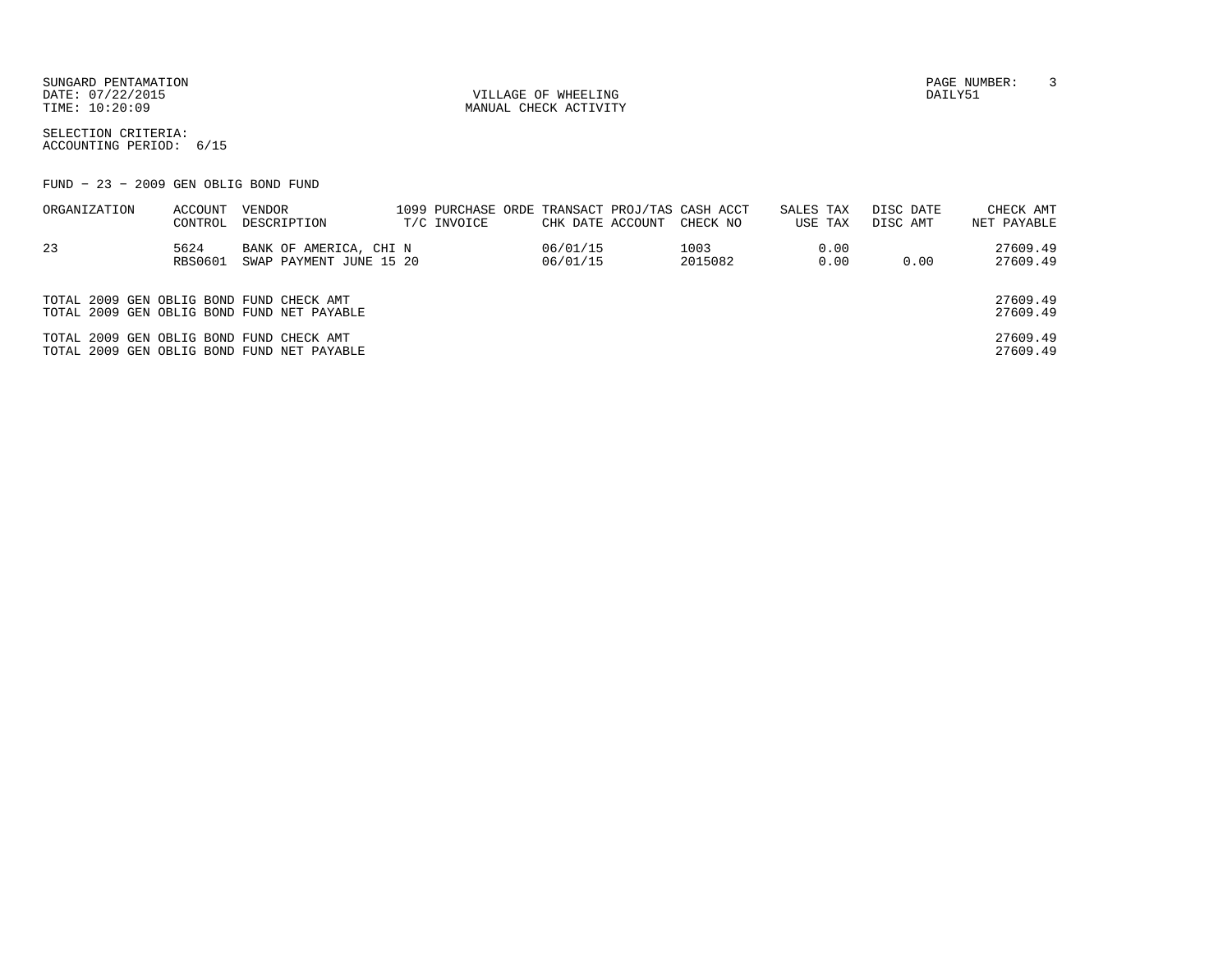SUNGARD PENTAMATION
DATE: 07/22/2015
TIME: 10:20:09

VILLAGE OF WHEELING
MANUAL CHECK ACTIVITY

PAGE NUMBER: 3
DAILY51

SELECTION CRITERIA:
ACCOUNTING PERIOD: 6/15

FUND − 23 − 2009 GEN OBLIG BOND FUND

| ORGANIZATION | ACCOUNT CONTROL | VENDOR DESCRIPTION | 1099 PURCHASE ORDE T/C INVOICE | TRANSACT CHK DATE | PROJ/TAS ACCOUNT | CASH ACCT CHECK NO | SALES TAX USE TAX | DISC DATE DISC AMT | CHECK AMT NET PAYABLE |
|---|---|---|---|---|---|---|---|---|---|
| 23 | 5624 | BANK OF AMERICA, CHI N | | 06/01/15 | | 1003 | 0.00 | | 27609.49 |
| | RBS0601 | SWAP PAYMENT JUNE 15 20 | | 06/01/15 | | 2015082 | 0.00 | 0.00 | 27609.49 |

| | |
|---|---|
| TOTAL 2009 GEN OBLIG BOND FUND CHECK AMT | 27609.49 |
| TOTAL 2009 GEN OBLIG BOND FUND NET PAYABLE | 27609.49 |
| TOTAL 2009 GEN OBLIG BOND FUND CHECK AMT | 27609.49 |
| TOTAL 2009 GEN OBLIG BOND FUND NET PAYABLE | 27609.49 |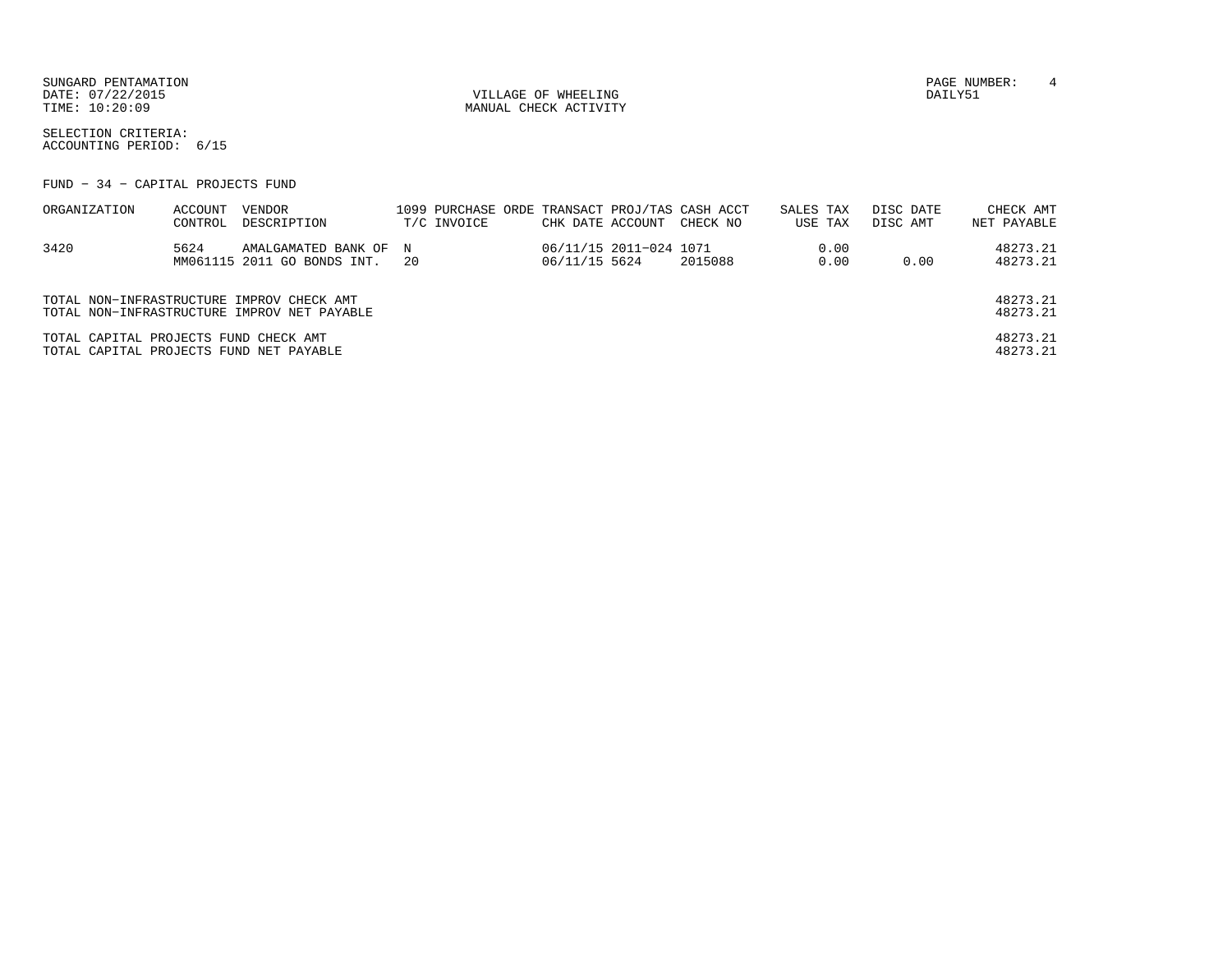SUNGARD PENTAMATION
DATE: 07/22/2015
TIME: 10:20:09

VILLAGE OF WHEELING
MANUAL CHECK ACTIVITY

DAILY51

SELECTION CRITERIA:
ACCOUNTING PERIOD: 6/15

FUND - 34 - CAPITAL PROJECTS FUND

| ORGANIZATION | ACCOUNT CONTROL | VENDOR DESCRIPTION | 1099 T/C | PURCHASE ORDE INVOICE | TRANSACT CHK DATE | PROJ/TAS ACCOUNT | CASH ACCT CHECK NO | SALES TAX USE TAX | DISC DATE DISC AMT | CHECK AMT NET PAYABLE |
|---|---|---|---|---|---|---|---|---|---|---|
| 3420 | 5624 | AMALGAMATED BANK OF | N | | 06/11/15 | 2011-024 | 1071 | 0.00 | | 48273.21 |
| | MM061115 | 2011 GO BONDS INT. | 20 | | 06/11/15 | 5624 | 2015088 | 0.00 | 0.00 | 48273.21 |

| | |
|---|---|
| TOTAL NON-INFRASTRUCTURE IMPROV CHECK AMT | 48273.21 |
| TOTAL NON-INFRASTRUCTURE IMPROV NET PAYABLE | 48273.21 |
| TOTAL CAPITAL PROJECTS FUND CHECK AMT | 48273.21 |
| TOTAL CAPITAL PROJECTS FUND NET PAYABLE | 48273.21 |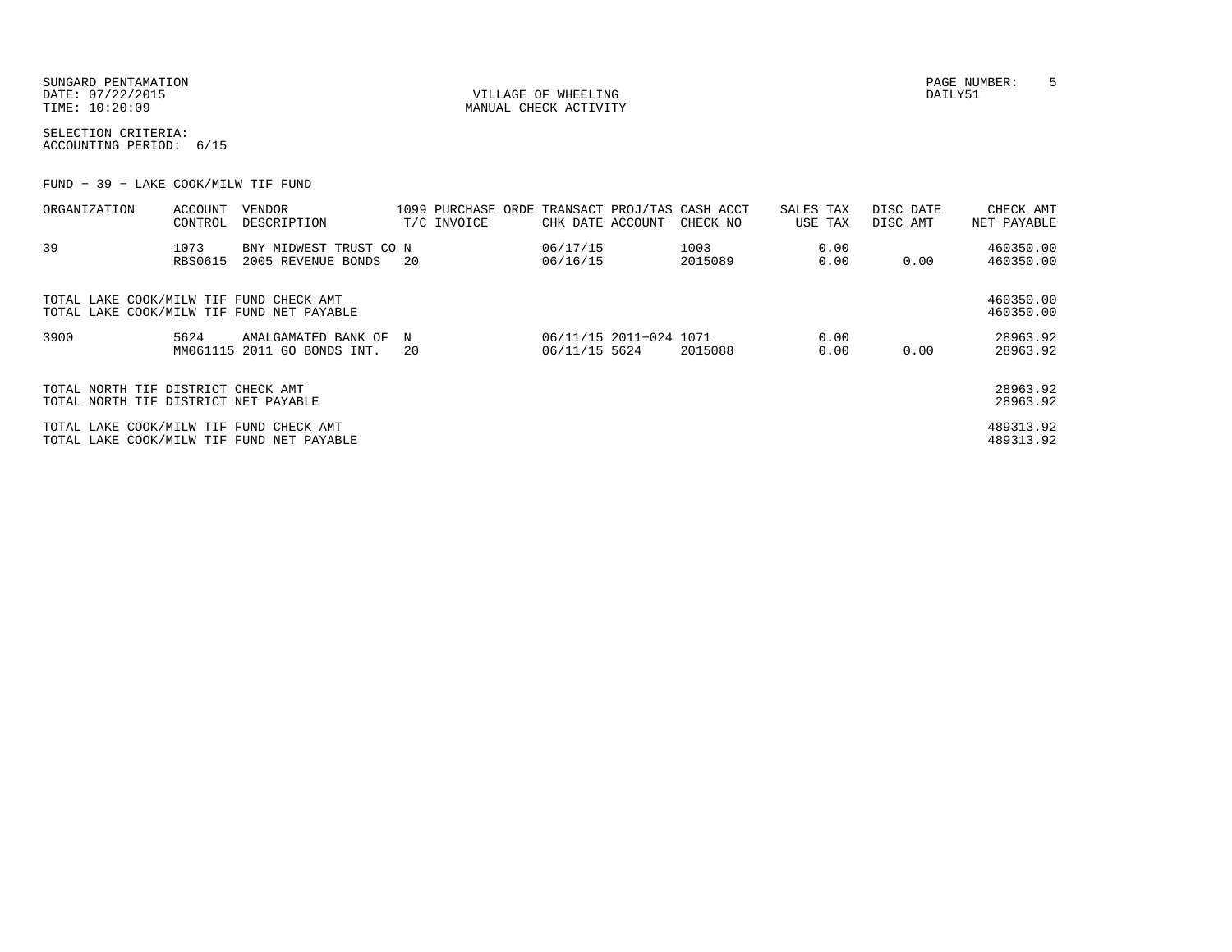SUNGARD PENTAMATION
DATE: 07/22/2015
TIME: 10:20:09

VILLAGE OF WHEELING
MANUAL CHECK ACTIVITY

PAGE NUMBER: 5
DAILY51

SELECTION CRITERIA:
ACCOUNTING PERIOD: 6/15

FUND - 39 - LAKE COOK/MILW TIF FUND

| ORGANIZATION | ACCOUNT CONTROL | VENDOR DESCRIPTION | 1099 T/C | PURCHASE ORDE INVOICE | TRANSACT CHK DATE | PROJ/TAS ACCOUNT | CASH ACCT CHECK NO | SALES TAX USE TAX | DISC DATE DISC AMT | CHECK AMT NET PAYABLE |
|---|---|---|---|---|---|---|---|---|---|---|
| 39 | 1073 | BNY MIDWEST TRUST CO | N | | 06/17/15 | | 1003 | 0.00 | | 460350.00 |
| | RBS0615 | 2005 REVENUE BONDS | 20 | | 06/16/15 | | 2015089 | 0.00 | 0.00 | 460350.00 |
| TOTAL LAKE COOK/MILW TIF FUND CHECK AMT | | | | | | | | | | 460350.00 |
| TOTAL LAKE COOK/MILW TIF FUND NET PAYABLE | | | | | | | | | | 460350.00 |
| 3900 | 5624 | AMALGAMATED BANK OF | N | | 06/11/15 | 2011-024 | 1071 | 0.00 | | 28963.92 |
| | MM061115 | 2011 GO BONDS INT. | 20 | | 06/11/15 | 5624 | 2015088 | 0.00 | 0.00 | 28963.92 |
| TOTAL NORTH TIF DISTRICT CHECK AMT | | | | | | | | | | 28963.92 |
| TOTAL NORTH TIF DISTRICT NET PAYABLE | | | | | | | | | | 28963.92 |
| TOTAL LAKE COOK/MILW TIF FUND CHECK AMT | | | | | | | | | | 489313.92 |
| TOTAL LAKE COOK/MILW TIF FUND NET PAYABLE | | | | | | | | | | 489313.92 |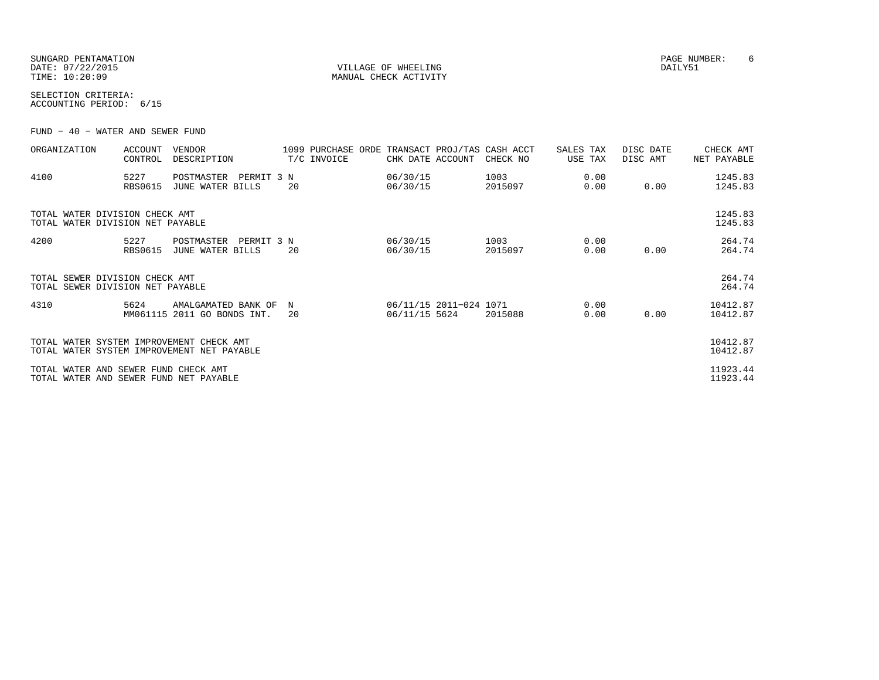SUNGARD PENTAMATION
DATE: 07/22/2015
TIME: 10:20:09

VILLAGE OF WHEELING
MANUAL CHECK ACTIVITY

PAGE NUMBER: 6
DAILY51

SELECTION CRITERIA:
ACCOUNTING PERIOD: 6/15

FUND - 40 - WATER AND SEWER FUND

| ORGANIZATION | ACCOUNT CONTROL | VENDOR DESCRIPTION | 1099 T/C | PURCHASE ORDE INVOICE | TRANSACT CHK DATE | PROJ/TAS ACCOUNT | CASH ACCT CHECK NO | SALES TAX USE TAX | DISC DATE DISC AMT | CHECK AMT NET PAYABLE |
|---|---|---|---|---|---|---|---|---|---|---|
| 4100 | 5227 | POSTMASTER PERMIT 3 | N | | 06/30/15 | | 1003 | 0.00 | | 1245.83 |
| | RBS0615 | JUNE WATER BILLS | 20 | | 06/30/15 | | 2015097 | 0.00 | 0.00 | 1245.83 |
| TOTAL WATER DIVISION CHECK AMT | | | | | | | | | | 1245.83 |
| TOTAL WATER DIVISION NET PAYABLE | | | | | | | | | | 1245.83 |
| 4200 | 5227 | POSTMASTER PERMIT 3 | N | | 06/30/15 | | 1003 | 0.00 | | 264.74 |
| | RBS0615 | JUNE WATER BILLS | 20 | | 06/30/15 | | 2015097 | 0.00 | 0.00 | 264.74 |
| TOTAL SEWER DIVISION CHECK AMT | | | | | | | | | | 264.74 |
| TOTAL SEWER DIVISION NET PAYABLE | | | | | | | | | | 264.74 |
| 4310 | 5624 | AMALGAMATED BANK OF | N | | 06/11/15 | 2011-024 | 1071 | 0.00 | | 10412.87 |
| | MM061115 | 2011 GO BONDS INT. | 20 | | 06/11/15 | 5624 | 2015088 | 0.00 | 0.00 | 10412.87 |
| TOTAL WATER SYSTEM IMPROVEMENT CHECK AMT | | | | | | | | | | 10412.87 |
| TOTAL WATER SYSTEM IMPROVEMENT NET PAYABLE | | | | | | | | | | 10412.87 |
| TOTAL WATER AND SEWER FUND CHECK AMT | | | | | | | | | | 11923.44 |
| TOTAL WATER AND SEWER FUND NET PAYABLE | | | | | | | | | | 11923.44 |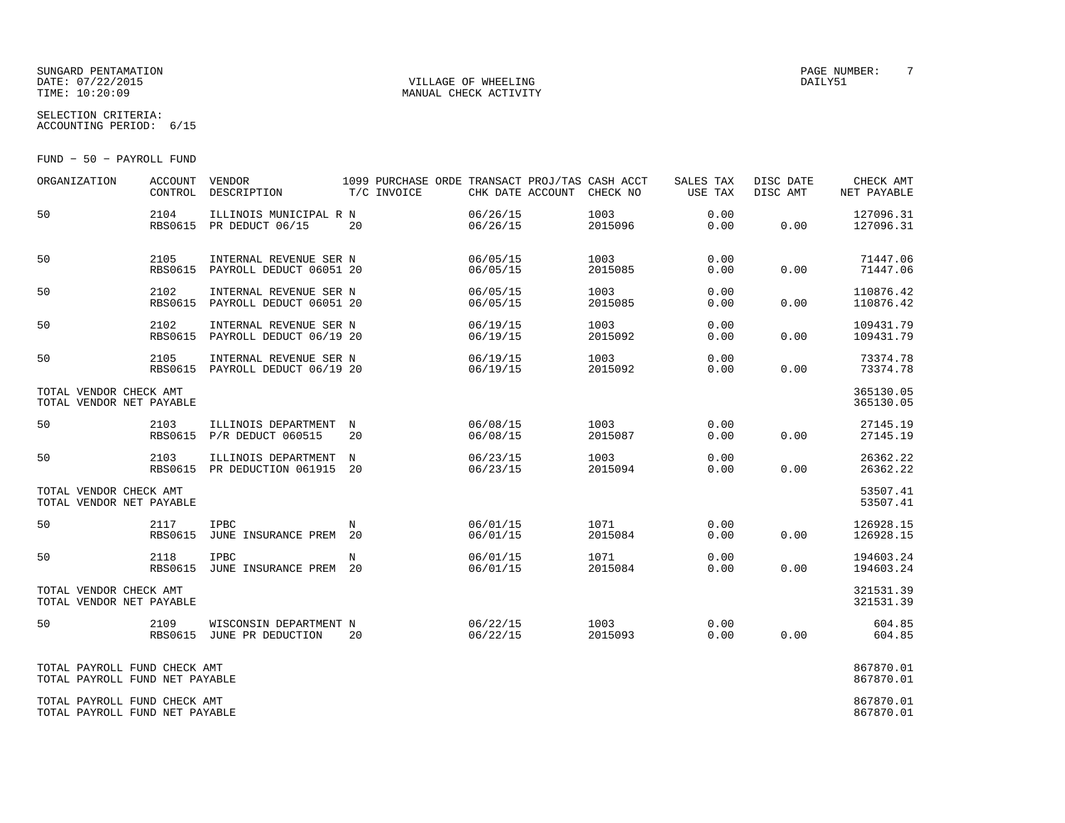SUNGARD PENTAMATION
DATE: 07/22/2015
TIME: 10:20:09

VILLAGE OF WHEELING
MANUAL CHECK ACTIVITY

PAGE NUMBER: 7
DAILY51

SELECTION CRITERIA:
ACCOUNTING PERIOD: 6/15

FUND - 50 - PAYROLL FUND

| ORGANIZATION | ACCOUNT CONTROL | VENDOR DESCRIPTION | 1099 T/C | PURCHASE ORDE INVOICE | TRANSACT CHK DATE | PROJ/TAS ACCOUNT | CASH ACCT CHECK NO | SALES TAX USE TAX | DISC DATE DISC AMT | CHECK AMT NET PAYABLE |
|---|---|---|---|---|---|---|---|---|---|---|
| 50 | 2104 RBS0615 | ILLINOIS MUNICIPAL R PR DEDUCT 06/15 | N 20 | | 06/26/15 06/26/15 | | 1003 2015096 | 0.00 0.00 | 0.00 | 127096.31 127096.31 |
| 50 | 2105 RBS0615 | INTERNAL REVENUE SER PAYROLL DEDUCT 06051 | N 20 | | 06/05/15 06/05/15 | | 1003 2015085 | 0.00 0.00 | 0.00 | 71447.06 71447.06 |
| 50 | 2102 RBS0615 | INTERNAL REVENUE SER PAYROLL DEDUCT 06051 | N 20 | | 06/05/15 06/05/15 | | 1003 2015085 | 0.00 0.00 | 0.00 | 110876.42 110876.42 |
| 50 | 2102 RBS0615 | INTERNAL REVENUE SER PAYROLL DEDUCT 06/19 | N 20 | | 06/19/15 06/19/15 | | 1003 2015092 | 0.00 0.00 | 0.00 | 109431.79 109431.79 |
| 50 | 2105 RBS0615 | INTERNAL REVENUE SER PAYROLL DEDUCT 06/19 | N 20 | | 06/19/15 06/19/15 | | 1003 2015092 | 0.00 0.00 | 0.00 | 73374.78 73374.78 |
| TOTAL VENDOR CHECK AMT TOTAL VENDOR NET PAYABLE | | | | | | | | | | 365130.05 365130.05 |
| 50 | 2103 RBS0615 | ILLINOIS DEPARTMENT P/R DEDUCT 060515 | N 20 | | 06/08/15 06/08/15 | | 1003 2015087 | 0.00 0.00 | 0.00 | 27145.19 27145.19 |
| 50 | 2103 RBS0615 | ILLINOIS DEPARTMENT PR DEDUCTION 061915 | N 20 | | 06/23/15 06/23/15 | | 1003 2015094 | 0.00 0.00 | 0.00 | 26362.22 26362.22 |
| TOTAL VENDOR CHECK AMT TOTAL VENDOR NET PAYABLE | | | | | | | | | | 53507.41 53507.41 |
| 50 | 2117 RBS0615 | IPBC JUNE INSURANCE PREM | N 20 | | 06/01/15 06/01/15 | | 1071 2015084 | 0.00 0.00 | 0.00 | 126928.15 126928.15 |
| 50 | 2118 RBS0615 | IPBC JUNE INSURANCE PREM | N 20 | | 06/01/15 06/01/15 | | 1071 2015084 | 0.00 0.00 | 0.00 | 194603.24 194603.24 |
| TOTAL VENDOR CHECK AMT TOTAL VENDOR NET PAYABLE | | | | | | | | | | 321531.39 321531.39 |
| 50 | 2109 RBS0615 | WISCONSIN DEPARTMENT JUNE PR DEDUCTION | N 20 | | 06/22/15 06/22/15 | | 1003 2015093 | 0.00 0.00 | 0.00 | 604.85 604.85 |
| TOTAL PAYROLL FUND CHECK AMT TOTAL PAYROLL FUND NET PAYABLE | | | | | | | | | | 867870.01 867870.01 |
| TOTAL PAYROLL FUND CHECK AMT TOTAL PAYROLL FUND NET PAYABLE | | | | | | | | | | 867870.01 867870.01 |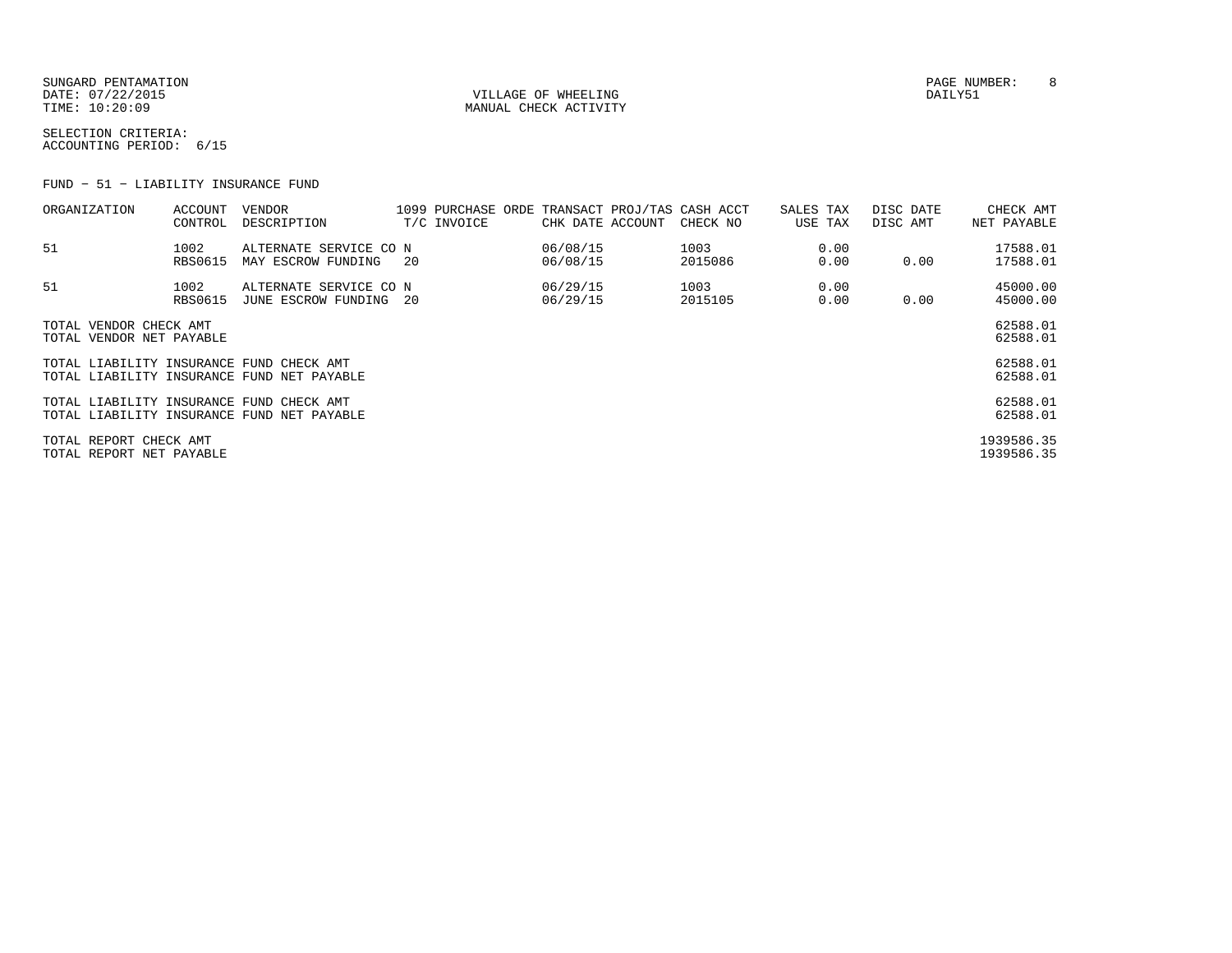SUNGARD PENTAMATION
DATE: 07/22/2015
TIME: 10:20:09

VILLAGE OF WHEELING
MANUAL CHECK ACTIVITY

DAILY51

SELECTION CRITERIA:
ACCOUNTING PERIOD: 6/15

FUND - 51 - LIABILITY INSURANCE FUND

| ORGANIZATION | ACCOUNT CONTROL | VENDOR DESCRIPTION | 1099 T/C | PURCHASE ORDE INVOICE | TRANSACT CHK DATE | PROJ/TAS ACCOUNT | CASH ACCT CHECK NO | SALES TAX USE TAX | DISC DATE DISC AMT | CHECK AMT NET PAYABLE |
|---|---|---|---|---|---|---|---|---|---|---|
| 51 | 1002 | ALTERNATE SERVICE CO | N | | 06/08/15 | | 1003 | 0.00 | | 17588.01 |
| | RBS0615 | MAY ESCROW FUNDING | 20 | | 06/08/15 | | 2015086 | 0.00 | 0.00 | 17588.01 |
| 51 | 1002 | ALTERNATE SERVICE CO | N | | 06/29/15 | | 1003 | 0.00 | | 45000.00 |
| | RBS0615 | JUNE ESCROW FUNDING | 20 | | 06/29/15 | | 2015105 | 0.00 | 0.00 | 45000.00 |
| TOTAL VENDOR CHECK AMT | | | | | | | | | | 62588.01 |
| TOTAL VENDOR NET PAYABLE | | | | | | | | | | 62588.01 |
| TOTAL LIABILITY INSURANCE FUND CHECK AMT | | | | | | | | | | 62588.01 |
| TOTAL LIABILITY INSURANCE FUND NET PAYABLE | | | | | | | | | | 62588.01 |
| TOTAL LIABILITY INSURANCE FUND CHECK AMT | | | | | | | | | | 62588.01 |
| TOTAL LIABILITY INSURANCE FUND NET PAYABLE | | | | | | | | | | 62588.01 |
| TOTAL REPORT CHECK AMT | | | | | | | | | | 1939586.35 |
| TOTAL REPORT NET PAYABLE | | | | | | | | | | 1939586.35 |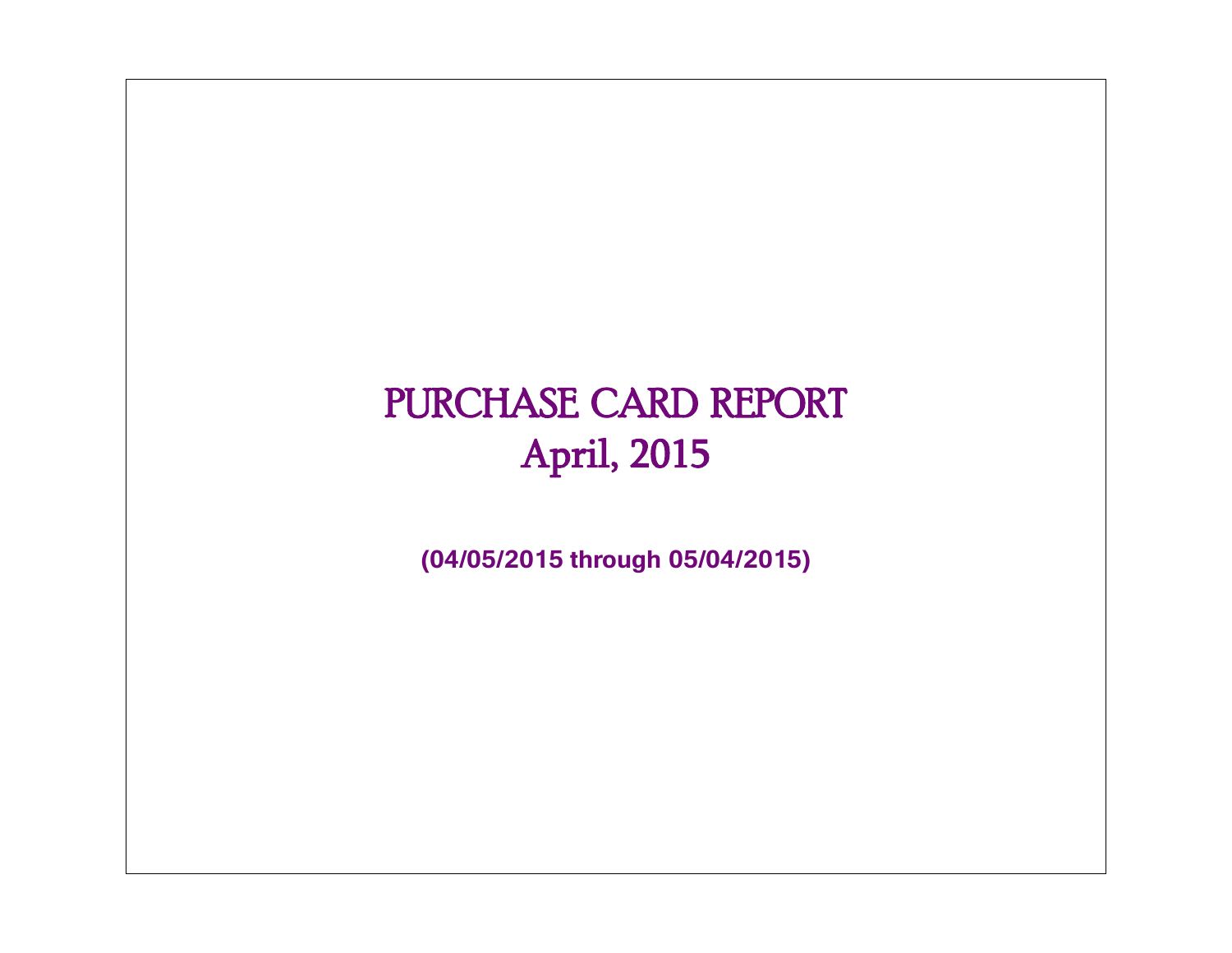# PURCHASE CARD REPORT
# April, 2015

**(04/05/2015 through 05/04/2015)**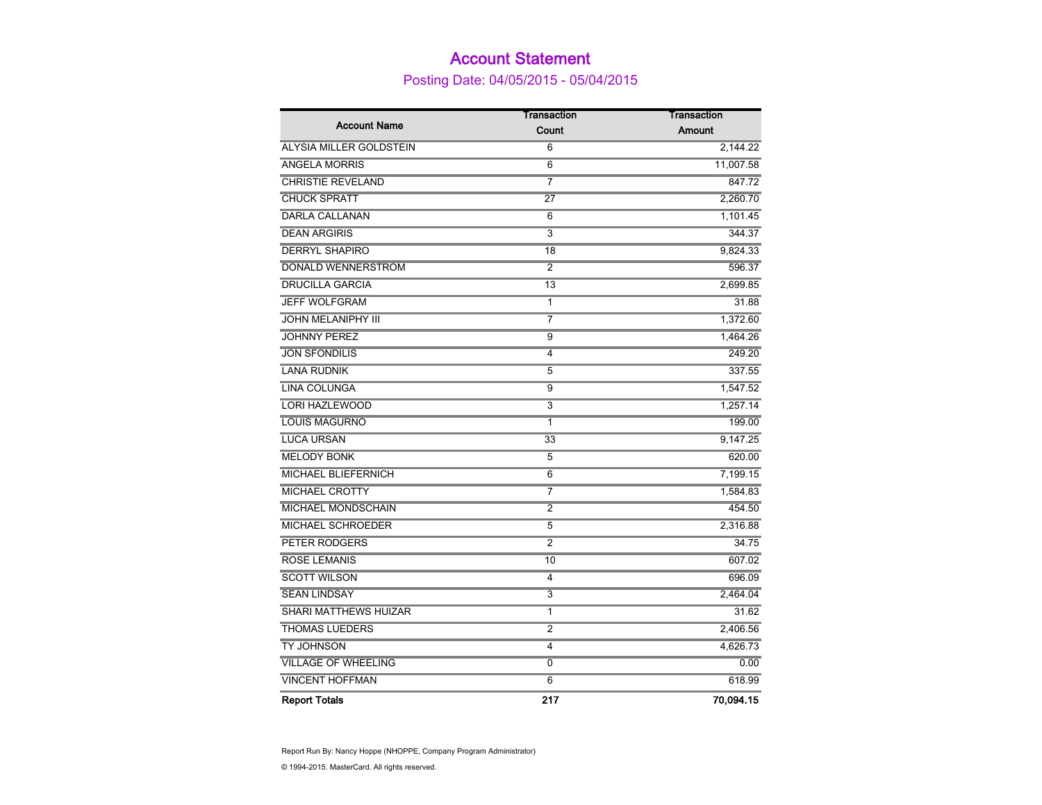# Account Statement

## Posting Date: 04/05/2015 - 05/04/2015

| Account Name | Transaction Count | Transaction Amount |
|---|---|---|
| ALYSIA MILLER GOLDSTEIN | 6 | 2,144.22 |
| ANGELA MORRIS | 6 | 11,007.58 |
| CHRISTIE REVELAND | 7 | 847.72 |
| CHUCK SPRATT | 27 | 2,260.70 |
| DARLA CALLANAN | 6 | 1,101.45 |
| DEAN ARGIRIS | 3 | 344.37 |
| DERRYL SHAPIRO | 18 | 9,824.33 |
| DONALD WENNERSTROM | 2 | 596.37 |
| DRUCILLA GARCIA | 13 | 2,699.85 |
| JEFF WOLFGRAM | 1 | 31.88 |
| JOHN MELANIPHY III | 7 | 1,372.60 |
| JOHNNY PEREZ | 9 | 1,464.26 |
| JON SFONDILIS | 4 | 249.20 |
| LANA RUDNIK | 5 | 337.55 |
| LINA COLUNGA | 9 | 1,547.52 |
| LORI HAZLEWOOD | 3 | 1,257.14 |
| LOUIS MAGURNO | 1 | 199.00 |
| LUCA URSAN | 33 | 9,147.25 |
| MELODY BONK | 5 | 620.00 |
| MICHAEL BLIEFERNICH | 6 | 7,199.15 |
| MICHAEL CROTTY | 7 | 1,584.83 |
| MICHAEL MONDSCHAIN | 2 | 454.50 |
| MICHAEL SCHROEDER | 5 | 2,316.88 |
| PETER RODGERS | 2 | 34.75 |
| ROSE LEMANIS | 10 | 607.02 |
| SCOTT WILSON | 4 | 696.09 |
| SEAN LINDSAY | 3 | 2,464.04 |
| SHARI MATTHEWS HUIZAR | 1 | 31.62 |
| THOMAS LUEDERS | 2 | 2,406.56 |
| TY JOHNSON | 4 | 4,626.73 |
| VILLAGE OF WHEELING | 0 | 0.00 |
| VINCENT HOFFMAN | 6 | 618.99 |
| **Report Totals** | **217** | **70,094.15** |

Report Run By: Nancy Hoppe (NHOPPE, Company Program Administrator)

© 1994-2015. MasterCard. All rights reserved.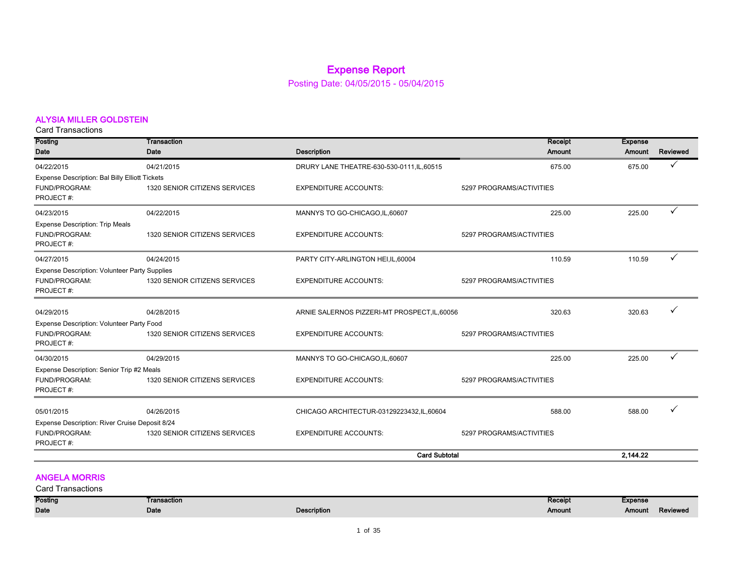# Expense Report

Posting Date: 04/05/2015 - 05/04/2015

## ALYSIA MILLER GOLDSTEIN

Card Transactions

| Posting Date | Transaction Date | Description | | Receipt Amount | Expense Amount | Reviewed |
|---|---|---|---|---|---|---|
| 04/22/2015 | 04/21/2015 | DRURY LANE THEATRE-630-530-0111,IL,60515 | | 675.00 | 675.00 | ✓ |
| Expense Description: Bal Billy Elliott Tickets | | | | | | |
| FUND/PROGRAM: | 1320 SENIOR CITIZENS SERVICES | EXPENDITURE ACCOUNTS: | 5297 PROGRAMS/ACTIVITIES | | | |
| PROJECT #: | | | | | | |
| 04/23/2015 | 04/22/2015 | MANNYS TO GO-CHICAGO,IL,60607 | | 225.00 | 225.00 | ✓ |
| Expense Description: Trip Meals | | | | | | |
| FUND/PROGRAM: | 1320 SENIOR CITIZENS SERVICES | EXPENDITURE ACCOUNTS: | 5297 PROGRAMS/ACTIVITIES | | | |
| PROJECT #: | | | | | | |
| 04/27/2015 | 04/24/2015 | PARTY CITY-ARLINGTON HEI,IL,60004 | | 110.59 | 110.59 | ✓ |
| Expense Description: Volunteer Party Supplies | | | | | | |
| FUND/PROGRAM: | 1320 SENIOR CITIZENS SERVICES | EXPENDITURE ACCOUNTS: | 5297 PROGRAMS/ACTIVITIES | | | |
| PROJECT #: | | | | | | |
| 04/29/2015 | 04/28/2015 | ARNIE SALERNOS PIZZERI-MT PROSPECT,IL,60056 | | 320.63 | 320.63 | ✓ |
| Expense Description: Volunteer Party Food | | | | | | |
| FUND/PROGRAM: | 1320 SENIOR CITIZENS SERVICES | EXPENDITURE ACCOUNTS: | 5297 PROGRAMS/ACTIVITIES | | | |
| PROJECT #: | | | | | | |
| 04/30/2015 | 04/29/2015 | MANNYS TO GO-CHICAGO,IL,60607 | | 225.00 | 225.00 | ✓ |
| Expense Description: Senior Trip #2 Meals | | | | | | |
| FUND/PROGRAM: | 1320 SENIOR CITIZENS SERVICES | EXPENDITURE ACCOUNTS: | 5297 PROGRAMS/ACTIVITIES | | | |
| PROJECT #: | | | | | | |
| 05/01/2015 | 04/26/2015 | CHICAGO ARCHITECTUR-03129223432,IL,60604 | | 588.00 | 588.00 | ✓ |
| Expense Description: River Cruise Deposit 8/24 | | | | | | |
| FUND/PROGRAM: | 1320 SENIOR CITIZENS SERVICES | EXPENDITURE ACCOUNTS: | 5297 PROGRAMS/ACTIVITIES | | | |
| PROJECT #: | | | | | | |
| | | **Card Subtotal** | | | **2,144.22** | |

## ANGELA MORRIS

Card Transactions

| Posting Date | Transaction Date | Description | Receipt Amount | Expense Amount | Reviewed |
|---|---|---|---|---|---|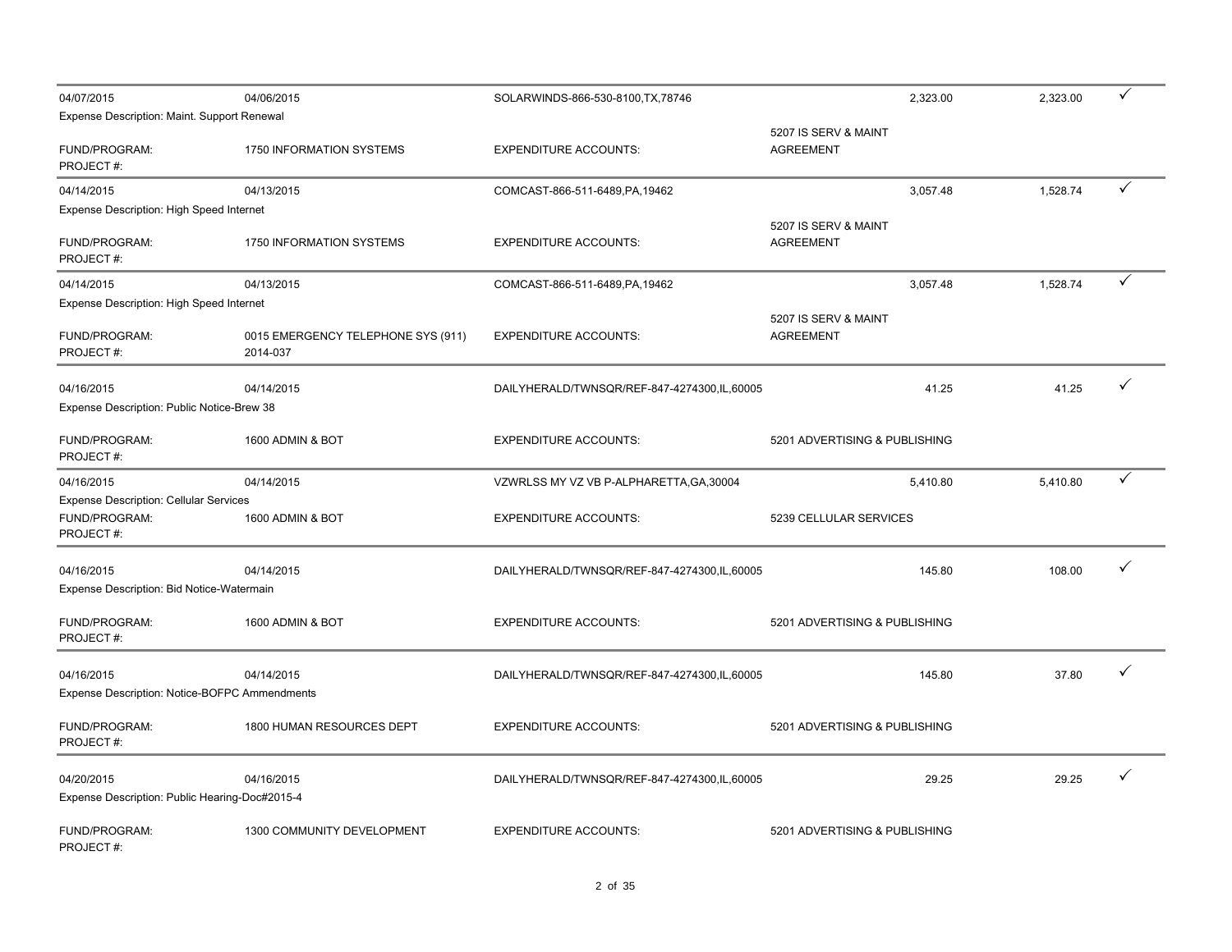| | | | | | | |
|---|---|---|---|---|---|---|
| 04/07/2015 | 04/06/2015 | SOLARWINDS-866-530-8100,TX,78746 | | 2,323.00 | 2,323.00 | ✓ |
| Expense Description: Maint. Support Renewal | | | | | | |
| FUND/PROGRAM: | 1750 INFORMATION SYSTEMS | EXPENDITURE ACCOUNTS: | 5207 IS SERV & MAINT AGREEMENT | | | |
| PROJECT #: | | | | | | |
| 04/14/2015 | 04/13/2015 | COMCAST-866-511-6489,PA,19462 | | 3,057.48 | 1,528.74 | ✓ |
| Expense Description: High Speed Internet | | | | | | |
| FUND/PROGRAM: | 1750 INFORMATION SYSTEMS | EXPENDITURE ACCOUNTS: | 5207 IS SERV & MAINT AGREEMENT | | | |
| PROJECT #: | | | | | | |
| 04/14/2015 | 04/13/2015 | COMCAST-866-511-6489,PA,19462 | | 3,057.48 | 1,528.74 | ✓ |
| Expense Description: High Speed Internet | | | | | | |
| FUND/PROGRAM: | 0015 EMERGENCY TELEPHONE SYS (911) | EXPENDITURE ACCOUNTS: | 5207 IS SERV & MAINT AGREEMENT | | | |
| PROJECT #: | 2014-037 | | | | | |
| 04/16/2015 | 04/14/2015 | DAILYHERALD/TWNSQR/REF-847-4274300,IL,60005 | | 41.25 | 41.25 | ✓ |
| Expense Description: Public Notice-Brew 38 | | | | | | |
| FUND/PROGRAM: | 1600 ADMIN & BOT | EXPENDITURE ACCOUNTS: | 5201 ADVERTISING & PUBLISHING | | | |
| PROJECT #: | | | | | | |
| 04/16/2015 | 04/14/2015 | VZWRLSS MY VZ VB P-ALPHARETTA,GA,30004 | | 5,410.80 | 5,410.80 | ✓ |
| Expense Description: Cellular Services | | | | | | |
| FUND/PROGRAM: | 1600 ADMIN & BOT | EXPENDITURE ACCOUNTS: | 5239 CELLULAR SERVICES | | | |
| PROJECT #: | | | | | | |
| 04/16/2015 | 04/14/2015 | DAILYHERALD/TWNSQR/REF-847-4274300,IL,60005 | | 145.80 | 108.00 | ✓ |
| Expense Description: Bid Notice-Watermain | | | | | | |
| FUND/PROGRAM: | 1600 ADMIN & BOT | EXPENDITURE ACCOUNTS: | 5201 ADVERTISING & PUBLISHING | | | |
| PROJECT #: | | | | | | |
| 04/16/2015 | 04/14/2015 | DAILYHERALD/TWNSQR/REF-847-4274300,IL,60005 | | 145.80 | 37.80 | ✓ |
| Expense Description: Notice-BOFPC Ammendments | | | | | | |
| FUND/PROGRAM: | 1800 HUMAN RESOURCES DEPT | EXPENDITURE ACCOUNTS: | 5201 ADVERTISING & PUBLISHING | | | |
| PROJECT #: | | | | | | |
| 04/20/2015 | 04/16/2015 | DAILYHERALD/TWNSQR/REF-847-4274300,IL,60005 | | 29.25 | 29.25 | ✓ |
| Expense Description: Public Hearing-Doc#2015-4 | | | | | | |
| FUND/PROGRAM: | 1300 COMMUNITY DEVELOPMENT | EXPENDITURE ACCOUNTS: | 5201 ADVERTISING & PUBLISHING | | | |
| PROJECT #: | | | | | | |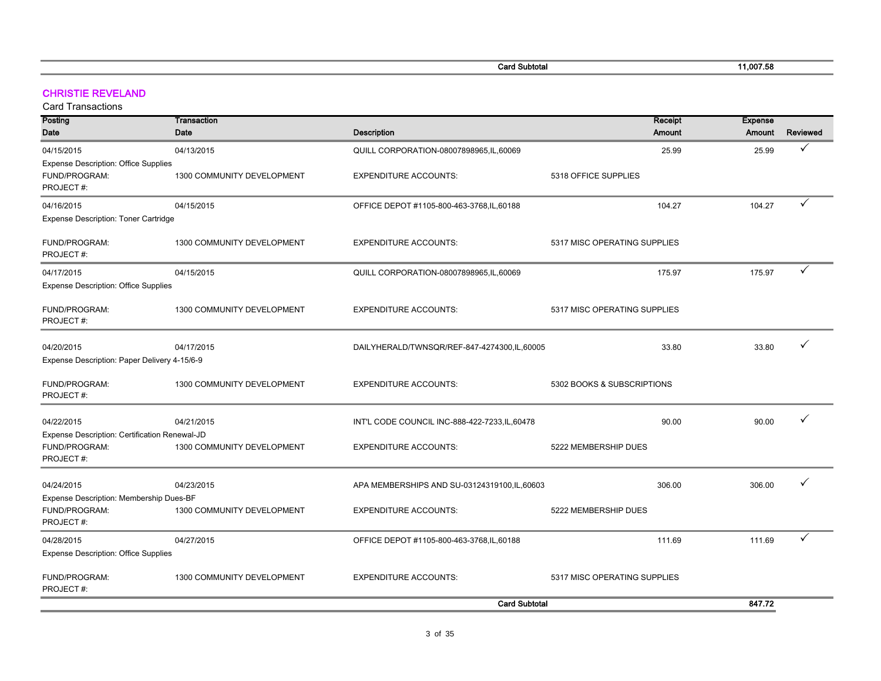| | | Card Subtotal | | 11,007.58 | |
|---|---|---|---|---|---|

## CHRISTIE REVELAND

Card Transactions

| Posting Date | Transaction Date | Description | | Receipt Amount | Expense Amount | Reviewed |
|---|---|---|---|---|---|---|
| 04/15/2015 | 04/13/2015 | QUILL CORPORATION-08007898965,IL,60069 | | 25.99 | 25.99 | ✓ |
| Expense Description: Office Supplies | | | | | | |
| FUND/PROGRAM: | 1300 COMMUNITY DEVELOPMENT | EXPENDITURE ACCOUNTS: | 5318 OFFICE SUPPLIES | | | |
| PROJECT #: | | | | | | |
| 04/16/2015 | 04/15/2015 | OFFICE DEPOT #1105-800-463-3768,IL,60188 | | 104.27 | 104.27 | ✓ |
| Expense Description: Toner Cartridge | | | | | | |
| FUND/PROGRAM: | 1300 COMMUNITY DEVELOPMENT | EXPENDITURE ACCOUNTS: | 5317 MISC OPERATING SUPPLIES | | | |
| PROJECT #: | | | | | | |
| 04/17/2015 | 04/15/2015 | QUILL CORPORATION-08007898965,IL,60069 | | 175.97 | 175.97 | ✓ |
| Expense Description: Office Supplies | | | | | | |
| FUND/PROGRAM: | 1300 COMMUNITY DEVELOPMENT | EXPENDITURE ACCOUNTS: | 5317 MISC OPERATING SUPPLIES | | | |
| PROJECT #: | | | | | | |
| 04/20/2015 | 04/17/2015 | DAILYHERALD/TWNSQR/REF-847-4274300,IL,60005 | | 33.80 | 33.80 | ✓ |
| Expense Description: Paper Delivery 4-15/6-9 | | | | | | |
| FUND/PROGRAM: | 1300 COMMUNITY DEVELOPMENT | EXPENDITURE ACCOUNTS: | 5302 BOOKS & SUBSCRIPTIONS | | | |
| PROJECT #: | | | | | | |
| 04/22/2015 | 04/21/2015 | INT'L CODE COUNCIL INC-888-422-7233,IL,60478 | | 90.00 | 90.00 | ✓ |
| Expense Description: Certification Renewal-JD | | | | | | |
| FUND/PROGRAM: | 1300 COMMUNITY DEVELOPMENT | EXPENDITURE ACCOUNTS: | 5222 MEMBERSHIP DUES | | | |
| PROJECT #: | | | | | | |
| 04/24/2015 | 04/23/2015 | APA MEMBERSHIPS AND SU-03124319100,IL,60603 | | 306.00 | 306.00 | ✓ |
| Expense Description: Membership Dues-BF | | | | | | |
| FUND/PROGRAM: | 1300 COMMUNITY DEVELOPMENT | EXPENDITURE ACCOUNTS: | 5222 MEMBERSHIP DUES | | | |
| PROJECT #: | | | | | | |
| 04/28/2015 | 04/27/2015 | OFFICE DEPOT #1105-800-463-3768,IL,60188 | | 111.69 | 111.69 | ✓ |
| Expense Description: Office Supplies | | | | | | |
| FUND/PROGRAM: | 1300 COMMUNITY DEVELOPMENT | EXPENDITURE ACCOUNTS: | 5317 MISC OPERATING SUPPLIES | | | |
| PROJECT #: | | | | | | |
| | | Card Subtotal | | | 847.72 | |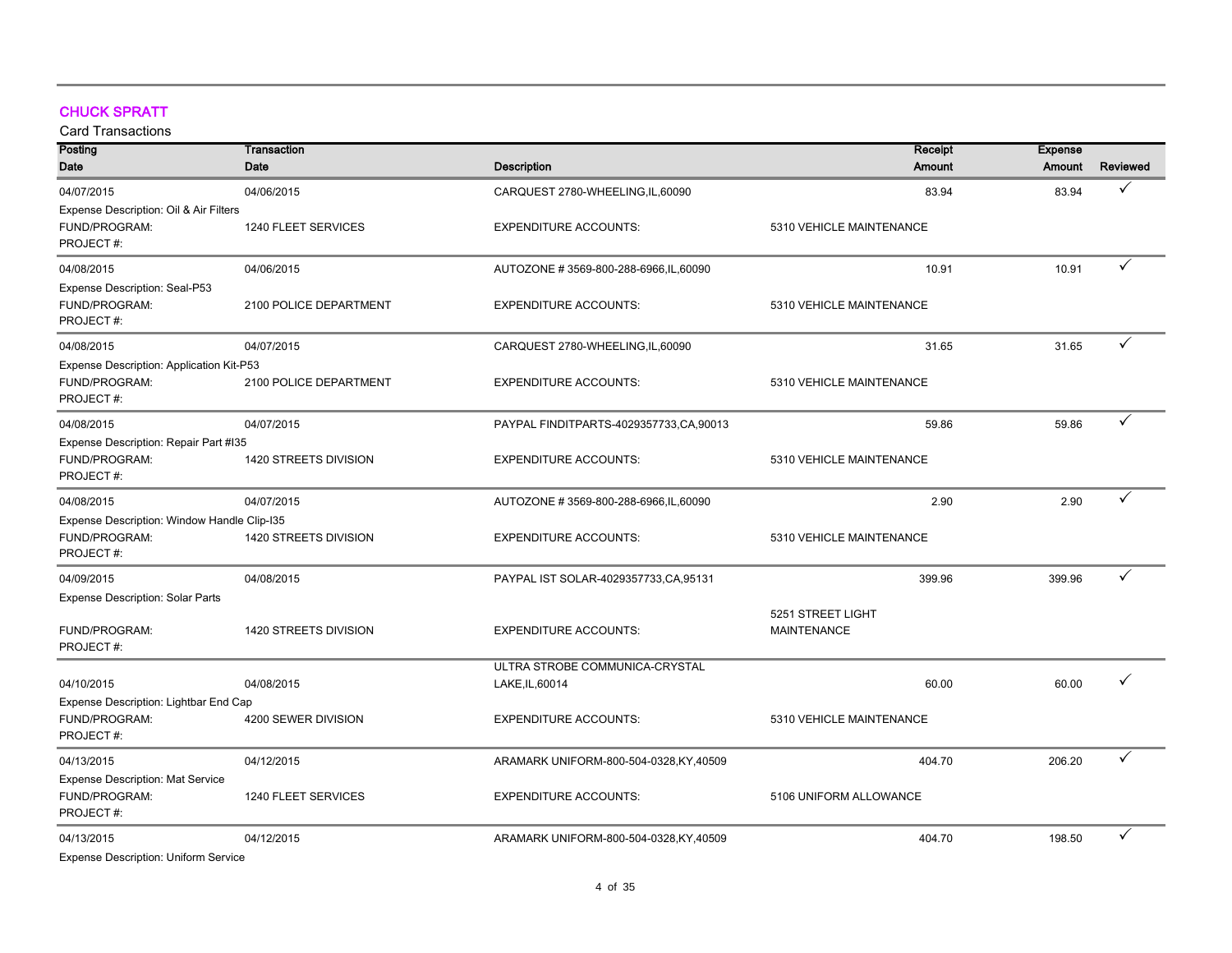## CHUCK SPRATT

Card Transactions

| Posting Date | Transaction Date | Description | | Receipt Amount | Expense Amount | Reviewed |
|---|---|---|---|---|---|---|
| 04/07/2015 | 04/06/2015 | CARQUEST 2780-WHEELING,IL,60090 | | 83.94 | 83.94 | ✓ |
| Expense Description: Oil & Air Filters | | | | | | |
| FUND/PROGRAM: | 1240 FLEET SERVICES | EXPENDITURE ACCOUNTS: | 5310 VEHICLE MAINTENANCE | | | |
| PROJECT #: | | | | | | |
| 04/08/2015 | 04/06/2015 | AUTOZONE # 3569-800-288-6966,IL,60090 | | 10.91 | 10.91 | ✓ |
| Expense Description: Seal-P53 | | | | | | |
| FUND/PROGRAM: | 2100 POLICE DEPARTMENT | EXPENDITURE ACCOUNTS: | 5310 VEHICLE MAINTENANCE | | | |
| PROJECT #: | | | | | | |
| 04/08/2015 | 04/07/2015 | CARQUEST 2780-WHEELING,IL,60090 | | 31.65 | 31.65 | ✓ |
| Expense Description: Application Kit-P53 | | | | | | |
| FUND/PROGRAM: | 2100 POLICE DEPARTMENT | EXPENDITURE ACCOUNTS: | 5310 VEHICLE MAINTENANCE | | | |
| PROJECT #: | | | | | | |
| 04/08/2015 | 04/07/2015 | PAYPAL FINDITPARTS-4029357733,CA,90013 | | 59.86 | 59.86 | ✓ |
| Expense Description: Repair Part #I35 | | | | | | |
| FUND/PROGRAM: | 1420 STREETS DIVISION | EXPENDITURE ACCOUNTS: | 5310 VEHICLE MAINTENANCE | | | |
| PROJECT #: | | | | | | |
| 04/08/2015 | 04/07/2015 | AUTOZONE # 3569-800-288-6966,IL,60090 | | 2.90 | 2.90 | ✓ |
| Expense Description: Window Handle Clip-I35 | | | | | | |
| FUND/PROGRAM: | 1420 STREETS DIVISION | EXPENDITURE ACCOUNTS: | 5310 VEHICLE MAINTENANCE | | | |
| PROJECT #: | | | | | | |
| 04/09/2015 | 04/08/2015 | PAYPAL IST SOLAR-4029357733,CA,95131 | | 399.96 | 399.96 | ✓ |
| Expense Description: Solar Parts | | | | | | |
| FUND/PROGRAM: | 1420 STREETS DIVISION | EXPENDITURE ACCOUNTS: | 5251 STREET LIGHT MAINTENANCE | | | |
| PROJECT #: | | | | | | |
| 04/10/2015 | 04/08/2015 | ULTRA STROBE COMMUNICA-CRYSTAL LAKE,IL,60014 | | 60.00 | 60.00 | ✓ |
| Expense Description: Lightbar End Cap | | | | | | |
| FUND/PROGRAM: | 4200 SEWER DIVISION | EXPENDITURE ACCOUNTS: | 5310 VEHICLE MAINTENANCE | | | |
| PROJECT #: | | | | | | |
| 04/13/2015 | 04/12/2015 | ARAMARK UNIFORM-800-504-0328,KY,40509 | | 404.70 | 206.20 | ✓ |
| Expense Description: Mat Service | | | | | | |
| FUND/PROGRAM: | 1240 FLEET SERVICES | EXPENDITURE ACCOUNTS: | 5106 UNIFORM ALLOWANCE | | | |
| PROJECT #: | | | | | | |
| 04/13/2015 | 04/12/2015 | ARAMARK UNIFORM-800-504-0328,KY,40509 | | 404.70 | 198.50 | ✓ |
| Expense Description: Uniform Service | | | | | | |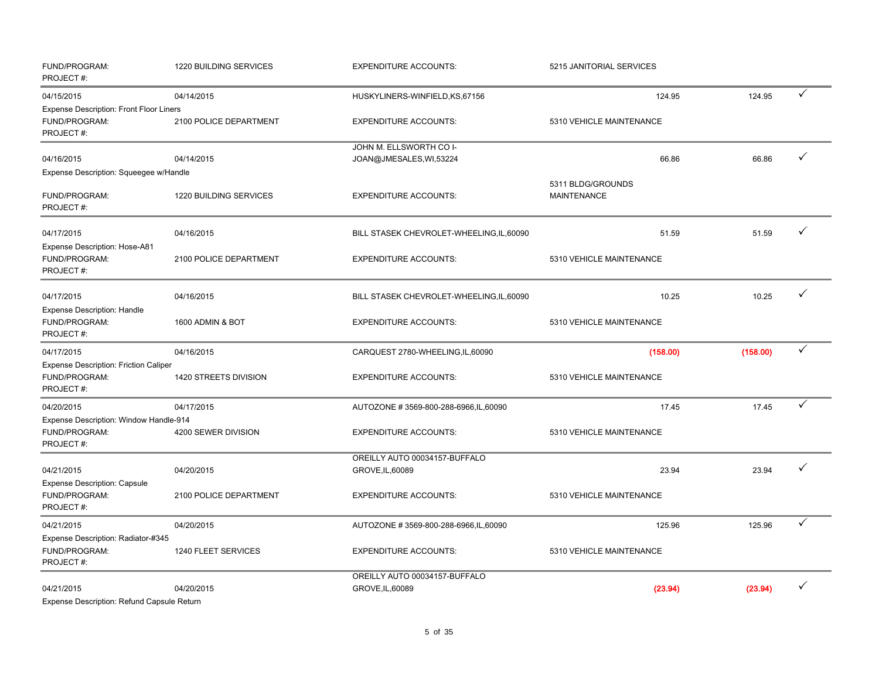| | | | | | |
|---|---|---|---|---|---|
| FUND/PROGRAM: PROJECT #: | 1220 BUILDING SERVICES | EXPENDITURE ACCOUNTS: | 5215 JANITORIAL SERVICES | | |
| 04/15/2015 | 04/14/2015 | HUSKYLINERS-WINFIELD,KS,67156 | 124.95 | 124.95 | ✓ |
| Expense Description: Front Floor Liners | | | | | |
| FUND/PROGRAM: PROJECT #: | 2100 POLICE DEPARTMENT | EXPENDITURE ACCOUNTS: | 5310 VEHICLE MAINTENANCE | | |
| 04/16/2015 | 04/14/2015 | JOHN M. ELLSWORTH CO I-JOAN@JMESALES,WI,53224 | 66.86 | 66.86 | ✓ |
| Expense Description: Squeegee w/Handle | | | | | |
| FUND/PROGRAM: PROJECT #: | 1220 BUILDING SERVICES | EXPENDITURE ACCOUNTS: | 5311 BLDG/GROUNDS MAINTENANCE | | |
| 04/17/2015 | 04/16/2015 | BILL STASEK CHEVROLET-WHEELING,IL,60090 | 51.59 | 51.59 | ✓ |
| Expense Description: Hose-A81 | | | | | |
| FUND/PROGRAM: PROJECT #: | 2100 POLICE DEPARTMENT | EXPENDITURE ACCOUNTS: | 5310 VEHICLE MAINTENANCE | | |
| 04/17/2015 | 04/16/2015 | BILL STASEK CHEVROLET-WHEELING,IL,60090 | 10.25 | 10.25 | ✓ |
| Expense Description: Handle | | | | | |
| FUND/PROGRAM: PROJECT #: | 1600 ADMIN & BOT | EXPENDITURE ACCOUNTS: | 5310 VEHICLE MAINTENANCE | | |
| 04/17/2015 | 04/16/2015 | CARQUEST 2780-WHEELING,IL,60090 | (158.00) | (158.00) | ✓ |
| Expense Description: Friction Caliper | | | | | |
| FUND/PROGRAM: PROJECT #: | 1420 STREETS DIVISION | EXPENDITURE ACCOUNTS: | 5310 VEHICLE MAINTENANCE | | |
| 04/20/2015 | 04/17/2015 | AUTOZONE # 3569-800-288-6966,IL,60090 | 17.45 | 17.45 | ✓ |
| Expense Description: Window Handle-914 | | | | | |
| FUND/PROGRAM: PROJECT #: | 4200 SEWER DIVISION | EXPENDITURE ACCOUNTS: | 5310 VEHICLE MAINTENANCE | | |
| 04/21/2015 | 04/20/2015 | OREILLY AUTO 00034157-BUFFALO GROVE,IL,60089 | 23.94 | 23.94 | ✓ |
| Expense Description: Capsule | | | | | |
| FUND/PROGRAM: PROJECT #: | 2100 POLICE DEPARTMENT | EXPENDITURE ACCOUNTS: | 5310 VEHICLE MAINTENANCE | | |
| 04/21/2015 | 04/20/2015 | AUTOZONE # 3569-800-288-6966,IL,60090 | 125.96 | 125.96 | ✓ |
| Expense Description: Radiator-#345 | | | | | |
| FUND/PROGRAM: PROJECT #: | 1240 FLEET SERVICES | EXPENDITURE ACCOUNTS: | 5310 VEHICLE MAINTENANCE | | |
| 04/21/2015 | 04/20/2015 | OREILLY AUTO 00034157-BUFFALO GROVE,IL,60089 | (23.94) | (23.94) | ✓ |
| Expense Description: Refund Capsule Return | | | | | |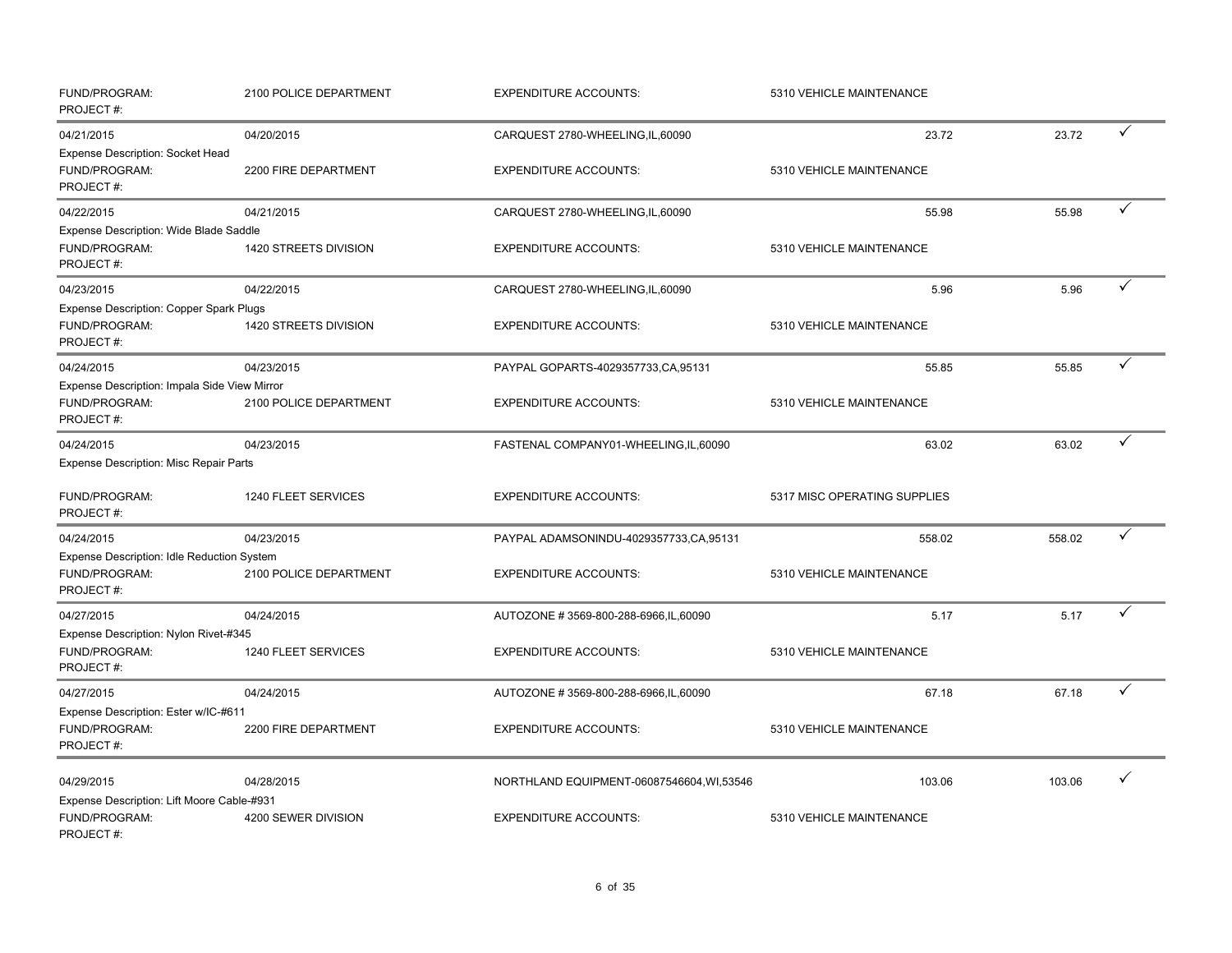| | | | | | |
|---|---|---|---|---|---|
| FUND/PROGRAM: PROJECT #: | 2100 POLICE DEPARTMENT | EXPENDITURE ACCOUNTS: | 5310 VEHICLE MAINTENANCE | | |
| 04/21/2015 | 04/20/2015 | CARQUEST 2780-WHEELING,IL,60090 | 23.72 | 23.72 | ✓ |
| Expense Description: Socket Head | | | | | |
| FUND/PROGRAM: PROJECT #: | 2200 FIRE DEPARTMENT | EXPENDITURE ACCOUNTS: | 5310 VEHICLE MAINTENANCE | | |
| 04/22/2015 | 04/21/2015 | CARQUEST 2780-WHEELING,IL,60090 | 55.98 | 55.98 | ✓ |
| Expense Description: Wide Blade Saddle | | | | | |
| FUND/PROGRAM: PROJECT #: | 1420 STREETS DIVISION | EXPENDITURE ACCOUNTS: | 5310 VEHICLE MAINTENANCE | | |
| 04/23/2015 | 04/22/2015 | CARQUEST 2780-WHEELING,IL,60090 | 5.96 | 5.96 | ✓ |
| Expense Description: Copper Spark Plugs | | | | | |
| FUND/PROGRAM: PROJECT #: | 1420 STREETS DIVISION | EXPENDITURE ACCOUNTS: | 5310 VEHICLE MAINTENANCE | | |
| 04/24/2015 | 04/23/2015 | PAYPAL GOPARTS-4029357733,CA,95131 | 55.85 | 55.85 | ✓ |
| Expense Description: Impala Side View Mirror | | | | | |
| FUND/PROGRAM: PROJECT #: | 2100 POLICE DEPARTMENT | EXPENDITURE ACCOUNTS: | 5310 VEHICLE MAINTENANCE | | |
| 04/24/2015 | 04/23/2015 | FASTENAL COMPANY01-WHEELING,IL,60090 | 63.02 | 63.02 | ✓ |
| Expense Description: Misc Repair Parts | | | | | |
| FUND/PROGRAM: PROJECT #: | 1240 FLEET SERVICES | EXPENDITURE ACCOUNTS: | 5317 MISC OPERATING SUPPLIES | | |
| 04/24/2015 | 04/23/2015 | PAYPAL ADAMSONINDU-4029357733,CA,95131 | 558.02 | 558.02 | ✓ |
| Expense Description: Idle Reduction System | | | | | |
| FUND/PROGRAM: PROJECT #: | 2100 POLICE DEPARTMENT | EXPENDITURE ACCOUNTS: | 5310 VEHICLE MAINTENANCE | | |
| 04/27/2015 | 04/24/2015 | AUTOZONE # 3569-800-288-6966,IL,60090 | 5.17 | 5.17 | ✓ |
| Expense Description: Nylon Rivet-#345 | | | | | |
| FUND/PROGRAM: PROJECT #: | 1240 FLEET SERVICES | EXPENDITURE ACCOUNTS: | 5310 VEHICLE MAINTENANCE | | |
| 04/27/2015 | 04/24/2015 | AUTOZONE # 3569-800-288-6966,IL,60090 | 67.18 | 67.18 | ✓ |
| Expense Description: Ester w/IC-#611 | | | | | |
| FUND/PROGRAM: PROJECT #: | 2200 FIRE DEPARTMENT | EXPENDITURE ACCOUNTS: | 5310 VEHICLE MAINTENANCE | | |
| 04/29/2015 | 04/28/2015 | NORTHLAND EQUIPMENT-06087546604,WI,53546 | 103.06 | 103.06 | ✓ |
| Expense Description: Lift Moore Cable-#931 | | | | | |
| FUND/PROGRAM: PROJECT #: | 4200 SEWER DIVISION | EXPENDITURE ACCOUNTS: | 5310 VEHICLE MAINTENANCE | | |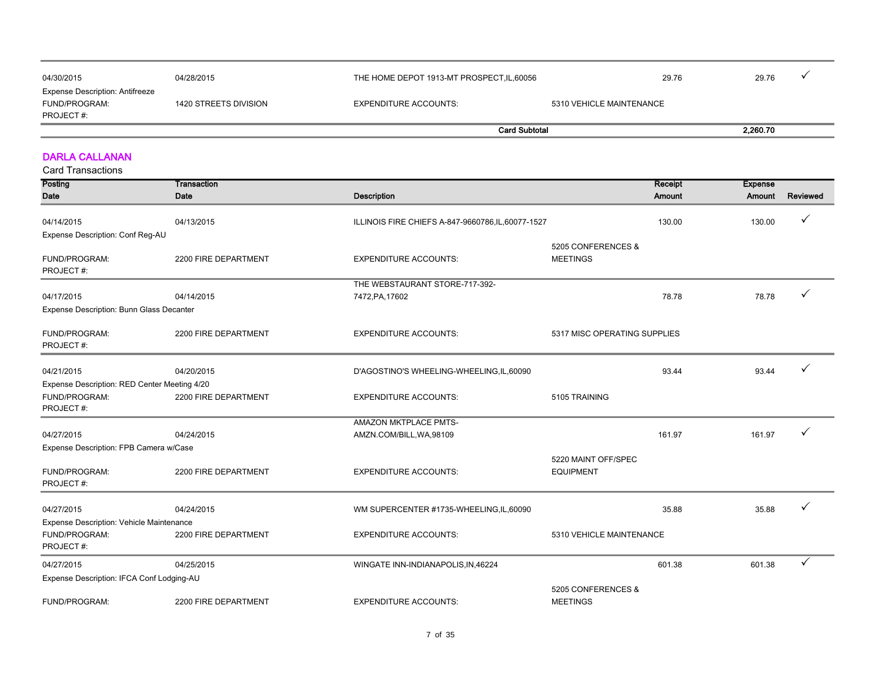| 04/30/2015 | 04/28/2015 | THE HOME DEPOT 1913-MT PROSPECT,IL,60056 | | 29.76 | 29.76 | ✓ |
|---|---|---|---|---|---|---|
| Expense Description: Antifreeze | | | | | | |
| FUND/PROGRAM: | 1420 STREETS DIVISION | EXPENDITURE ACCOUNTS: | 5310 VEHICLE MAINTENANCE | | | |
| PROJECT #: | | | | | | |
| | | | **Card Subtotal** | | **2,260.70** | |

## DARLA CALLANAN

Card Transactions

| Posting Date | Transaction Date | Description | | Receipt Amount | Expense Amount | Reviewed |
|---|---|---|---|---|---|---|
| 04/14/2015 | 04/13/2015 | ILLINOIS FIRE CHIEFS A-847-9660786,IL,60077-1527 | | 130.00 | 130.00 | ✓ |
| Expense Description: Conf Reg-AU | | | | | | |
| FUND/PROGRAM: | 2200 FIRE DEPARTMENT | EXPENDITURE ACCOUNTS: | 5205 CONFERENCES & MEETINGS | | | |
| PROJECT #: | | | | | | |
| 04/17/2015 | 04/14/2015 | THE WEBSTAURANT STORE-717-392-7472,PA,17602 | | 78.78 | 78.78 | ✓ |
| Expense Description: Bunn Glass Decanter | | | | | | |
| FUND/PROGRAM: | 2200 FIRE DEPARTMENT | EXPENDITURE ACCOUNTS: | 5317 MISC OPERATING SUPPLIES | | | |
| PROJECT #: | | | | | | |
| 04/21/2015 | 04/20/2015 | D'AGOSTINO'S WHEELING-WHEELING,IL,60090 | | 93.44 | 93.44 | ✓ |
| Expense Description: RED Center Meeting 4/20 | | | | | | |
| FUND/PROGRAM: | 2200 FIRE DEPARTMENT | EXPENDITURE ACCOUNTS: | 5105 TRAINING | | | |
| PROJECT #: | | | | | | |
| 04/27/2015 | 04/24/2015 | AMAZON MKTPLACE PMTS-AMZN.COM/BILL,WA,98109 | | 161.97 | 161.97 | ✓ |
| Expense Description: FPB Camera w/Case | | | | | | |
| FUND/PROGRAM: | 2200 FIRE DEPARTMENT | EXPENDITURE ACCOUNTS: | 5220 MAINT OFF/SPEC EQUIPMENT | | | |
| PROJECT #: | | | | | | |
| 04/27/2015 | 04/24/2015 | WM SUPERCENTER #1735-WHEELING,IL,60090 | | 35.88 | 35.88 | ✓ |
| Expense Description: Vehicle Maintenance | | | | | | |
| FUND/PROGRAM: | 2200 FIRE DEPARTMENT | EXPENDITURE ACCOUNTS: | 5310 VEHICLE MAINTENANCE | | | |
| PROJECT #: | | | | | | |
| 04/27/2015 | 04/25/2015 | WINGATE INN-INDIANAPOLIS,IN,46224 | | 601.38 | 601.38 | ✓ |
| Expense Description: IFCA Conf Lodging-AU | | | | | | |
| FUND/PROGRAM: | 2200 FIRE DEPARTMENT | EXPENDITURE ACCOUNTS: | 5205 CONFERENCES & MEETINGS | | | |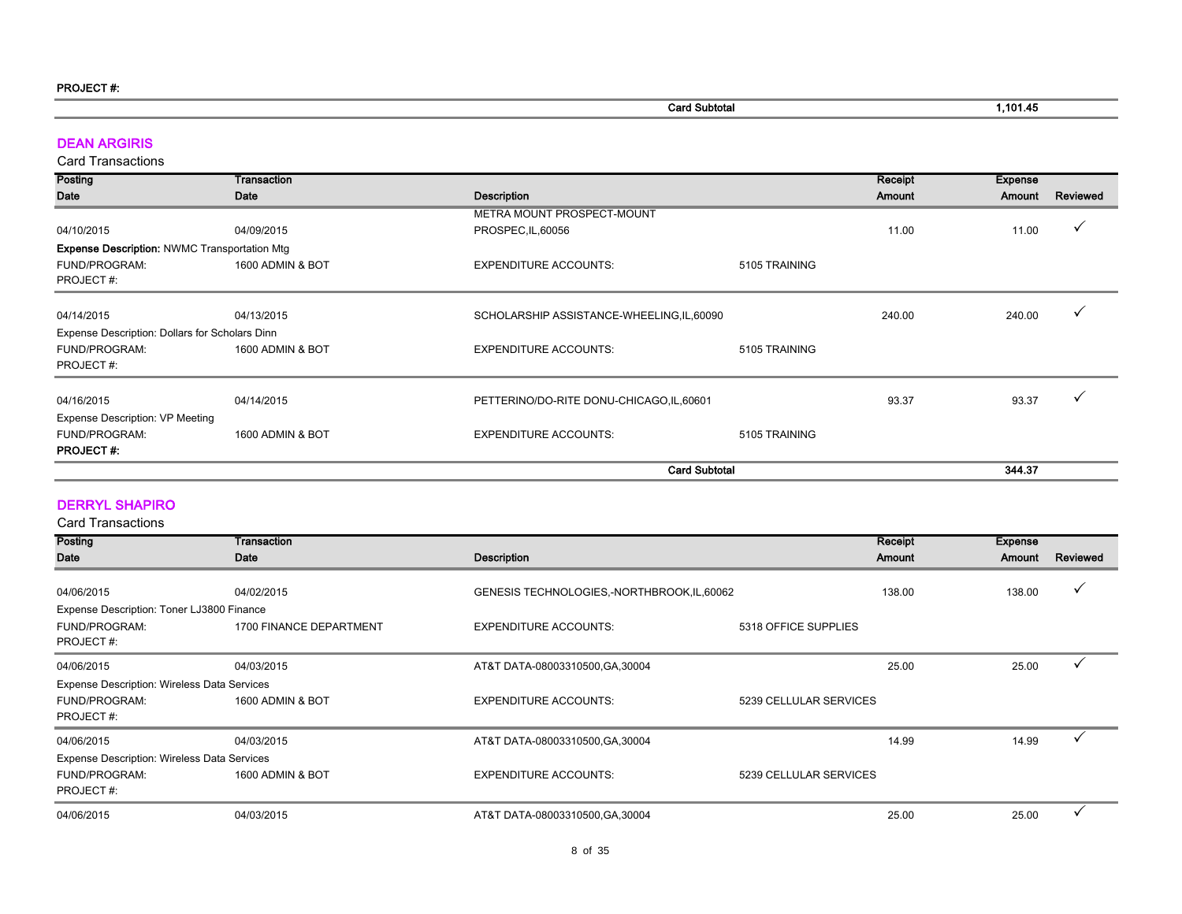**PROJECT #:**

| | | | | Card Subtotal | | 1,101.45 | |
|---|---|---|---|---|---|---|---|

## DEAN ARGIRIS

Card Transactions

| Posting Date | Transaction Date | Description | | Receipt Amount | Expense Amount | Reviewed |
|---|---|---|---|---|---|---|
| 04/10/2015 | 04/09/2015 | METRA MOUNT PROSPECT-MOUNT PROSPEC,IL,60056 | | 11.00 | 11.00 | ✓ |
| **Expense Description:** NWMC Transportation Mtg | | | | | | |
| FUND/PROGRAM: | 1600 ADMIN & BOT | EXPENDITURE ACCOUNTS: | 5105 TRAINING | | | |
| PROJECT #: | | | | | | |
| 04/14/2015 | 04/13/2015 | SCHOLARSHIP ASSISTANCE-WHEELING,IL,60090 | | 240.00 | 240.00 | ✓ |
| Expense Description: Dollars for Scholars Dinn | | | | | | |
| FUND/PROGRAM: | 1600 ADMIN & BOT | EXPENDITURE ACCOUNTS: | 5105 TRAINING | | | |
| PROJECT #: | | | | | | |
| 04/16/2015 | 04/14/2015 | PETTERINO/DO-RITE DONU-CHICAGO,IL,60601 | | 93.37 | 93.37 | ✓ |
| Expense Description: VP Meeting | | | | | | |
| FUND/PROGRAM: | 1600 ADMIN & BOT | EXPENDITURE ACCOUNTS: | 5105 TRAINING | | | |
| **PROJECT #:** | | | | | | |
| | | | **Card Subtotal** | | **344.37** | |

## DERRYL SHAPIRO

Card Transactions

| Posting Date | Transaction Date | Description | | Receipt Amount | Expense Amount | Reviewed |
|---|---|---|---|---|---|---|
| 04/06/2015 | 04/02/2015 | GENESIS TECHNOLOGIES,-NORTHBROOK,IL,60062 | | 138.00 | 138.00 | ✓ |
| Expense Description: Toner LJ3800 Finance | | | | | | |
| FUND/PROGRAM: | 1700 FINANCE DEPARTMENT | EXPENDITURE ACCOUNTS: | 5318 OFFICE SUPPLIES | | | |
| PROJECT #: | | | | | | |
| 04/06/2015 | 04/03/2015 | AT&T DATA-08003310500,GA,30004 | | 25.00 | 25.00 | ✓ |
| Expense Description: Wireless Data Services | | | | | | |
| FUND/PROGRAM: | 1600 ADMIN & BOT | EXPENDITURE ACCOUNTS: | 5239 CELLULAR SERVICES | | | |
| PROJECT #: | | | | | | |
| 04/06/2015 | 04/03/2015 | AT&T DATA-08003310500,GA,30004 | | 14.99 | 14.99 | ✓ |
| Expense Description: Wireless Data Services | | | | | | |
| FUND/PROGRAM: | 1600 ADMIN & BOT | EXPENDITURE ACCOUNTS: | 5239 CELLULAR SERVICES | | | |
| PROJECT #: | | | | | | |
| 04/06/2015 | 04/03/2015 | AT&T DATA-08003310500,GA,30004 | | 25.00 | 25.00 | ✓ |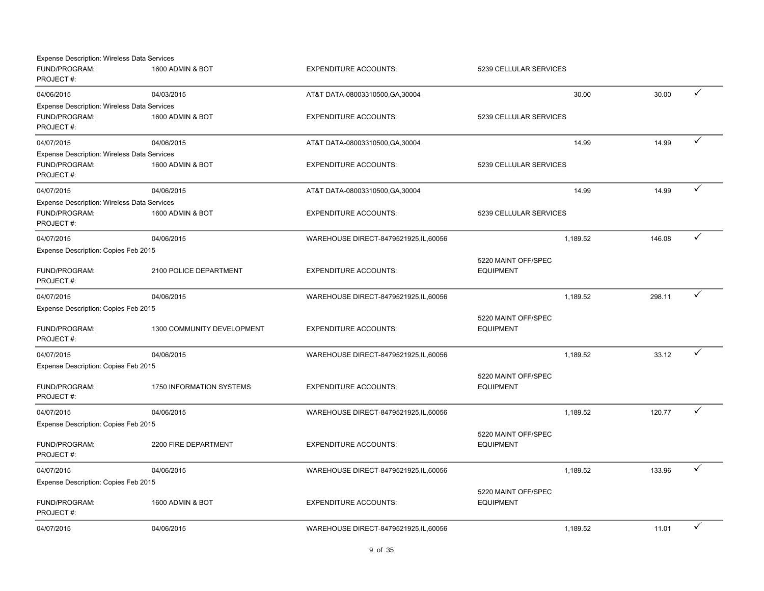Expense Description: Wireless Data Services

| | | | | | | |
|---|---|---|---|---|---|---|
| FUND/PROGRAM:<br>PROJECT #: | 1600 ADMIN & BOT | EXPENDITURE ACCOUNTS: | 5239 CELLULAR SERVICES | | | |
| 04/06/2015 | 04/03/2015 | AT&T DATA-08003310500,GA,30004 | | 30.00 | 30.00 | ✓ |
| Expense Description: Wireless Data Services | | | | | | |
| FUND/PROGRAM:<br>PROJECT #: | 1600 ADMIN & BOT | EXPENDITURE ACCOUNTS: | 5239 CELLULAR SERVICES | | | |
| 04/07/2015 | 04/06/2015 | AT&T DATA-08003310500,GA,30004 | | 14.99 | 14.99 | ✓ |
| Expense Description: Wireless Data Services | | | | | | |
| FUND/PROGRAM:<br>PROJECT #: | 1600 ADMIN & BOT | EXPENDITURE ACCOUNTS: | 5239 CELLULAR SERVICES | | | |
| 04/07/2015 | 04/06/2015 | AT&T DATA-08003310500,GA,30004 | | 14.99 | 14.99 | ✓ |
| Expense Description: Wireless Data Services | | | | | | |
| FUND/PROGRAM:<br>PROJECT #: | 1600 ADMIN & BOT | EXPENDITURE ACCOUNTS: | 5239 CELLULAR SERVICES | | | |
| 04/07/2015 | 04/06/2015 | WAREHOUSE DIRECT-8479521925,IL,60056 | | 1,189.52 | 146.08 | ✓ |
| Expense Description: Copies Feb 2015 | | | | | | |
| FUND/PROGRAM:<br>PROJECT #: | 2100 POLICE DEPARTMENT | EXPENDITURE ACCOUNTS: | 5220 MAINT OFF/SPEC EQUIPMENT | | | |
| 04/07/2015 | 04/06/2015 | WAREHOUSE DIRECT-8479521925,IL,60056 | | 1,189.52 | 298.11 | ✓ |
| Expense Description: Copies Feb 2015 | | | | | | |
| FUND/PROGRAM:<br>PROJECT #: | 1300 COMMUNITY DEVELOPMENT | EXPENDITURE ACCOUNTS: | 5220 MAINT OFF/SPEC EQUIPMENT | | | |
| 04/07/2015 | 04/06/2015 | WAREHOUSE DIRECT-8479521925,IL,60056 | | 1,189.52 | 33.12 | ✓ |
| Expense Description: Copies Feb 2015 | | | | | | |
| FUND/PROGRAM:<br>PROJECT #: | 1750 INFORMATION SYSTEMS | EXPENDITURE ACCOUNTS: | 5220 MAINT OFF/SPEC EQUIPMENT | | | |
| 04/07/2015 | 04/06/2015 | WAREHOUSE DIRECT-8479521925,IL,60056 | | 1,189.52 | 120.77 | ✓ |
| Expense Description: Copies Feb 2015 | | | | | | |
| FUND/PROGRAM:<br>PROJECT #: | 2200 FIRE DEPARTMENT | EXPENDITURE ACCOUNTS: | 5220 MAINT OFF/SPEC EQUIPMENT | | | |
| 04/07/2015 | 04/06/2015 | WAREHOUSE DIRECT-8479521925,IL,60056 | | 1,189.52 | 133.96 | ✓ |
| Expense Description: Copies Feb 2015 | | | | | | |
| FUND/PROGRAM:<br>PROJECT #: | 1600 ADMIN & BOT | EXPENDITURE ACCOUNTS: | 5220 MAINT OFF/SPEC EQUIPMENT | | | |
| 04/07/2015 | 04/06/2015 | WAREHOUSE DIRECT-8479521925,IL,60056 | | 1,189.52 | 11.01 | ✓ |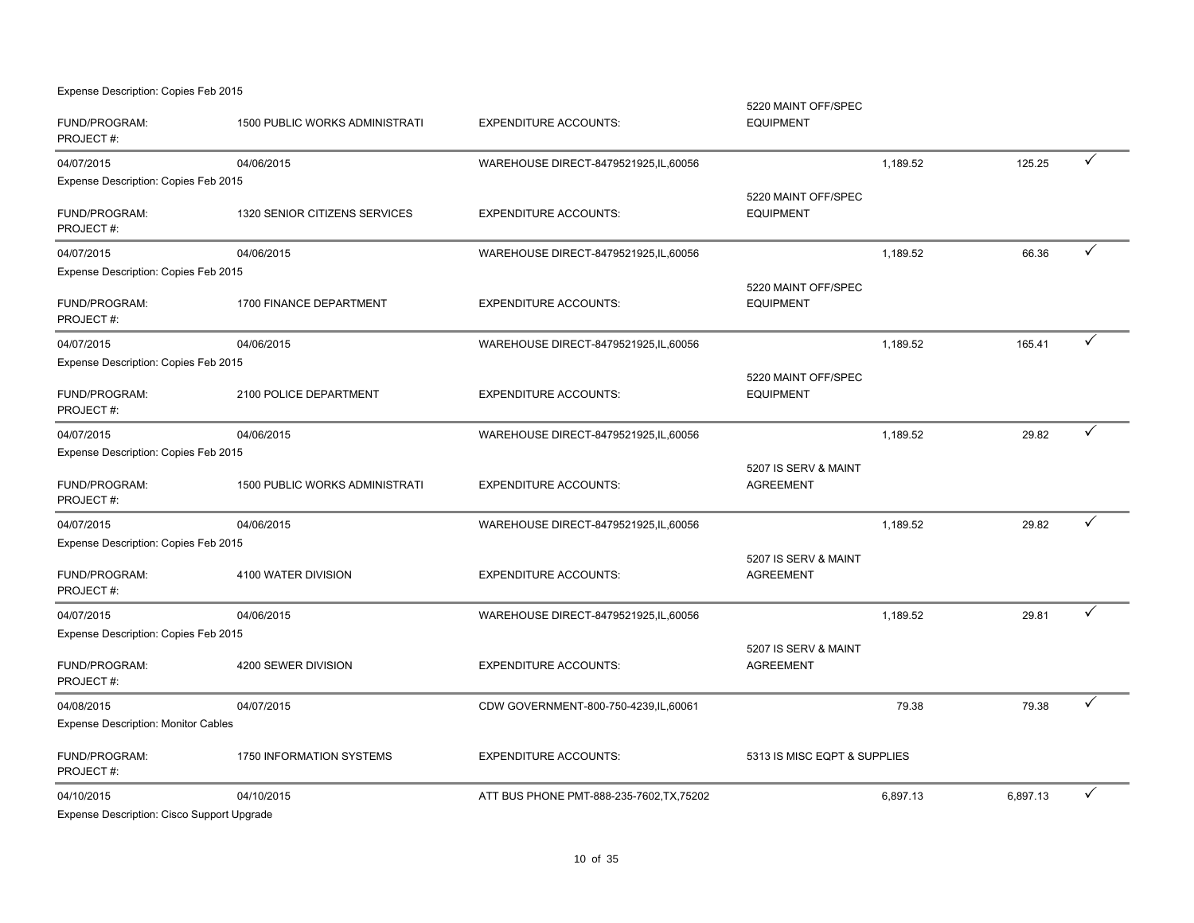Expense Description: Copies Feb 2015

| | | | | | | |
|---|---|---|---|---|---|---|
| FUND/PROGRAM: PROJECT #: | 1500 PUBLIC WORKS ADMINISTRATI | EXPENDITURE ACCOUNTS: | 5220 MAINT OFF/SPEC EQUIPMENT | | | |
| 04/07/2015 | 04/06/2015 | WAREHOUSE DIRECT-8479521925,IL,60056 | | 1,189.52 | 125.25 | ✓ |
| Expense Description: Copies Feb 2015 | | | | | | |
| FUND/PROGRAM: PROJECT #: | 1320 SENIOR CITIZENS SERVICES | EXPENDITURE ACCOUNTS: | 5220 MAINT OFF/SPEC EQUIPMENT | | | |
| 04/07/2015 | 04/06/2015 | WAREHOUSE DIRECT-8479521925,IL,60056 | | 1,189.52 | 66.36 | ✓ |
| Expense Description: Copies Feb 2015 | | | | | | |
| FUND/PROGRAM: PROJECT #: | 1700 FINANCE DEPARTMENT | EXPENDITURE ACCOUNTS: | 5220 MAINT OFF/SPEC EQUIPMENT | | | |
| 04/07/2015 | 04/06/2015 | WAREHOUSE DIRECT-8479521925,IL,60056 | | 1,189.52 | 165.41 | ✓ |
| Expense Description: Copies Feb 2015 | | | | | | |
| FUND/PROGRAM: PROJECT #: | 2100 POLICE DEPARTMENT | EXPENDITURE ACCOUNTS: | 5220 MAINT OFF/SPEC EQUIPMENT | | | |
| 04/07/2015 | 04/06/2015 | WAREHOUSE DIRECT-8479521925,IL,60056 | | 1,189.52 | 29.82 | ✓ |
| Expense Description: Copies Feb 2015 | | | | | | |
| FUND/PROGRAM: PROJECT #: | 1500 PUBLIC WORKS ADMINISTRATI | EXPENDITURE ACCOUNTS: | 5207 IS SERV & MAINT AGREEMENT | | | |
| 04/07/2015 | 04/06/2015 | WAREHOUSE DIRECT-8479521925,IL,60056 | | 1,189.52 | 29.82 | ✓ |
| Expense Description: Copies Feb 2015 | | | | | | |
| FUND/PROGRAM: PROJECT #: | 4100 WATER DIVISION | EXPENDITURE ACCOUNTS: | 5207 IS SERV & MAINT AGREEMENT | | | |
| 04/07/2015 | 04/06/2015 | WAREHOUSE DIRECT-8479521925,IL,60056 | | 1,189.52 | 29.81 | ✓ |
| Expense Description: Copies Feb 2015 | | | | | | |
| FUND/PROGRAM: PROJECT #: | 4200 SEWER DIVISION | EXPENDITURE ACCOUNTS: | 5207 IS SERV & MAINT AGREEMENT | | | |
| 04/08/2015 | 04/07/2015 | CDW GOVERNMENT-800-750-4239,IL,60061 | | 79.38 | 79.38 | ✓ |
| Expense Description: Monitor Cables | | | | | | |
| FUND/PROGRAM: PROJECT #: | 1750 INFORMATION SYSTEMS | EXPENDITURE ACCOUNTS: | 5313 IS MISC EQPT & SUPPLIES | | | |
| 04/10/2015 | 04/10/2015 | ATT BUS PHONE PMT-888-235-7602,TX,75202 | | 6,897.13 | 6,897.13 | ✓ |
| Expense Description: Cisco Support Upgrade | | | | | | |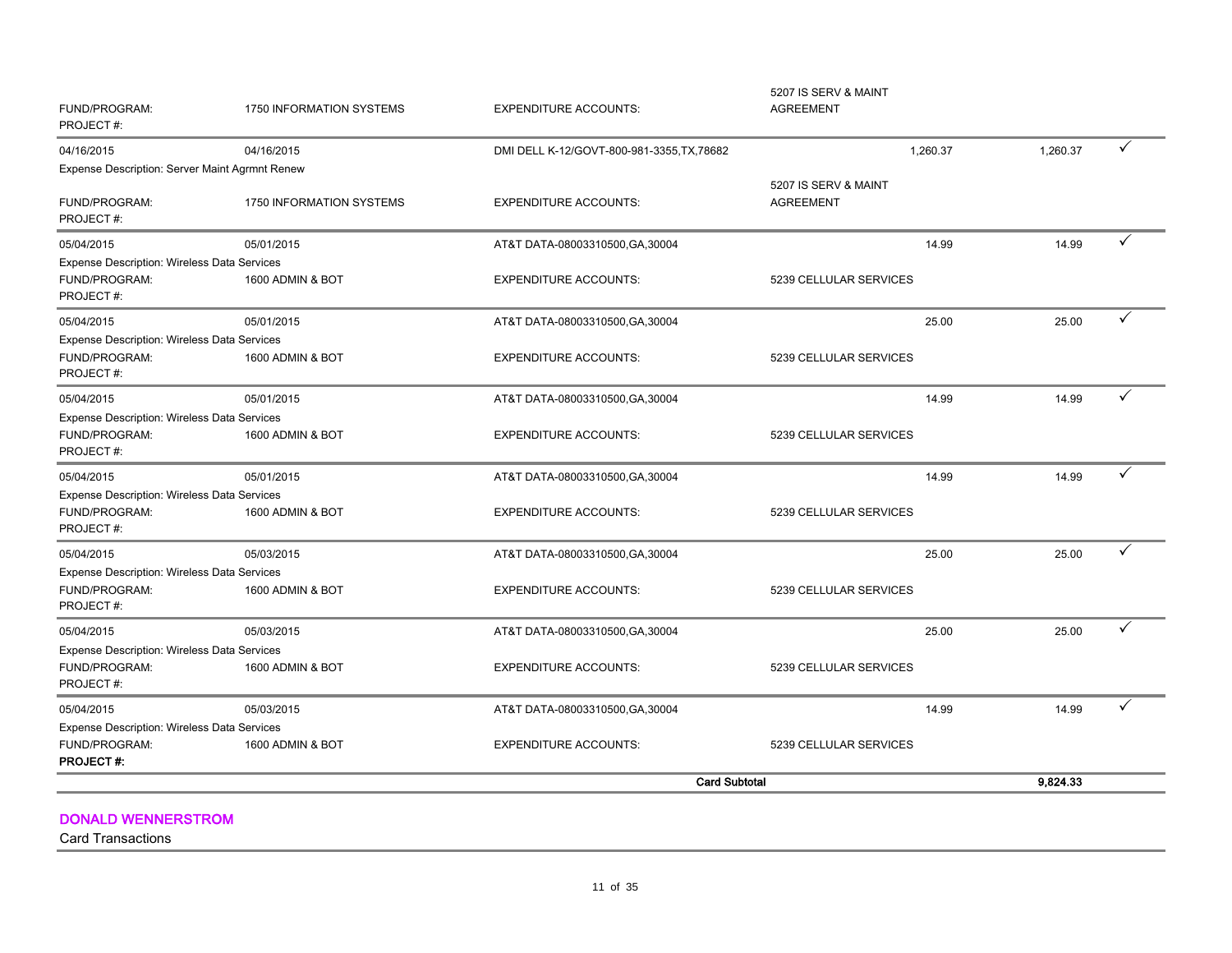| | | | | | | |
|---|---|---|---|---|---|---|
| FUND/PROGRAM: | 1750 INFORMATION SYSTEMS | EXPENDITURE ACCOUNTS: | 5207 IS SERV & MAINT AGREEMENT | | | |
| PROJECT #: | | | | | | |
| 04/16/2015 | 04/16/2015 | DMI DELL K-12/GOVT-800-981-3355,TX,78682 | | 1,260.37 | 1,260.37 | ✓ |
| Expense Description: Server Maint Agrmnt Renew | | | | | | |
| FUND/PROGRAM: | 1750 INFORMATION SYSTEMS | EXPENDITURE ACCOUNTS: | 5207 IS SERV & MAINT AGREEMENT | | | |
| PROJECT #: | | | | | | |
| 05/04/2015 | 05/01/2015 | AT&T DATA-08003310500,GA,30004 | | 14.99 | 14.99 | ✓ |
| Expense Description: Wireless Data Services | | | | | | |
| FUND/PROGRAM: | 1600 ADMIN & BOT | EXPENDITURE ACCOUNTS: | 5239 CELLULAR SERVICES | | | |
| PROJECT #: | | | | | | |
| 05/04/2015 | 05/01/2015 | AT&T DATA-08003310500,GA,30004 | | 25.00 | 25.00 | ✓ |
| Expense Description: Wireless Data Services | | | | | | |
| FUND/PROGRAM: | 1600 ADMIN & BOT | EXPENDITURE ACCOUNTS: | 5239 CELLULAR SERVICES | | | |
| PROJECT #: | | | | | | |
| 05/04/2015 | 05/01/2015 | AT&T DATA-08003310500,GA,30004 | | 14.99 | 14.99 | ✓ |
| Expense Description: Wireless Data Services | | | | | | |
| FUND/PROGRAM: | 1600 ADMIN & BOT | EXPENDITURE ACCOUNTS: | 5239 CELLULAR SERVICES | | | |
| PROJECT #: | | | | | | |
| 05/04/2015 | 05/01/2015 | AT&T DATA-08003310500,GA,30004 | | 14.99 | 14.99 | ✓ |
| Expense Description: Wireless Data Services | | | | | | |
| FUND/PROGRAM: | 1600 ADMIN & BOT | EXPENDITURE ACCOUNTS: | 5239 CELLULAR SERVICES | | | |
| PROJECT #: | | | | | | |
| 05/04/2015 | 05/03/2015 | AT&T DATA-08003310500,GA,30004 | | 25.00 | 25.00 | ✓ |
| Expense Description: Wireless Data Services | | | | | | |
| FUND/PROGRAM: | 1600 ADMIN & BOT | EXPENDITURE ACCOUNTS: | 5239 CELLULAR SERVICES | | | |
| PROJECT #: | | | | | | |
| 05/04/2015 | 05/03/2015 | AT&T DATA-08003310500,GA,30004 | | 25.00 | 25.00 | ✓ |
| Expense Description: Wireless Data Services | | | | | | |
| FUND/PROGRAM: | 1600 ADMIN & BOT | EXPENDITURE ACCOUNTS: | 5239 CELLULAR SERVICES | | | |
| PROJECT #: | | | | | | |
| 05/04/2015 | 05/03/2015 | AT&T DATA-08003310500,GA,30004 | | 14.99 | 14.99 | ✓ |
| Expense Description: Wireless Data Services | | | | | | |
| FUND/PROGRAM: | 1600 ADMIN & BOT | EXPENDITURE ACCOUNTS: | 5239 CELLULAR SERVICES | | | |
| **PROJECT #:** | | | | | | |
| | | | **Card Subtotal** | | **9,824.33** | |

## DONALD WENNERSTROM

Card Transactions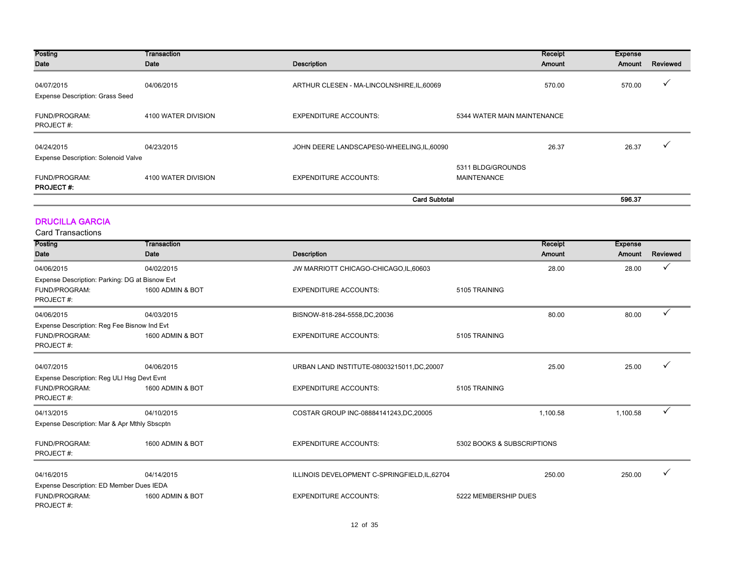| Posting Date | Transaction Date | Description | | Receipt Amount | Expense Amount | Reviewed |
|---|---|---|---|---|---|---|
| 04/07/2015 | 04/06/2015 | ARTHUR CLESEN - MA-LINCOLNSHIRE,IL,60069 | | 570.00 | 570.00 | ✓ |
| Expense Description: Grass Seed | | | | | | |
| FUND/PROGRAM: PROJECT #: | 4100 WATER DIVISION | EXPENDITURE ACCOUNTS: | 5344 WATER MAIN MAINTENANCE | | | |
| 04/24/2015 | 04/23/2015 | JOHN DEERE LANDSCAPES0-WHEELING,IL,60090 | | 26.37 | 26.37 | ✓ |
| Expense Description: Solenoid Valve | | | | | | |
| FUND/PROGRAM: **PROJECT #:** | 4100 WATER DIVISION | EXPENDITURE ACCOUNTS: | 5311 BLDG/GROUNDS MAINTENANCE | | | |
| | | **Card Subtotal** | | | **596.37** | |

## DRUCILLA GARCIA

Card Transactions

| Posting Date | Transaction Date | Description | | Receipt Amount | Expense Amount | Reviewed |
|---|---|---|---|---|---|---|
| 04/06/2015 | 04/02/2015 | JW MARRIOTT CHICAGO-CHICAGO,IL,60603 | | 28.00 | 28.00 | ✓ |
| Expense Description: Parking: DG at Bisnow Evt | | | | | | |
| FUND/PROGRAM: PROJECT #: | 1600 ADMIN & BOT | EXPENDITURE ACCOUNTS: | 5105 TRAINING | | | |
| 04/06/2015 | 04/03/2015 | BISNOW-818-284-5558,DC,20036 | | 80.00 | 80.00 | ✓ |
| Expense Description: Reg Fee Bisnow Ind Evt | | | | | | |
| FUND/PROGRAM: PROJECT #: | 1600 ADMIN & BOT | EXPENDITURE ACCOUNTS: | 5105 TRAINING | | | |
| 04/07/2015 | 04/06/2015 | URBAN LAND INSTITUTE-08003215011,DC,20007 | | 25.00 | 25.00 | ✓ |
| Expense Description: Reg ULI Hsg Devt Evnt | | | | | | |
| FUND/PROGRAM: PROJECT #: | 1600 ADMIN & BOT | EXPENDITURE ACCOUNTS: | 5105 TRAINING | | | |
| 04/13/2015 | 04/10/2015 | COSTAR GROUP INC-08884141243,DC,20005 | | 1,100.58 | 1,100.58 | ✓ |
| Expense Description: Mar & Apr Mthly Sbscptn | | | | | | |
| FUND/PROGRAM: PROJECT #: | 1600 ADMIN & BOT | EXPENDITURE ACCOUNTS: | 5302 BOOKS & SUBSCRIPTIONS | | | |
| 04/16/2015 | 04/14/2015 | ILLINOIS DEVELOPMENT C-SPRINGFIELD,IL,62704 | | 250.00 | 250.00 | ✓ |
| Expense Description: ED Member Dues IEDA | | | | | | |
| FUND/PROGRAM: PROJECT #: | 1600 ADMIN & BOT | EXPENDITURE ACCOUNTS: | 5222 MEMBERSHIP DUES | | | |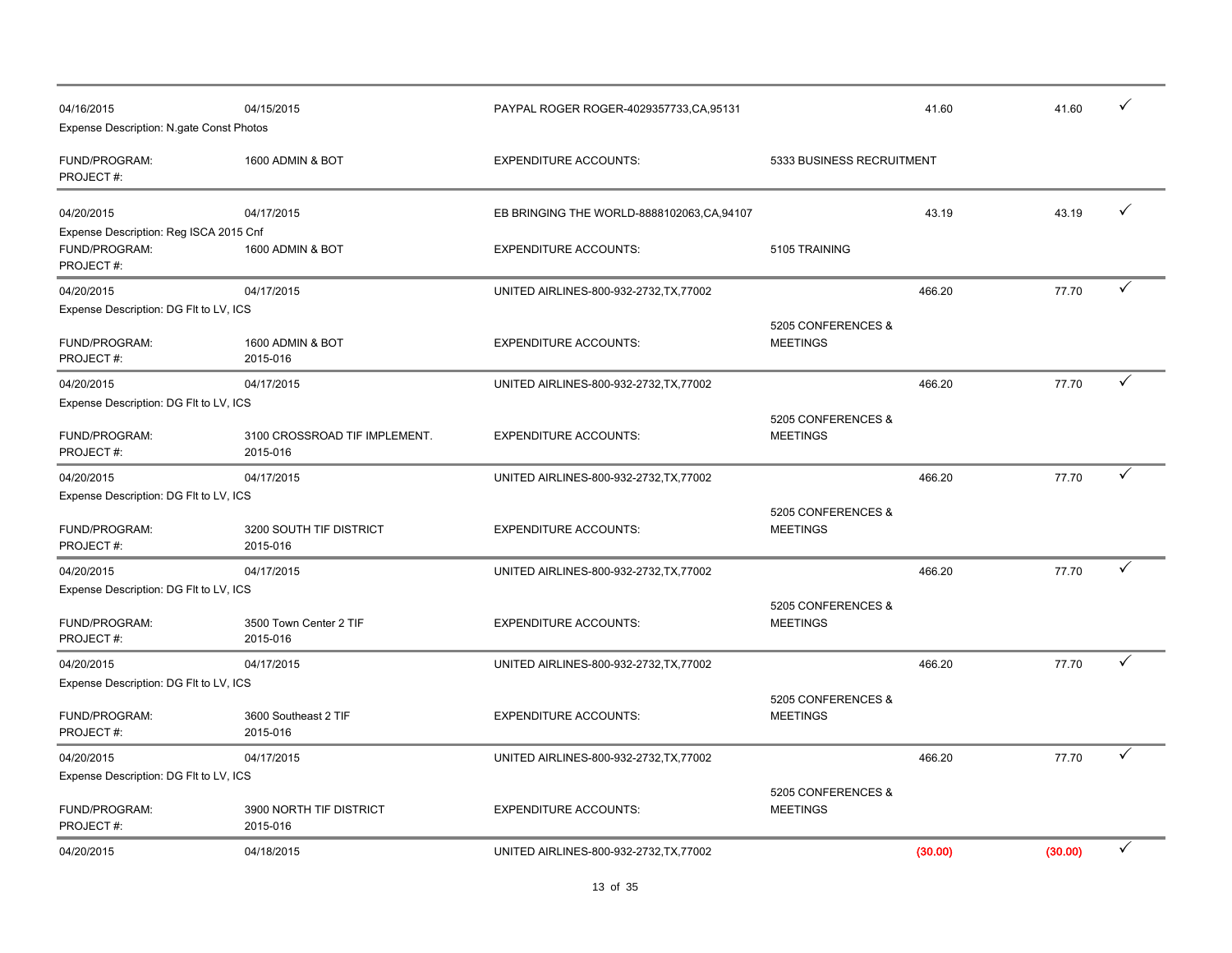| Posting Date | Transaction Date | Merchant | | Amount | Allocated Amount | |
|---|---|---|---|---|---|---|
| 04/16/2015 | 04/15/2015 | PAYPAL ROGER ROGER-4029357733,CA,95131 | | 41.60 | 41.60 | ✓ |
| Expense Description: N.gate Const Photos | | | | | | |
| FUND/PROGRAM: PROJECT #: | 1600 ADMIN & BOT | EXPENDITURE ACCOUNTS: | 5333 BUSINESS RECRUITMENT | | | |
| 04/20/2015 | 04/17/2015 | EB BRINGING THE WORLD-8888102063,CA,94107 | | 43.19 | 43.19 | ✓ |
| Expense Description: Reg ISCA 2015 Cnf | | | | | | |
| FUND/PROGRAM: PROJECT #: | 1600 ADMIN & BOT | EXPENDITURE ACCOUNTS: | 5105 TRAINING | | | |
| 04/20/2015 | 04/17/2015 | UNITED AIRLINES-800-932-2732,TX,77002 | | 466.20 | 77.70 | ✓ |
| Expense Description: DG Flt to LV, ICS | | | | | | |
| FUND/PROGRAM: PROJECT #: | 1600 ADMIN & BOT 2015-016 | EXPENDITURE ACCOUNTS: | 5205 CONFERENCES & MEETINGS | | | |
| 04/20/2015 | 04/17/2015 | UNITED AIRLINES-800-932-2732,TX,77002 | | 466.20 | 77.70 | ✓ |
| Expense Description: DG Flt to LV, ICS | | | | | | |
| FUND/PROGRAM: PROJECT #: | 3100 CROSSROAD TIF IMPLEMENT. 2015-016 | EXPENDITURE ACCOUNTS: | 5205 CONFERENCES & MEETINGS | | | |
| 04/20/2015 | 04/17/2015 | UNITED AIRLINES-800-932-2732,TX,77002 | | 466.20 | 77.70 | ✓ |
| Expense Description: DG Flt to LV, ICS | | | | | | |
| FUND/PROGRAM: PROJECT #: | 3200 SOUTH TIF DISTRICT 2015-016 | EXPENDITURE ACCOUNTS: | 5205 CONFERENCES & MEETINGS | | | |
| 04/20/2015 | 04/17/2015 | UNITED AIRLINES-800-932-2732,TX,77002 | | 466.20 | 77.70 | ✓ |
| Expense Description: DG Flt to LV, ICS | | | | | | |
| FUND/PROGRAM: PROJECT #: | 3500 Town Center 2 TIF 2015-016 | EXPENDITURE ACCOUNTS: | 5205 CONFERENCES & MEETINGS | | | |
| 04/20/2015 | 04/17/2015 | UNITED AIRLINES-800-932-2732,TX,77002 | | 466.20 | 77.70 | ✓ |
| Expense Description: DG Flt to LV, ICS | | | | | | |
| FUND/PROGRAM: PROJECT #: | 3600 Southeast 2 TIF 2015-016 | EXPENDITURE ACCOUNTS: | 5205 CONFERENCES & MEETINGS | | | |
| 04/20/2015 | 04/17/2015 | UNITED AIRLINES-800-932-2732,TX,77002 | | 466.20 | 77.70 | ✓ |
| Expense Description: DG Flt to LV, ICS | | | | | | |
| FUND/PROGRAM: PROJECT #: | 3900 NORTH TIF DISTRICT 2015-016 | EXPENDITURE ACCOUNTS: | 5205 CONFERENCES & MEETINGS | | | |
| 04/20/2015 | 04/18/2015 | UNITED AIRLINES-800-932-2732,TX,77002 | | (30.00) | (30.00) | ✓ |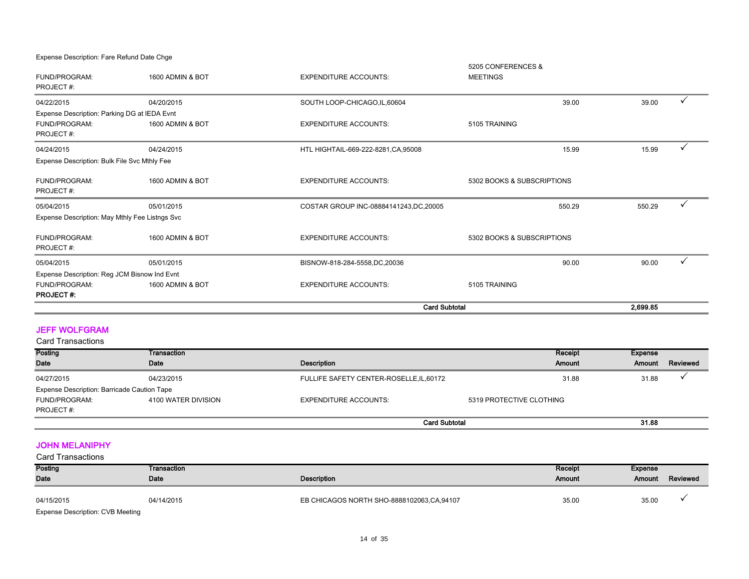Expense Description: Fare Refund Date Chge

| | | | | | | |
|---|---|---|---|---|---|---|
| FUND/PROGRAM: | 1600 ADMIN & BOT | EXPENDITURE ACCOUNTS: | 5205 CONFERENCES & MEETINGS | | | |
| PROJECT #: | | | | | | |
| 04/22/2015 | 04/20/2015 | SOUTH LOOP-CHICAGO,IL,60604 | | 39.00 | 39.00 | ✓ |
| Expense Description: Parking DG at IEDA Evnt | | | | | | |
| FUND/PROGRAM: | 1600 ADMIN & BOT | EXPENDITURE ACCOUNTS: | 5105 TRAINING | | | |
| PROJECT #: | | | | | | |
| 04/24/2015 | 04/24/2015 | HTL HIGHTAIL-669-222-8281,CA,95008 | | 15.99 | 15.99 | ✓ |
| Expense Description: Bulk File Svc Mthly Fee | | | | | | |
| FUND/PROGRAM: | 1600 ADMIN & BOT | EXPENDITURE ACCOUNTS: | 5302 BOOKS & SUBSCRIPTIONS | | | |
| PROJECT #: | | | | | | |
| 05/04/2015 | 05/01/2015 | COSTAR GROUP INC-08884141243,DC,20005 | | 550.29 | 550.29 | ✓ |
| Expense Description: May Mthly Fee Listngs Svc | | | | | | |
| FUND/PROGRAM: | 1600 ADMIN & BOT | EXPENDITURE ACCOUNTS: | 5302 BOOKS & SUBSCRIPTIONS | | | |
| PROJECT #: | | | | | | |
| 05/04/2015 | 05/01/2015 | BISNOW-818-284-5558,DC,20036 | | 90.00 | 90.00 | ✓ |
| Expense Description: Reg JCM Bisnow Ind Evnt | | | | | | |
| FUND/PROGRAM: | 1600 ADMIN & BOT | EXPENDITURE ACCOUNTS: | 5105 TRAINING | | | |
| **PROJECT #:** | | | | | | |
| | | | **Card Subtotal** | | **2,699.85** | |

## JEFF WOLFGRAM

Card Transactions

| Posting Date | Transaction Date | Description | | Receipt Amount | Expense Amount | Reviewed |
|---|---|---|---|---|---|---|
| 04/27/2015 | 04/23/2015 | FULLIFE SAFETY CENTER-ROSELLE,IL,60172 | | 31.88 | 31.88 | ✓ |
| Expense Description: Barricade Caution Tape | | | | | | |
| FUND/PROGRAM: | 4100 WATER DIVISION | EXPENDITURE ACCOUNTS: | 5319 PROTECTIVE CLOTHING | | | |
| PROJECT #: | | | | | | |
| | | | **Card Subtotal** | | **31.88** | |

## JOHN MELANIPHY

Card Transactions

| Posting Date | Transaction Date | Description | | Receipt Amount | Expense Amount | Reviewed |
|---|---|---|---|---|---|---|
| 04/15/2015 | 04/14/2015 | EB CHICAGOS NORTH SHO-8888102063,CA,94107 | | 35.00 | 35.00 | ✓ |
| Expense Description: CVB Meeting | | | | | | |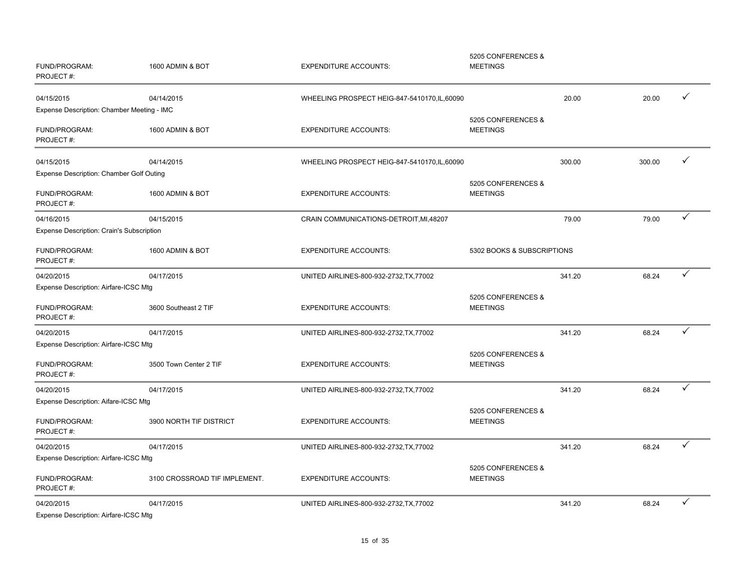| | | | | | | |
|---|---|---|---|---|---|---|
| FUND/PROGRAM: | 1600 ADMIN & BOT | EXPENDITURE ACCOUNTS: | 5205 CONFERENCES & MEETINGS | | | |
| PROJECT #: | | | | | | |
| 04/15/2015 | 04/14/2015 | WHEELING PROSPECT HEIG-847-5410170,IL,60090 | | 20.00 | 20.00 | ✓ |
| Expense Description: Chamber Meeting - IMC | | | | | | |
| FUND/PROGRAM: | 1600 ADMIN & BOT | EXPENDITURE ACCOUNTS: | 5205 CONFERENCES & MEETINGS | | | |
| PROJECT #: | | | | | | |
| 04/15/2015 | 04/14/2015 | WHEELING PROSPECT HEIG-847-5410170,IL,60090 | | 300.00 | 300.00 | ✓ |
| Expense Description: Chamber Golf Outing | | | | | | |
| FUND/PROGRAM: | 1600 ADMIN & BOT | EXPENDITURE ACCOUNTS: | 5205 CONFERENCES & MEETINGS | | | |
| PROJECT #: | | | | | | |
| 04/16/2015 | 04/15/2015 | CRAIN COMMUNICATIONS-DETROIT,MI,48207 | | 79.00 | 79.00 | ✓ |
| Expense Description: Crain's Subscription | | | | | | |
| FUND/PROGRAM: | 1600 ADMIN & BOT | EXPENDITURE ACCOUNTS: | 5302 BOOKS & SUBSCRIPTIONS | | | |
| PROJECT #: | | | | | | |
| 04/20/2015 | 04/17/2015 | UNITED AIRLINES-800-932-2732,TX,77002 | | 341.20 | 68.24 | ✓ |
| Expense Description: Airfare-ICSC Mtg | | | | | | |
| FUND/PROGRAM: | 3600 Southeast 2 TIF | EXPENDITURE ACCOUNTS: | 5205 CONFERENCES & MEETINGS | | | |
| PROJECT #: | | | | | | |
| 04/20/2015 | 04/17/2015 | UNITED AIRLINES-800-932-2732,TX,77002 | | 341.20 | 68.24 | ✓ |
| Expense Description: Airfare-ICSC Mtg | | | | | | |
| FUND/PROGRAM: | 3500 Town Center 2 TIF | EXPENDITURE ACCOUNTS: | 5205 CONFERENCES & MEETINGS | | | |
| PROJECT #: | | | | | | |
| 04/20/2015 | 04/17/2015 | UNITED AIRLINES-800-932-2732,TX,77002 | | 341.20 | 68.24 | ✓ |
| Expense Description: Aifare-ICSC Mtg | | | | | | |
| FUND/PROGRAM: | 3900 NORTH TIF DISTRICT | EXPENDITURE ACCOUNTS: | 5205 CONFERENCES & MEETINGS | | | |
| PROJECT #: | | | | | | |
| 04/20/2015 | 04/17/2015 | UNITED AIRLINES-800-932-2732,TX,77002 | | 341.20 | 68.24 | ✓ |
| Expense Description: Airfare-ICSC Mtg | | | | | | |
| FUND/PROGRAM: | 3100 CROSSROAD TIF IMPLEMENT. | EXPENDITURE ACCOUNTS: | 5205 CONFERENCES & MEETINGS | | | |
| PROJECT #: | | | | | | |
| 04/20/2015 | 04/17/2015 | UNITED AIRLINES-800-932-2732,TX,77002 | | 341.20 | 68.24 | ✓ |
| Expense Description: Airfare-ICSC Mtg | | | | | | |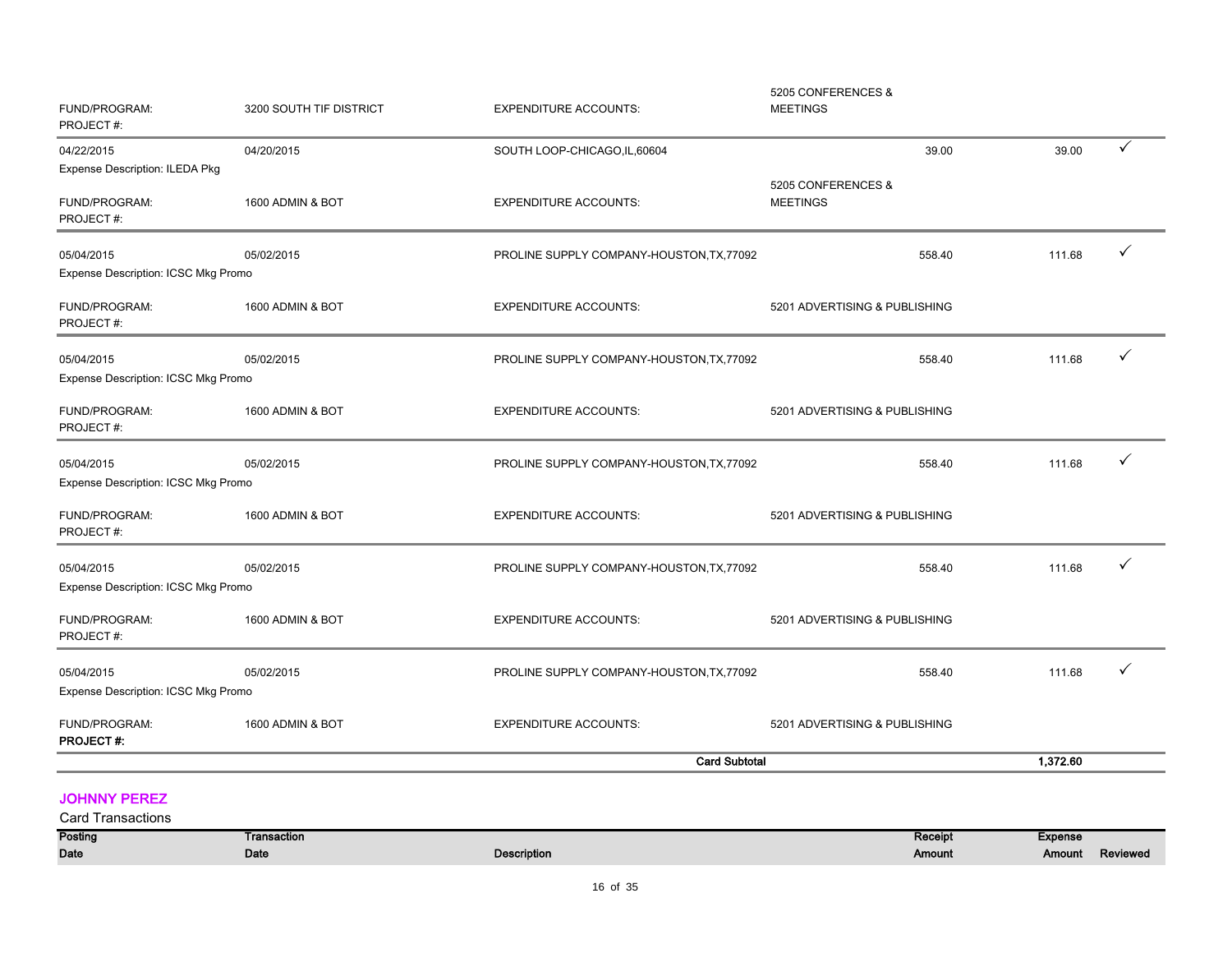| | | | | | |
|---|---|---|---|---|---|
| FUND/PROGRAM: PROJECT #: | 3200 SOUTH TIF DISTRICT | EXPENDITURE ACCOUNTS: | 5205 CONFERENCES & MEETINGS | | |
| 04/22/2015 | 04/20/2015 | SOUTH LOOP-CHICAGO,IL,60604 | 39.00 | 39.00 | ✓ |
| Expense Description: ILEDA Pkg | | | | | |
| FUND/PROGRAM: PROJECT #: | 1600 ADMIN & BOT | EXPENDITURE ACCOUNTS: | 5205 CONFERENCES & MEETINGS | | |
| 05/04/2015 | 05/02/2015 | PROLINE SUPPLY COMPANY-HOUSTON,TX,77092 | 558.40 | 111.68 | ✓ |
| Expense Description: ICSC Mkg Promo | | | | | |
| FUND/PROGRAM: PROJECT #: | 1600 ADMIN & BOT | EXPENDITURE ACCOUNTS: | 5201 ADVERTISING & PUBLISHING | | |
| 05/04/2015 | 05/02/2015 | PROLINE SUPPLY COMPANY-HOUSTON,TX,77092 | 558.40 | 111.68 | ✓ |
| Expense Description: ICSC Mkg Promo | | | | | |
| FUND/PROGRAM: PROJECT #: | 1600 ADMIN & BOT | EXPENDITURE ACCOUNTS: | 5201 ADVERTISING & PUBLISHING | | |
| 05/04/2015 | 05/02/2015 | PROLINE SUPPLY COMPANY-HOUSTON,TX,77092 | 558.40 | 111.68 | ✓ |
| Expense Description: ICSC Mkg Promo | | | | | |
| FUND/PROGRAM: PROJECT #: | 1600 ADMIN & BOT | EXPENDITURE ACCOUNTS: | 5201 ADVERTISING & PUBLISHING | | |
| 05/04/2015 | 05/02/2015 | PROLINE SUPPLY COMPANY-HOUSTON,TX,77092 | 558.40 | 111.68 | ✓ |
| Expense Description: ICSC Mkg Promo | | | | | |
| FUND/PROGRAM: PROJECT #: | 1600 ADMIN & BOT | EXPENDITURE ACCOUNTS: | 5201 ADVERTISING & PUBLISHING | | |
| 05/04/2015 | 05/02/2015 | PROLINE SUPPLY COMPANY-HOUSTON,TX,77092 | 558.40 | 111.68 | ✓ |
| Expense Description: ICSC Mkg Promo | | | | | |
| FUND/PROGRAM: **PROJECT #:** | 1600 ADMIN & BOT | EXPENDITURE ACCOUNTS: | 5201 ADVERTISING & PUBLISHING | | |
| | | **Card Subtotal** | | **1,372.60** | |

## JOHNNY PEREZ

Card Transactions

| Posting Date | Transaction Date | Description | Receipt Amount | Expense Amount | Reviewed |
|---|---|---|---|---|---|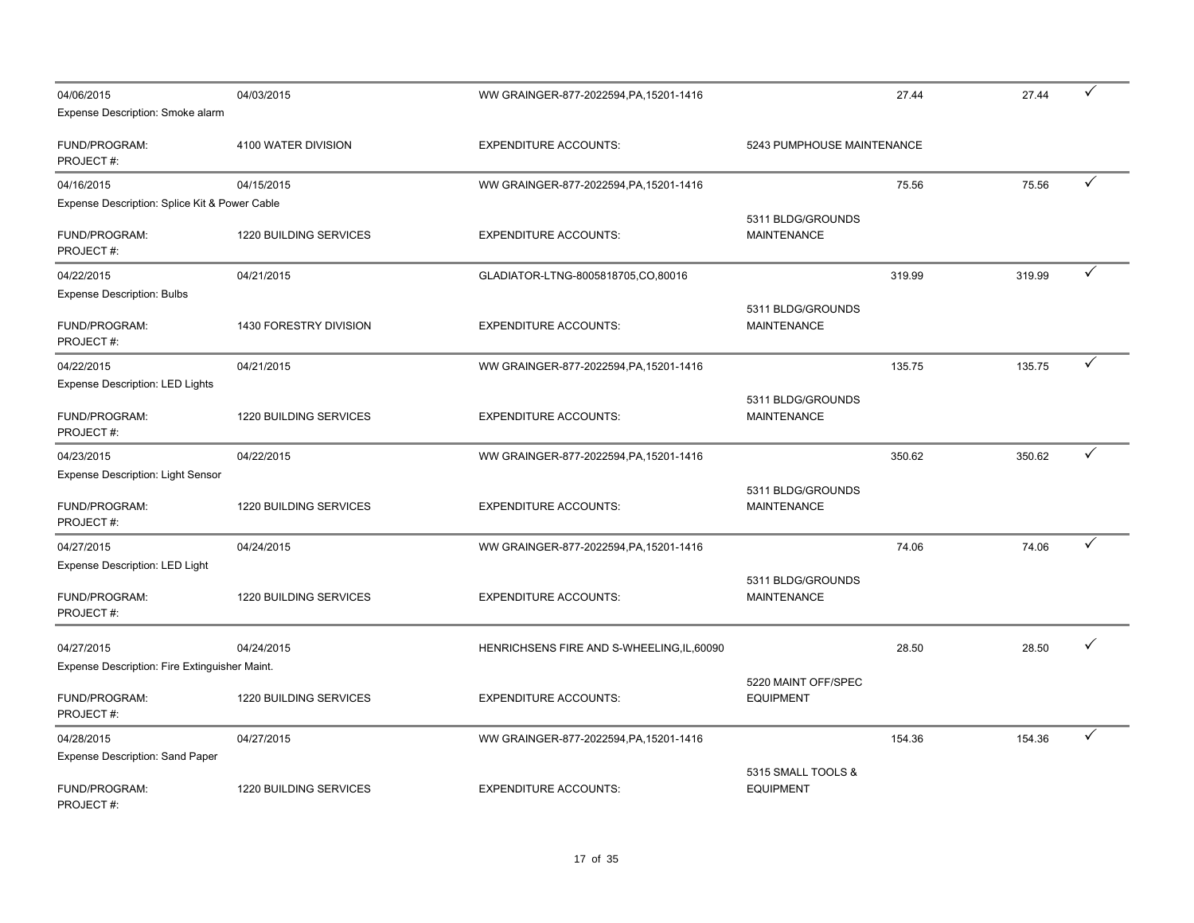| 04/06/2015 | 04/03/2015 | WW GRAINGER-877-2022594,PA,15201-1416 | | 27.44 | 27.44 | ✓ |
|---|---|---|---|---|---|---|
| Expense Description: Smoke alarm | | | | | | |
| FUND/PROGRAM: PROJECT #: | 4100 WATER DIVISION | EXPENDITURE ACCOUNTS: | 5243 PUMPHOUSE MAINTENANCE | | | |
| 04/16/2015 | 04/15/2015 | WW GRAINGER-877-2022594,PA,15201-1416 | | 75.56 | 75.56 | ✓ |
| Expense Description: Splice Kit & Power Cable | | | | | | |
| FUND/PROGRAM: PROJECT #: | 1220 BUILDING SERVICES | EXPENDITURE ACCOUNTS: | 5311 BLDG/GROUNDS MAINTENANCE | | | |
| 04/22/2015 | 04/21/2015 | GLADIATOR-LTNG-8005818705,CO,80016 | | 319.99 | 319.99 | ✓ |
| Expense Description: Bulbs | | | | | | |
| FUND/PROGRAM: PROJECT #: | 1430 FORESTRY DIVISION | EXPENDITURE ACCOUNTS: | 5311 BLDG/GROUNDS MAINTENANCE | | | |
| 04/22/2015 | 04/21/2015 | WW GRAINGER-877-2022594,PA,15201-1416 | | 135.75 | 135.75 | ✓ |
| Expense Description: LED Lights | | | | | | |
| FUND/PROGRAM: PROJECT #: | 1220 BUILDING SERVICES | EXPENDITURE ACCOUNTS: | 5311 BLDG/GROUNDS MAINTENANCE | | | |
| 04/23/2015 | 04/22/2015 | WW GRAINGER-877-2022594,PA,15201-1416 | | 350.62 | 350.62 | ✓ |
| Expense Description: Light Sensor | | | | | | |
| FUND/PROGRAM: PROJECT #: | 1220 BUILDING SERVICES | EXPENDITURE ACCOUNTS: | 5311 BLDG/GROUNDS MAINTENANCE | | | |
| 04/27/2015 | 04/24/2015 | WW GRAINGER-877-2022594,PA,15201-1416 | | 74.06 | 74.06 | ✓ |
| Expense Description: LED Light | | | | | | |
| FUND/PROGRAM: PROJECT #: | 1220 BUILDING SERVICES | EXPENDITURE ACCOUNTS: | 5311 BLDG/GROUNDS MAINTENANCE | | | |
| 04/27/2015 | 04/24/2015 | HENRICHSENS FIRE AND S-WHEELING,IL,60090 | | 28.50 | 28.50 | ✓ |
| Expense Description: Fire Extinguisher Maint. | | | | | | |
| FUND/PROGRAM: PROJECT #: | 1220 BUILDING SERVICES | EXPENDITURE ACCOUNTS: | 5220 MAINT OFF/SPEC EQUIPMENT | | | |
| 04/28/2015 | 04/27/2015 | WW GRAINGER-877-2022594,PA,15201-1416 | | 154.36 | 154.36 | ✓ |
| Expense Description: Sand Paper | | | | | | |
| FUND/PROGRAM: PROJECT #: | 1220 BUILDING SERVICES | EXPENDITURE ACCOUNTS: | 5315 SMALL TOOLS & EQUIPMENT | | | |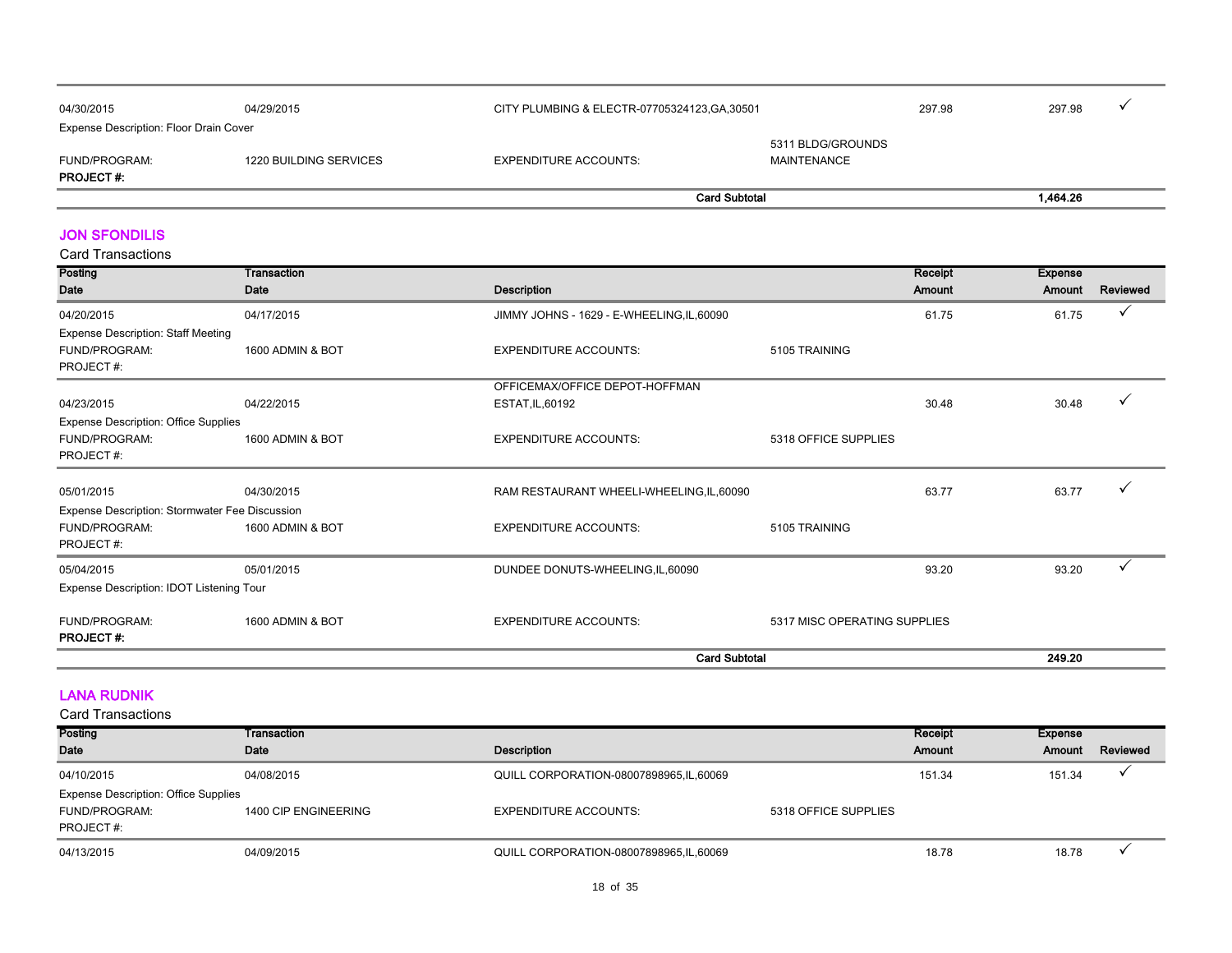| 04/30/2015 | 04/29/2015 | CITY PLUMBING & ELECTR-07705324123,GA,30501 | | 297.98 | 297.98 | ✓ |
|---|---|---|---|---|---|---|
| Expense Description: Floor Drain Cover | | | | | | |
| FUND/PROGRAM: | 1220 BUILDING SERVICES | EXPENDITURE ACCOUNTS: | 5311 BLDG/GROUNDS MAINTENANCE | | | |
| **PROJECT #:** | | | | | | |
| | | **Card Subtotal** | | | **1,464.26** | |

## JON SFONDILIS

Card Transactions

| Posting Date | Transaction Date | Description | | Receipt Amount | Expense Amount | Reviewed |
|---|---|---|---|---|---|---|
| 04/20/2015 | 04/17/2015 | JIMMY JOHNS - 1629 - E-WHEELING,IL,60090 | | 61.75 | 61.75 | ✓ |
| Expense Description: Staff Meeting | | | | | | |
| FUND/PROGRAM: | 1600 ADMIN & BOT | EXPENDITURE ACCOUNTS: | 5105 TRAINING | | | |
| PROJECT #: | | | | | | |
| 04/23/2015 | 04/22/2015 | OFFICEMAX/OFFICE DEPOT-HOFFMAN ESTAT,IL,60192 | | 30.48 | 30.48 | ✓ |
| Expense Description: Office Supplies | | | | | | |
| FUND/PROGRAM: | 1600 ADMIN & BOT | EXPENDITURE ACCOUNTS: | 5318 OFFICE SUPPLIES | | | |
| PROJECT #: | | | | | | |
| 05/01/2015 | 04/30/2015 | RAM RESTAURANT WHEELI-WHEELING,IL,60090 | | 63.77 | 63.77 | ✓ |
| Expense Description: Stormwater Fee Discussion | | | | | | |
| FUND/PROGRAM: | 1600 ADMIN & BOT | EXPENDITURE ACCOUNTS: | 5105 TRAINING | | | |
| PROJECT #: | | | | | | |
| 05/04/2015 | 05/01/2015 | DUNDEE DONUTS-WHEELING,IL,60090 | | 93.20 | 93.20 | ✓ |
| Expense Description: IDOT Listening Tour | | | | | | |
| FUND/PROGRAM: | 1600 ADMIN & BOT | EXPENDITURE ACCOUNTS: | 5317 MISC OPERATING SUPPLIES | | | |
| **PROJECT #:** | | | | | | |
| | | **Card Subtotal** | | | **249.20** | |

## LANA RUDNIK

Card Transactions

| Posting Date | Transaction Date | Description | | Receipt Amount | Expense Amount | Reviewed |
|---|---|---|---|---|---|---|
| 04/10/2015 | 04/08/2015 | QUILL CORPORATION-08007898965,IL,60069 | | 151.34 | 151.34 | ✓ |
| Expense Description: Office Supplies | | | | | | |
| FUND/PROGRAM: | 1400 CIP ENGINEERING | EXPENDITURE ACCOUNTS: | 5318 OFFICE SUPPLIES | | | |
| PROJECT #: | | | | | | |
| 04/13/2015 | 04/09/2015 | QUILL CORPORATION-08007898965,IL,60069 | | 18.78 | 18.78 | ✓ |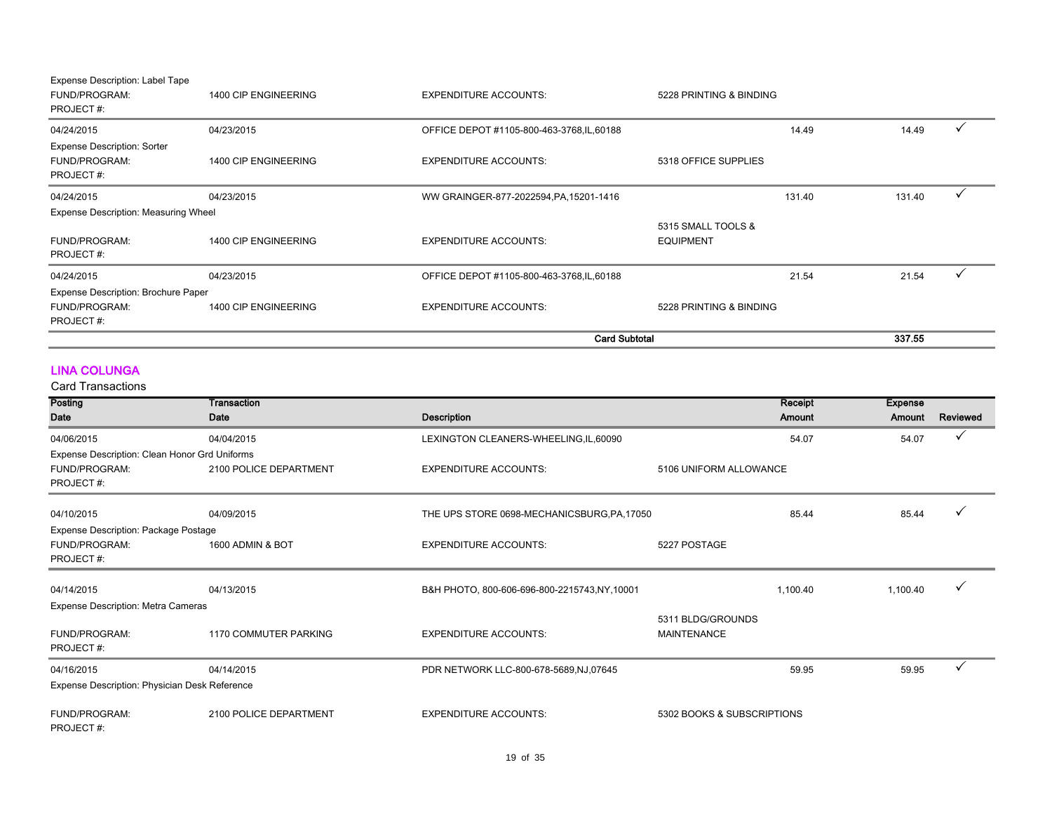Expense Description: Label Tape

| | | | | | | |
|---|---|---|---|---|---|---|
| FUND/PROGRAM: | 1400 CIP ENGINEERING | EXPENDITURE ACCOUNTS: | 5228 PRINTING & BINDING | | | |
| PROJECT #: | | | | | | |
| 04/24/2015 | 04/23/2015 | OFFICE DEPOT #1105-800-463-3768,IL,60188 | | 14.49 | 14.49 | ✓ |
| Expense Description: Sorter | | | | | | |
| FUND/PROGRAM: | 1400 CIP ENGINEERING | EXPENDITURE ACCOUNTS: | 5318 OFFICE SUPPLIES | | | |
| PROJECT #: | | | | | | |
| 04/24/2015 | 04/23/2015 | WW GRAINGER-877-2022594,PA,15201-1416 | | 131.40 | 131.40 | ✓ |
| Expense Description: Measuring Wheel | | | | | | |
| FUND/PROGRAM: | 1400 CIP ENGINEERING | EXPENDITURE ACCOUNTS: | 5315 SMALL TOOLS & EQUIPMENT | | | |
| PROJECT #: | | | | | | |
| 04/24/2015 | 04/23/2015 | OFFICE DEPOT #1105-800-463-3768,IL,60188 | | 21.54 | 21.54 | ✓ |
| Expense Description: Brochure Paper | | | | | | |
| FUND/PROGRAM: | 1400 CIP ENGINEERING | EXPENDITURE ACCOUNTS: | 5228 PRINTING & BINDING | | | |
| PROJECT #: | | | | | | |
| | | **Card Subtotal** | | | **337.55** | |

## LINA COLUNGA

Card Transactions

| Posting Date | Transaction Date | Description | | Receipt Amount | Expense Amount | Reviewed |
|---|---|---|---|---|---|---|
| 04/06/2015 | 04/04/2015 | LEXINGTON CLEANERS-WHEELING,IL,60090 | | 54.07 | 54.07 | ✓ |
| Expense Description: Clean Honor Grd Uniforms | | | | | | |
| FUND/PROGRAM: | 2100 POLICE DEPARTMENT | EXPENDITURE ACCOUNTS: | 5106 UNIFORM ALLOWANCE | | | |
| PROJECT #: | | | | | | |
| 04/10/2015 | 04/09/2015 | THE UPS STORE 0698-MECHANICSBURG,PA,17050 | | 85.44 | 85.44 | ✓ |
| Expense Description: Package Postage | | | | | | |
| FUND/PROGRAM: | 1600 ADMIN & BOT | EXPENDITURE ACCOUNTS: | 5227 POSTAGE | | | |
| PROJECT #: | | | | | | |
| 04/14/2015 | 04/13/2015 | B&H PHOTO, 800-606-696-800-2215743,NY,10001 | | 1,100.40 | 1,100.40 | ✓ |
| Expense Description: Metra Cameras | | | | | | |
| FUND/PROGRAM: | 1170 COMMUTER PARKING | EXPENDITURE ACCOUNTS: | 5311 BLDG/GROUNDS MAINTENANCE | | | |
| PROJECT #: | | | | | | |
| 04/16/2015 | 04/14/2015 | PDR NETWORK LLC-800-678-5689,NJ,07645 | | 59.95 | 59.95 | ✓ |
| Expense Description: Physician Desk Reference | | | | | | |
| FUND/PROGRAM: | 2100 POLICE DEPARTMENT | EXPENDITURE ACCOUNTS: | 5302 BOOKS & SUBSCRIPTIONS | | | |
| PROJECT #: | | | | | | |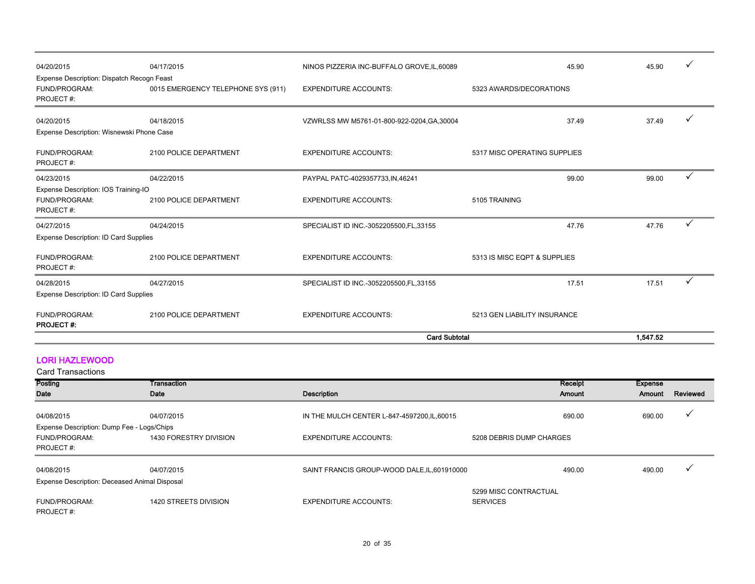| Posting Date | Transaction Date | Description | Receipt Amount | Expense Amount | Reviewed |
|---|---|---|---|---|---|
| 04/20/2015 | 04/17/2015 | NINOS PIZZERIA INC-BUFFALO GROVE,IL,60089 | 45.90 | 45.90 | ✓ |
| Expense Description: Dispatch Recogn Feast | | | | | |
| FUND/PROGRAM: | 0015 EMERGENCY TELEPHONE SYS (911) | EXPENDITURE ACCOUNTS: | 5323 AWARDS/DECORATIONS | | |
| PROJECT #: | | | | | |
| 04/20/2015 | 04/18/2015 | VZWRLSS MW M5761-01-800-922-0204,GA,30004 | 37.49 | 37.49 | ✓ |
| Expense Description: Wisnewski Phone Case | | | | | |
| FUND/PROGRAM: | 2100 POLICE DEPARTMENT | EXPENDITURE ACCOUNTS: | 5317 MISC OPERATING SUPPLIES | | |
| PROJECT #: | | | | | |
| 04/23/2015 | 04/22/2015 | PAYPAL PATC-4029357733,IN,46241 | 99.00 | 99.00 | ✓ |
| Expense Description: IOS Training-IO | | | | | |
| FUND/PROGRAM: | 2100 POLICE DEPARTMENT | EXPENDITURE ACCOUNTS: | 5105 TRAINING | | |
| PROJECT #: | | | | | |
| 04/27/2015 | 04/24/2015 | SPECIALIST ID INC.-3052205500,FL,33155 | 47.76 | 47.76 | ✓ |
| Expense Description: ID Card Supplies | | | | | |
| FUND/PROGRAM: | 2100 POLICE DEPARTMENT | EXPENDITURE ACCOUNTS: | 5313 IS MISC EQPT & SUPPLIES | | |
| PROJECT #: | | | | | |
| 04/28/2015 | 04/27/2015 | SPECIALIST ID INC.-3052205500,FL,33155 | 17.51 | 17.51 | ✓ |
| Expense Description: ID Card Supplies | | | | | |
| FUND/PROGRAM: | 2100 POLICE DEPARTMENT | EXPENDITURE ACCOUNTS: | 5213 GEN LIABILITY INSURANCE | | |
| **PROJECT #:** | | | | | |
| | | **Card Subtotal** | | **1,547.52** | |

## LORI HAZLEWOOD

Card Transactions

| Posting Date | Transaction Date | Description | Receipt Amount | Expense Amount | Reviewed |
|---|---|---|---|---|---|
| 04/08/2015 | 04/07/2015 | IN THE MULCH CENTER L-847-4597200,IL,60015 | 690.00 | 690.00 | ✓ |
| Expense Description: Dump Fee - Logs/Chips | | | | | |
| FUND/PROGRAM: | 1430 FORESTRY DIVISION | EXPENDITURE ACCOUNTS: | 5208 DEBRIS DUMP CHARGES | | |
| PROJECT #: | | | | | |
| 04/08/2015 | 04/07/2015 | SAINT FRANCIS GROUP-WOOD DALE,IL,601910000 | 490.00 | 490.00 | ✓ |
| Expense Description: Deceased Animal Disposal | | | | | |
| FUND/PROGRAM: | 1420 STREETS DIVISION | EXPENDITURE ACCOUNTS: | 5299 MISC CONTRACTUAL SERVICES | | |
| PROJECT #: | | | | | |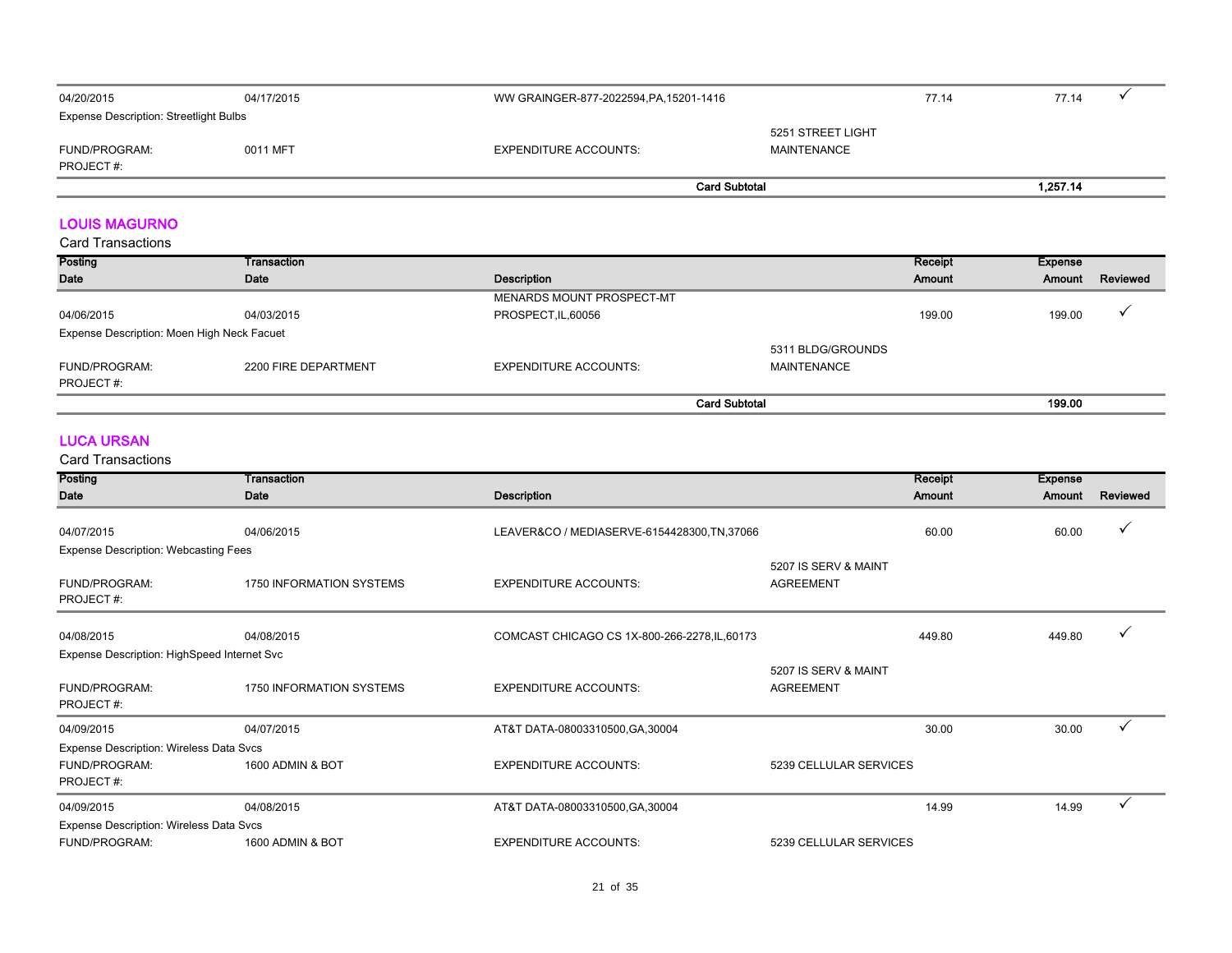| | | | | | | |
|---|---|---|---|---|---|---|
| 04/20/2015 | 04/17/2015 | WW GRAINGER-877-2022594,PA,15201-1416 | | 77.14 | 77.14 | ✓ |
| Expense Description: Streetlight Bulbs | | | | | | |
| FUND/PROGRAM: | 0011 MFT | EXPENDITURE ACCOUNTS: | 5251 STREET LIGHT MAINTENANCE | | | |
| PROJECT #: | | | | | | |
| | | | **Card Subtotal** | | **1,257.14** | |

## LOUIS MAGURNO

Card Transactions

| Posting Date | Transaction Date | Description | | Receipt Amount | Expense Amount | Reviewed |
|---|---|---|---|---|---|---|
| 04/06/2015 | 04/03/2015 | MENARDS MOUNT PROSPECT-MT PROSPECT,IL,60056 | | 199.00 | 199.00 | ✓ |
| Expense Description: Moen High Neck Facuet | | | | | | |
| FUND/PROGRAM: | 2200 FIRE DEPARTMENT | EXPENDITURE ACCOUNTS: | 5311 BLDG/GROUNDS MAINTENANCE | | | |
| PROJECT #: | | | | | | |
| | | | **Card Subtotal** | | **199.00** | |

## LUCA URSAN

Card Transactions

| Posting Date | Transaction Date | Description | | Receipt Amount | Expense Amount | Reviewed |
|---|---|---|---|---|---|---|
| 04/07/2015 | 04/06/2015 | LEAVER&CO / MEDIASERVE-6154428300,TN,37066 | | 60.00 | 60.00 | ✓ |
| Expense Description: Webcasting Fees | | | | | | |
| FUND/PROGRAM: | 1750 INFORMATION SYSTEMS | EXPENDITURE ACCOUNTS: | 5207 IS SERV & MAINT AGREEMENT | | | |
| PROJECT #: | | | | | | |
| 04/08/2015 | 04/08/2015 | COMCAST CHICAGO CS 1X-800-266-2278,IL,60173 | | 449.80 | 449.80 | ✓ |
| Expense Description: HighSpeed Internet Svc | | | | | | |
| FUND/PROGRAM: | 1750 INFORMATION SYSTEMS | EXPENDITURE ACCOUNTS: | 5207 IS SERV & MAINT AGREEMENT | | | |
| PROJECT #: | | | | | | |
| 04/09/2015 | 04/07/2015 | AT&T DATA-08003310500,GA,30004 | | 30.00 | 30.00 | ✓ |
| Expense Description: Wireless Data Svcs | | | | | | |
| FUND/PROGRAM: | 1600 ADMIN & BOT | EXPENDITURE ACCOUNTS: | 5239 CELLULAR SERVICES | | | |
| PROJECT #: | | | | | | |
| 04/09/2015 | 04/08/2015 | AT&T DATA-08003310500,GA,30004 | | 14.99 | 14.99 | ✓ |
| Expense Description: Wireless Data Svcs | | | | | | |
| FUND/PROGRAM: | 1600 ADMIN & BOT | EXPENDITURE ACCOUNTS: | 5239 CELLULAR SERVICES | | | |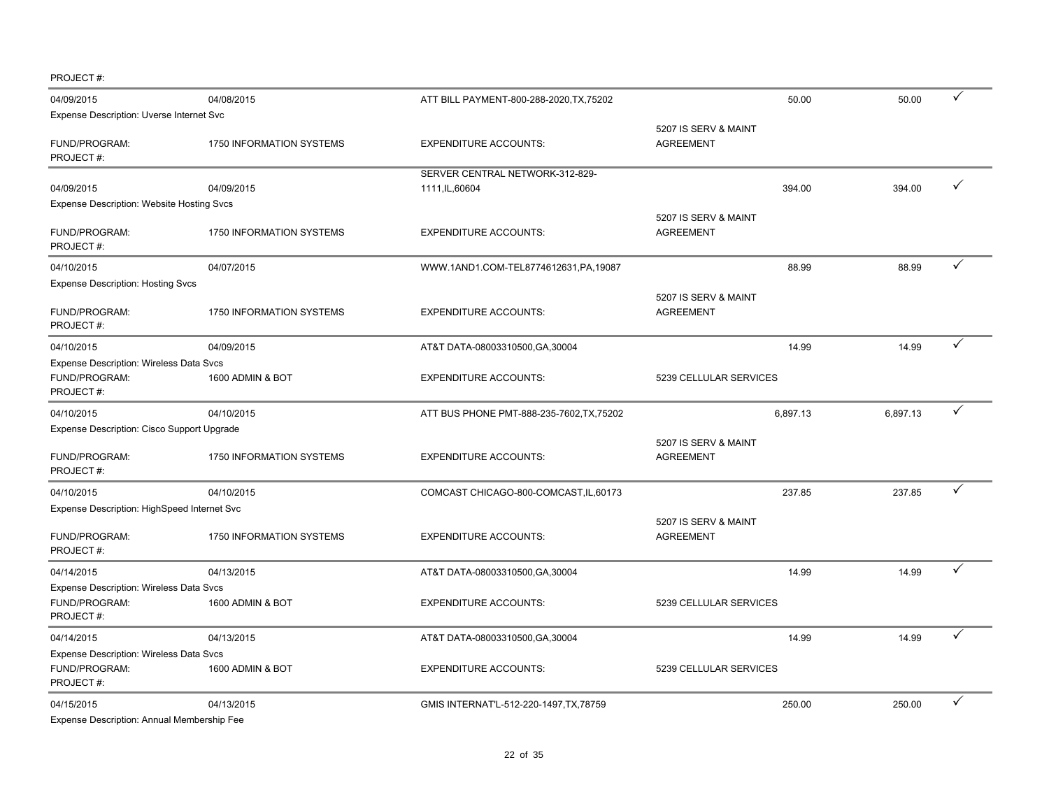PROJECT #:

| | | | | | | |
|---|---|---|---|---|---|---|
| 04/09/2015 | 04/08/2015 | ATT BILL PAYMENT-800-288-2020,TX,75202 | | 50.00 | 50.00 | ✓ |
| Expense Description: Uverse Internet Svc | | | | | | |
| FUND/PROGRAM: | 1750 INFORMATION SYSTEMS | EXPENDITURE ACCOUNTS: | 5207 IS SERV & MAINT AGREEMENT | | | |
| PROJECT #: | | | | | | |
| 04/09/2015 | 04/09/2015 | SERVER CENTRAL NETWORK-312-829-1111,IL,60604 | | 394.00 | 394.00 | ✓ |
| Expense Description: Website Hosting Svcs | | | | | | |
| FUND/PROGRAM: | 1750 INFORMATION SYSTEMS | EXPENDITURE ACCOUNTS: | 5207 IS SERV & MAINT AGREEMENT | | | |
| PROJECT #: | | | | | | |
| 04/10/2015 | 04/07/2015 | WWW.1AND1.COM-TEL8774612631,PA,19087 | | 88.99 | 88.99 | ✓ |
| Expense Description: Hosting Svcs | | | | | | |
| FUND/PROGRAM: | 1750 INFORMATION SYSTEMS | EXPENDITURE ACCOUNTS: | 5207 IS SERV & MAINT AGREEMENT | | | |
| PROJECT #: | | | | | | |
| 04/10/2015 | 04/09/2015 | AT&T DATA-08003310500,GA,30004 | | 14.99 | 14.99 | ✓ |
| Expense Description: Wireless Data Svcs | | | | | | |
| FUND/PROGRAM: | 1600 ADMIN & BOT | EXPENDITURE ACCOUNTS: | 5239 CELLULAR SERVICES | | | |
| PROJECT #: | | | | | | |
| 04/10/2015 | 04/10/2015 | ATT BUS PHONE PMT-888-235-7602,TX,75202 | | 6,897.13 | 6,897.13 | ✓ |
| Expense Description: Cisco Support Upgrade | | | | | | |
| FUND/PROGRAM: | 1750 INFORMATION SYSTEMS | EXPENDITURE ACCOUNTS: | 5207 IS SERV & MAINT AGREEMENT | | | |
| PROJECT #: | | | | | | |
| 04/10/2015 | 04/10/2015 | COMCAST CHICAGO-800-COMCAST,IL,60173 | | 237.85 | 237.85 | ✓ |
| Expense Description: HighSpeed Internet Svc | | | | | | |
| FUND/PROGRAM: | 1750 INFORMATION SYSTEMS | EXPENDITURE ACCOUNTS: | 5207 IS SERV & MAINT AGREEMENT | | | |
| PROJECT #: | | | | | | |
| 04/14/2015 | 04/13/2015 | AT&T DATA-08003310500,GA,30004 | | 14.99 | 14.99 | ✓ |
| Expense Description: Wireless Data Svcs | | | | | | |
| FUND/PROGRAM: | 1600 ADMIN & BOT | EXPENDITURE ACCOUNTS: | 5239 CELLULAR SERVICES | | | |
| PROJECT #: | | | | | | |
| 04/14/2015 | 04/13/2015 | AT&T DATA-08003310500,GA,30004 | | 14.99 | 14.99 | ✓ |
| Expense Description: Wireless Data Svcs | | | | | | |
| FUND/PROGRAM: | 1600 ADMIN & BOT | EXPENDITURE ACCOUNTS: | 5239 CELLULAR SERVICES | | | |
| PROJECT #: | | | | | | |
| 04/15/2015 | 04/13/2015 | GMIS INTERNAT'L-512-220-1497,TX,78759 | | 250.00 | 250.00 | ✓ |
| Expense Description: Annual Membership Fee | | | | | | |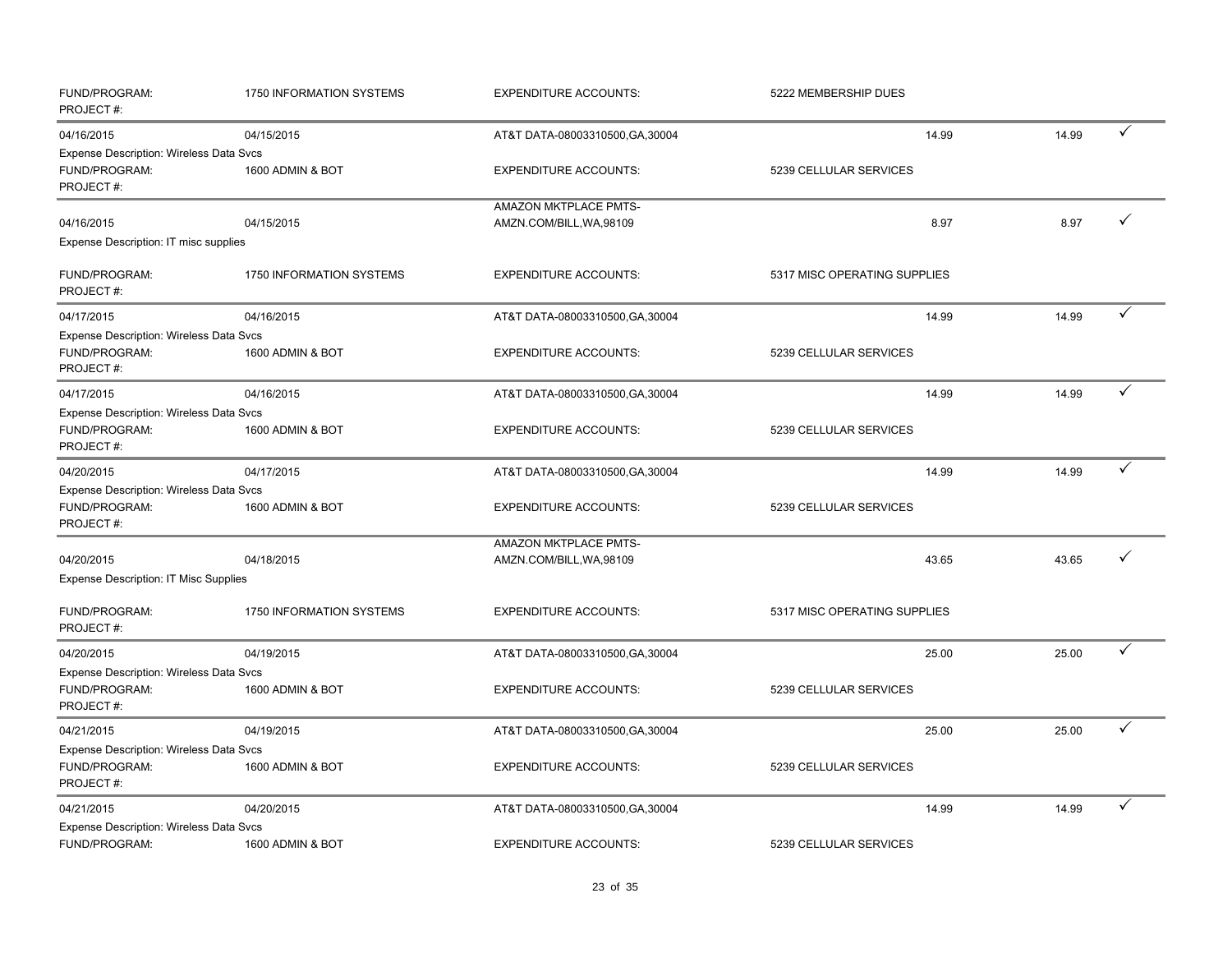FUND/PROGRAM: 1750 INFORMATION SYSTEMS EXPENDITURE ACCOUNTS: 5222 MEMBERSHIP DUES
PROJECT #:

| | | | | | |
|---|---|---|---|---|---|
| 04/16/2015 | 04/15/2015 | AT&T DATA-08003310500,GA,30004 | 14.99 | 14.99 | ✓ |

Expense Description: Wireless Data Svcs
FUND/PROGRAM: 1600 ADMIN & BOT EXPENDITURE ACCOUNTS: 5239 CELLULAR SERVICES
PROJECT #:

| | | | | | |
|---|---|---|---|---|---|
| 04/16/2015 | 04/15/2015 | AMAZON MKTPLACE PMTS-AMZN.COM/BILL,WA,98109 | 8.97 | 8.97 | ✓ |

Expense Description: IT misc supplies

FUND/PROGRAM: 1750 INFORMATION SYSTEMS EXPENDITURE ACCOUNTS: 5317 MISC OPERATING SUPPLIES
PROJECT #:

| | | | | | |
|---|---|---|---|---|---|
| 04/17/2015 | 04/16/2015 | AT&T DATA-08003310500,GA,30004 | 14.99 | 14.99 | ✓ |

Expense Description: Wireless Data Svcs
FUND/PROGRAM: 1600 ADMIN & BOT EXPENDITURE ACCOUNTS: 5239 CELLULAR SERVICES
PROJECT #:

| | | | | | |
|---|---|---|---|---|---|
| 04/17/2015 | 04/16/2015 | AT&T DATA-08003310500,GA,30004 | 14.99 | 14.99 | ✓ |

Expense Description: Wireless Data Svcs
FUND/PROGRAM: 1600 ADMIN & BOT EXPENDITURE ACCOUNTS: 5239 CELLULAR SERVICES
PROJECT #:

| | | | | | |
|---|---|---|---|---|---|
| 04/20/2015 | 04/17/2015 | AT&T DATA-08003310500,GA,30004 | 14.99 | 14.99 | ✓ |

Expense Description: Wireless Data Svcs
FUND/PROGRAM: 1600 ADMIN & BOT EXPENDITURE ACCOUNTS: 5239 CELLULAR SERVICES
PROJECT #:

| | | | | | |
|---|---|---|---|---|---|
| 04/20/2015 | 04/18/2015 | AMAZON MKTPLACE PMTS-AMZN.COM/BILL,WA,98109 | 43.65 | 43.65 | ✓ |

Expense Description: IT Misc Supplies

FUND/PROGRAM: 1750 INFORMATION SYSTEMS EXPENDITURE ACCOUNTS: 5317 MISC OPERATING SUPPLIES
PROJECT #:

| | | | | | |
|---|---|---|---|---|---|
| 04/20/2015 | 04/19/2015 | AT&T DATA-08003310500,GA,30004 | 25.00 | 25.00 | ✓ |

Expense Description: Wireless Data Svcs
FUND/PROGRAM: 1600 ADMIN & BOT EXPENDITURE ACCOUNTS: 5239 CELLULAR SERVICES
PROJECT #:

| | | | | | |
|---|---|---|---|---|---|
| 04/21/2015 | 04/19/2015 | AT&T DATA-08003310500,GA,30004 | 25.00 | 25.00 | ✓ |

Expense Description: Wireless Data Svcs
FUND/PROGRAM: 1600 ADMIN & BOT EXPENDITURE ACCOUNTS: 5239 CELLULAR SERVICES
PROJECT #:

| | | | | | |
|---|---|---|---|---|---|
| 04/21/2015 | 04/20/2015 | AT&T DATA-08003310500,GA,30004 | 14.99 | 14.99 | ✓ |

Expense Description: Wireless Data Svcs
FUND/PROGRAM: 1600 ADMIN & BOT EXPENDITURE ACCOUNTS: 5239 CELLULAR SERVICES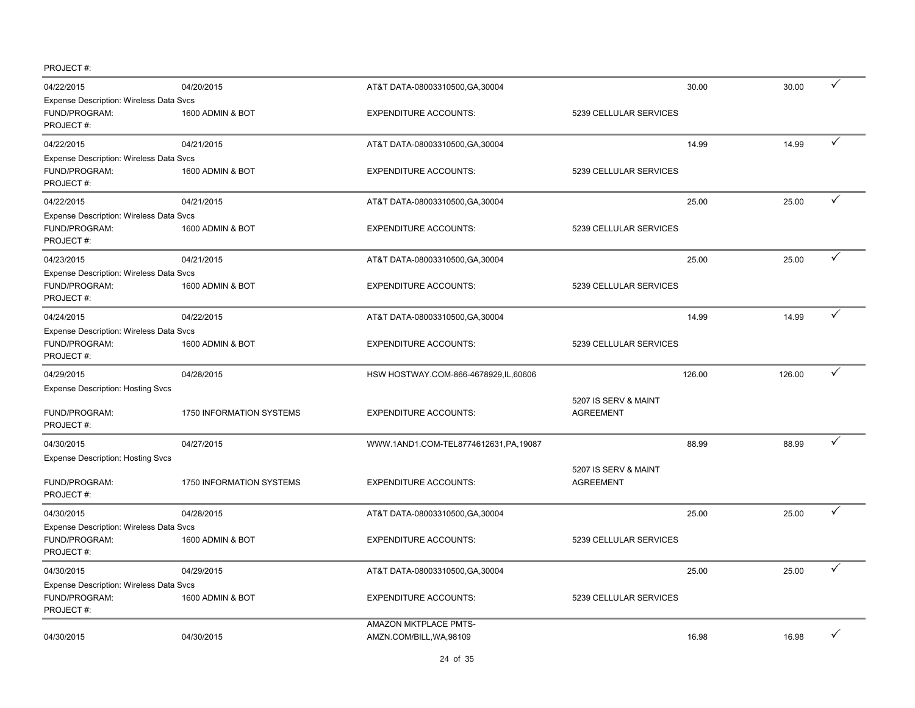PROJECT #:

| | | | | | | |
|---|---|---|---|---|---|---|
| 04/22/2015 | 04/20/2015 | AT&T DATA-08003310500,GA,30004 | | 30.00 | 30.00 | ✓ |
| Expense Description: Wireless Data Svcs | | | | | | |
| FUND/PROGRAM: | 1600 ADMIN & BOT | EXPENDITURE ACCOUNTS: | 5239 CELLULAR SERVICES | | | |
| PROJECT #: | | | | | | |
| 04/22/2015 | 04/21/2015 | AT&T DATA-08003310500,GA,30004 | | 14.99 | 14.99 | ✓ |
| Expense Description: Wireless Data Svcs | | | | | | |
| FUND/PROGRAM: | 1600 ADMIN & BOT | EXPENDITURE ACCOUNTS: | 5239 CELLULAR SERVICES | | | |
| PROJECT #: | | | | | | |
| 04/22/2015 | 04/21/2015 | AT&T DATA-08003310500,GA,30004 | | 25.00 | 25.00 | ✓ |
| Expense Description: Wireless Data Svcs | | | | | | |
| FUND/PROGRAM: | 1600 ADMIN & BOT | EXPENDITURE ACCOUNTS: | 5239 CELLULAR SERVICES | | | |
| PROJECT #: | | | | | | |
| 04/23/2015 | 04/21/2015 | AT&T DATA-08003310500,GA,30004 | | 25.00 | 25.00 | ✓ |
| Expense Description: Wireless Data Svcs | | | | | | |
| FUND/PROGRAM: | 1600 ADMIN & BOT | EXPENDITURE ACCOUNTS: | 5239 CELLULAR SERVICES | | | |
| PROJECT #: | | | | | | |
| 04/24/2015 | 04/22/2015 | AT&T DATA-08003310500,GA,30004 | | 14.99 | 14.99 | ✓ |
| Expense Description: Wireless Data Svcs | | | | | | |
| FUND/PROGRAM: | 1600 ADMIN & BOT | EXPENDITURE ACCOUNTS: | 5239 CELLULAR SERVICES | | | |
| PROJECT #: | | | | | | |
| 04/29/2015 | 04/28/2015 | HSW HOSTWAY.COM-866-4678929,IL,60606 | | 126.00 | 126.00 | ✓ |
| Expense Description: Hosting Svcs | | | | | | |
| FUND/PROGRAM: | 1750 INFORMATION SYSTEMS | EXPENDITURE ACCOUNTS: | 5207 IS SERV & MAINT AGREEMENT | | | |
| PROJECT #: | | | | | | |
| 04/30/2015 | 04/27/2015 | WWW.1AND1.COM-TEL8774612631,PA,19087 | | 88.99 | 88.99 | ✓ |
| Expense Description: Hosting Svcs | | | | | | |
| FUND/PROGRAM: | 1750 INFORMATION SYSTEMS | EXPENDITURE ACCOUNTS: | 5207 IS SERV & MAINT AGREEMENT | | | |
| PROJECT #: | | | | | | |
| 04/30/2015 | 04/28/2015 | AT&T DATA-08003310500,GA,30004 | | 25.00 | 25.00 | ✓ |
| Expense Description: Wireless Data Svcs | | | | | | |
| FUND/PROGRAM: | 1600 ADMIN & BOT | EXPENDITURE ACCOUNTS: | 5239 CELLULAR SERVICES | | | |
| PROJECT #: | | | | | | |
| 04/30/2015 | 04/29/2015 | AT&T DATA-08003310500,GA,30004 | | 25.00 | 25.00 | ✓ |
| Expense Description: Wireless Data Svcs | | | | | | |
| FUND/PROGRAM: | 1600 ADMIN & BOT | EXPENDITURE ACCOUNTS: | 5239 CELLULAR SERVICES | | | |
| PROJECT #: | | | | | | |
| 04/30/2015 | 04/30/2015 | AMAZON MKTPLACE PMTS-AMZN.COM/BILL,WA,98109 | | 16.98 | 16.98 | ✓ |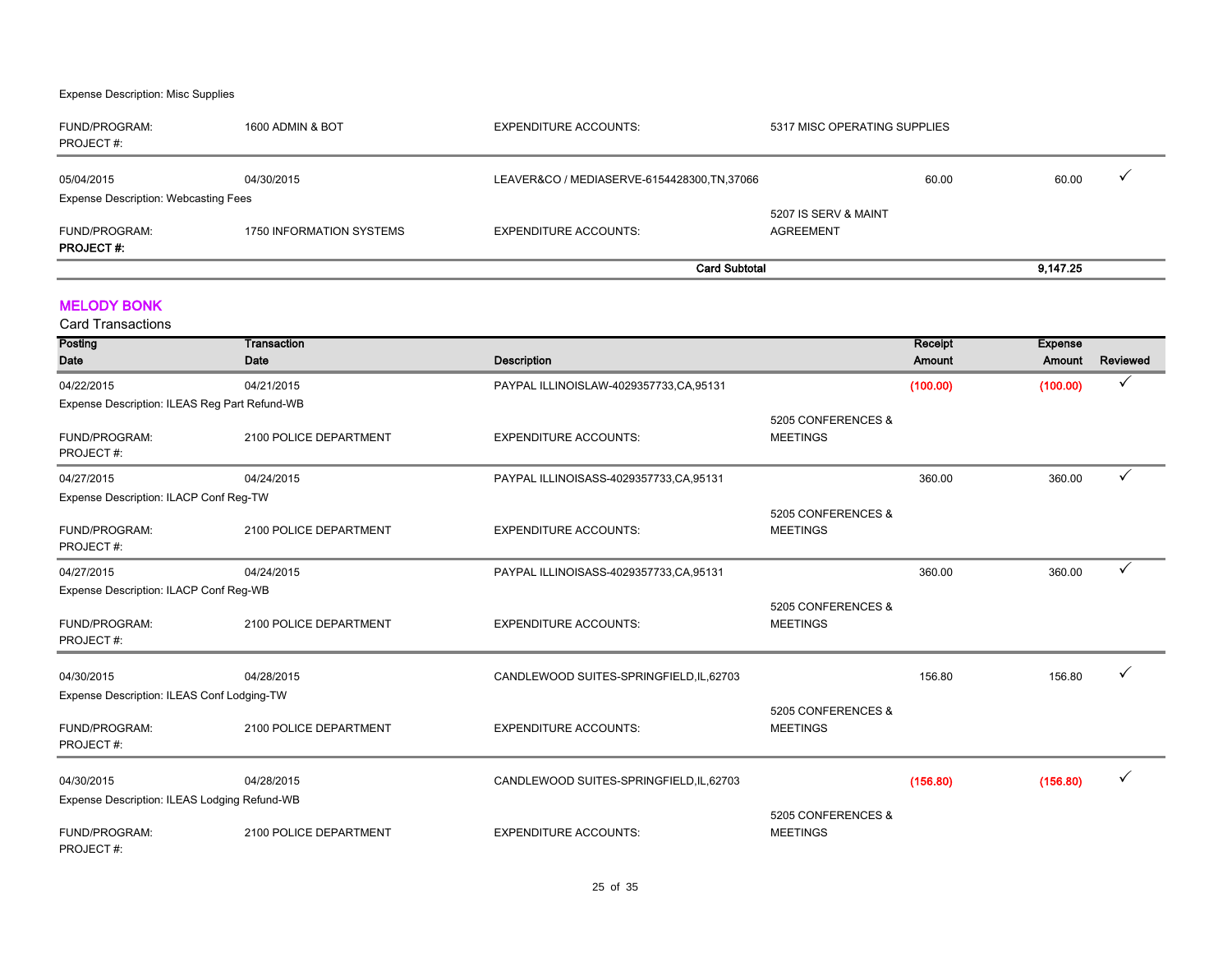Expense Description: Misc Supplies

| | | | | | | |
|---|---|---|---|---|---|---|
| FUND/PROGRAM: PROJECT #: | 1600 ADMIN & BOT | EXPENDITURE ACCOUNTS: | 5317 MISC OPERATING SUPPLIES | | | |
| 05/04/2015 | 04/30/2015 | LEAVER&CO / MEDIASERVE-6154428300,TN,37066 | | 60.00 | 60.00 | ✓ |
| Expense Description: Webcasting Fees | | | | | | |
| FUND/PROGRAM: **PROJECT #:** | 1750 INFORMATION SYSTEMS | EXPENDITURE ACCOUNTS: | 5207 IS SERV & MAINT AGREEMENT | | | |
| | | **Card Subtotal** | | | **9,147.25** | |

## MELODY BONK

Card Transactions

| Posting Date | Transaction Date | Description | | Receipt Amount | Expense Amount | Reviewed |
|---|---|---|---|---|---|---|
| 04/22/2015 | 04/21/2015 | PAYPAL ILLINOISLAW-4029357733,CA,95131 | | (100.00) | (100.00) | ✓ |
| Expense Description: ILEAS Reg Part Refund-WB | | | | | | |
| FUND/PROGRAM: PROJECT #: | 2100 POLICE DEPARTMENT | EXPENDITURE ACCOUNTS: | 5205 CONFERENCES & MEETINGS | | | |
| 04/27/2015 | 04/24/2015 | PAYPAL ILLINOISASS-4029357733,CA,95131 | | 360.00 | 360.00 | ✓ |
| Expense Description: ILACP Conf Reg-TW | | | | | | |
| FUND/PROGRAM: PROJECT #: | 2100 POLICE DEPARTMENT | EXPENDITURE ACCOUNTS: | 5205 CONFERENCES & MEETINGS | | | |
| 04/27/2015 | 04/24/2015 | PAYPAL ILLINOISASS-4029357733,CA,95131 | | 360.00 | 360.00 | ✓ |
| Expense Description: ILACP Conf Reg-WB | | | | | | |
| FUND/PROGRAM: PROJECT #: | 2100 POLICE DEPARTMENT | EXPENDITURE ACCOUNTS: | 5205 CONFERENCES & MEETINGS | | | |
| 04/30/2015 | 04/28/2015 | CANDLEWOOD SUITES-SPRINGFIELD,IL,62703 | | 156.80 | 156.80 | ✓ |
| Expense Description: ILEAS Conf Lodging-TW | | | | | | |
| FUND/PROGRAM: PROJECT #: | 2100 POLICE DEPARTMENT | EXPENDITURE ACCOUNTS: | 5205 CONFERENCES & MEETINGS | | | |
| 04/30/2015 | 04/28/2015 | CANDLEWOOD SUITES-SPRINGFIELD,IL,62703 | | (156.80) | (156.80) | ✓ |
| Expense Description: ILEAS Lodging Refund-WB | | | | | | |
| FUND/PROGRAM: PROJECT #: | 2100 POLICE DEPARTMENT | EXPENDITURE ACCOUNTS: | 5205 CONFERENCES & MEETINGS | | | |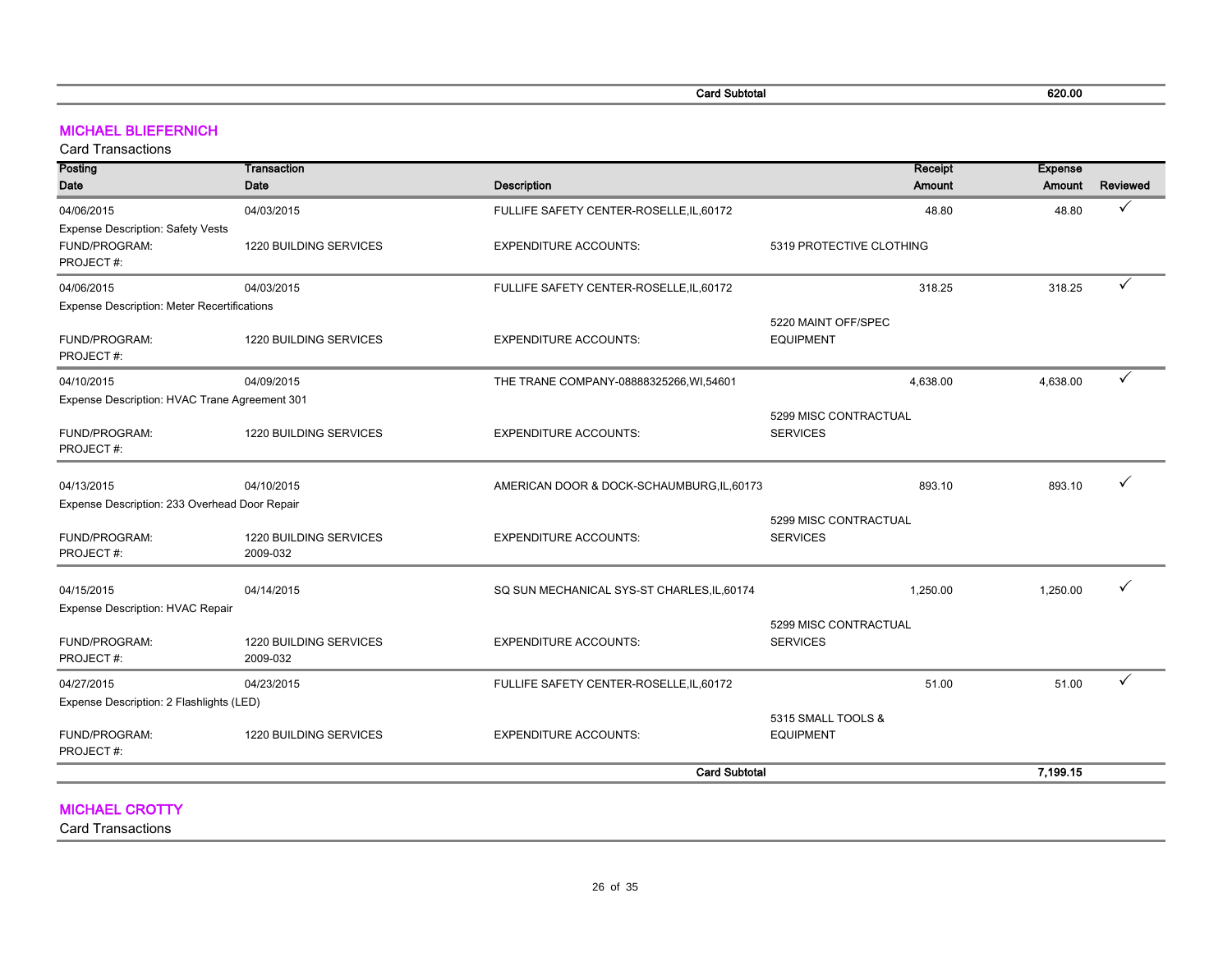| | | Card Subtotal | | | 620.00 | |
|---|---|---|---|---|---|---|

## MICHAEL BLIEFERNICH

Card Transactions

| Posting Date | Transaction Date | Description | | Receipt Amount | Expense Amount | Reviewed |
|---|---|---|---|---|---|---|
| 04/06/2015 | 04/03/2015 | FULLIFE SAFETY CENTER-ROSELLE,IL,60172 | | 48.80 | 48.80 | ✓ |
| Expense Description: Safety Vests | | | | | | |
| FUND/PROGRAM: | 1220 BUILDING SERVICES | EXPENDITURE ACCOUNTS: | 5319 PROTECTIVE CLOTHING | | | |
| PROJECT #: | | | | | | |
| 04/06/2015 | 04/03/2015 | FULLIFE SAFETY CENTER-ROSELLE,IL,60172 | | 318.25 | 318.25 | ✓ |
| Expense Description: Meter Recertifications | | | | | | |
| FUND/PROGRAM: | 1220 BUILDING SERVICES | EXPENDITURE ACCOUNTS: | 5220 MAINT OFF/SPEC EQUIPMENT | | | |
| PROJECT #: | | | | | | |
| 04/10/2015 | 04/09/2015 | THE TRANE COMPANY-08888325266,WI,54601 | | 4,638.00 | 4,638.00 | ✓ |
| Expense Description: HVAC Trane Agreement 301 | | | | | | |
| FUND/PROGRAM: | 1220 BUILDING SERVICES | EXPENDITURE ACCOUNTS: | 5299 MISC CONTRACTUAL SERVICES | | | |
| PROJECT #: | | | | | | |
| 04/13/2015 | 04/10/2015 | AMERICAN DOOR & DOCK-SCHAUMBURG,IL,60173 | | 893.10 | 893.10 | ✓ |
| Expense Description: 233 Overhead Door Repair | | | | | | |
| FUND/PROGRAM: | 1220 BUILDING SERVICES | EXPENDITURE ACCOUNTS: | 5299 MISC CONTRACTUAL SERVICES | | | |
| PROJECT #: | 2009-032 | | | | | |
| 04/15/2015 | 04/14/2015 | SQ SUN MECHANICAL SYS-ST CHARLES,IL,60174 | | 1,250.00 | 1,250.00 | ✓ |
| Expense Description: HVAC Repair | | | | | | |
| FUND/PROGRAM: | 1220 BUILDING SERVICES | EXPENDITURE ACCOUNTS: | 5299 MISC CONTRACTUAL SERVICES | | | |
| PROJECT #: | 2009-032 | | | | | |
| 04/27/2015 | 04/23/2015 | FULLIFE SAFETY CENTER-ROSELLE,IL,60172 | | 51.00 | 51.00 | ✓ |
| Expense Description: 2 Flashlights (LED) | | | | | | |
| FUND/PROGRAM: | 1220 BUILDING SERVICES | EXPENDITURE ACCOUNTS: | 5315 SMALL TOOLS & EQUIPMENT | | | |
| PROJECT #: | | | | | | |
| | | Card Subtotal | | | 7,199.15 | |

## MICHAEL CROTTY

Card Transactions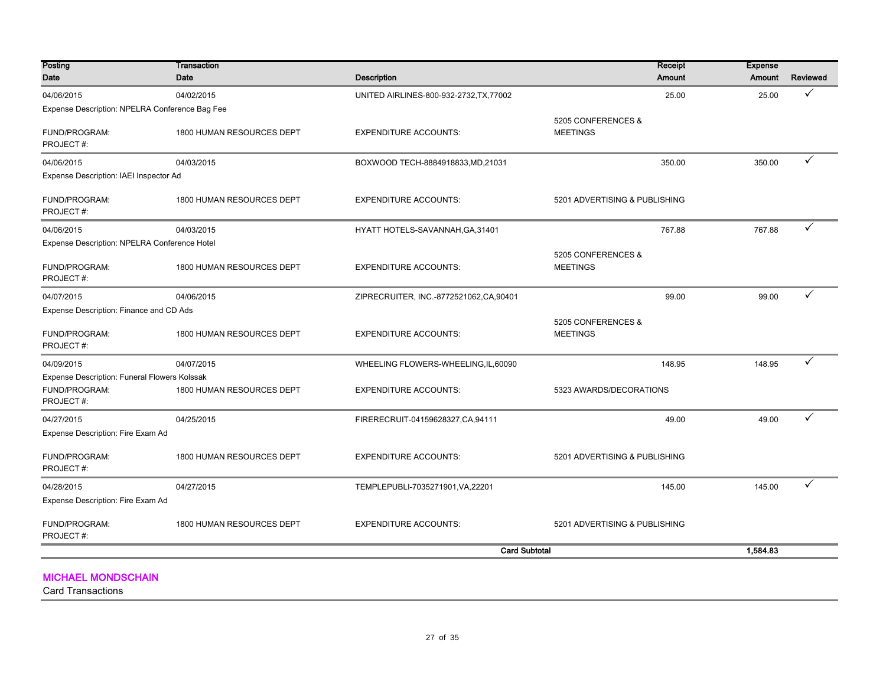| Posting Date | Transaction Date | Description | | Receipt Amount | Expense Amount | Reviewed |
|---|---|---|---|---|---|---|
| 04/06/2015 | 04/02/2015 | UNITED AIRLINES-800-932-2732,TX,77002 | | 25.00 | 25.00 | ✓ |
| Expense Description: NPELRA Conference Bag Fee | | | | | | |
| FUND/PROGRAM: PROJECT #: | 1800 HUMAN RESOURCES DEPT | EXPENDITURE ACCOUNTS: | 5205 CONFERENCES & MEETINGS | | | |
| 04/06/2015 | 04/03/2015 | BOXWOOD TECH-8884918833,MD,21031 | | 350.00 | 350.00 | ✓ |
| Expense Description: IAEI Inspector Ad | | | | | | |
| FUND/PROGRAM: PROJECT #: | 1800 HUMAN RESOURCES DEPT | EXPENDITURE ACCOUNTS: | 5201 ADVERTISING & PUBLISHING | | | |
| 04/06/2015 | 04/03/2015 | HYATT HOTELS-SAVANNAH,GA,31401 | | 767.88 | 767.88 | ✓ |
| Expense Description: NPELRA Conference Hotel | | | | | | |
| FUND/PROGRAM: PROJECT #: | 1800 HUMAN RESOURCES DEPT | EXPENDITURE ACCOUNTS: | 5205 CONFERENCES & MEETINGS | | | |
| 04/07/2015 | 04/06/2015 | ZIPRECRUITER, INC.-8772521062,CA,90401 | | 99.00 | 99.00 | ✓ |
| Expense Description: Finance and CD Ads | | | | | | |
| FUND/PROGRAM: PROJECT #: | 1800 HUMAN RESOURCES DEPT | EXPENDITURE ACCOUNTS: | 5205 CONFERENCES & MEETINGS | | | |
| 04/09/2015 | 04/07/2015 | WHEELING FLOWERS-WHEELING,IL,60090 | | 148.95 | 148.95 | ✓ |
| Expense Description: Funeral Flowers Kolssak | | | | | | |
| FUND/PROGRAM: PROJECT #: | 1800 HUMAN RESOURCES DEPT | EXPENDITURE ACCOUNTS: | 5323 AWARDS/DECORATIONS | | | |
| 04/27/2015 | 04/25/2015 | FIRERECRUIT-04159628327,CA,94111 | | 49.00 | 49.00 | ✓ |
| Expense Description: Fire Exam Ad | | | | | | |
| FUND/PROGRAM: PROJECT #: | 1800 HUMAN RESOURCES DEPT | EXPENDITURE ACCOUNTS: | 5201 ADVERTISING & PUBLISHING | | | |
| 04/28/2015 | 04/27/2015 | TEMPLEPUBLI-7035271901,VA,22201 | | 145.00 | 145.00 | ✓ |
| Expense Description: Fire Exam Ad | | | | | | |
| FUND/PROGRAM: PROJECT #: | 1800 HUMAN RESOURCES DEPT | EXPENDITURE ACCOUNTS: | 5201 ADVERTISING & PUBLISHING | | | |
| | | **Card Subtotal** | | | **1,584.83** | |

## MICHAEL MONDSCHAIN

Card Transactions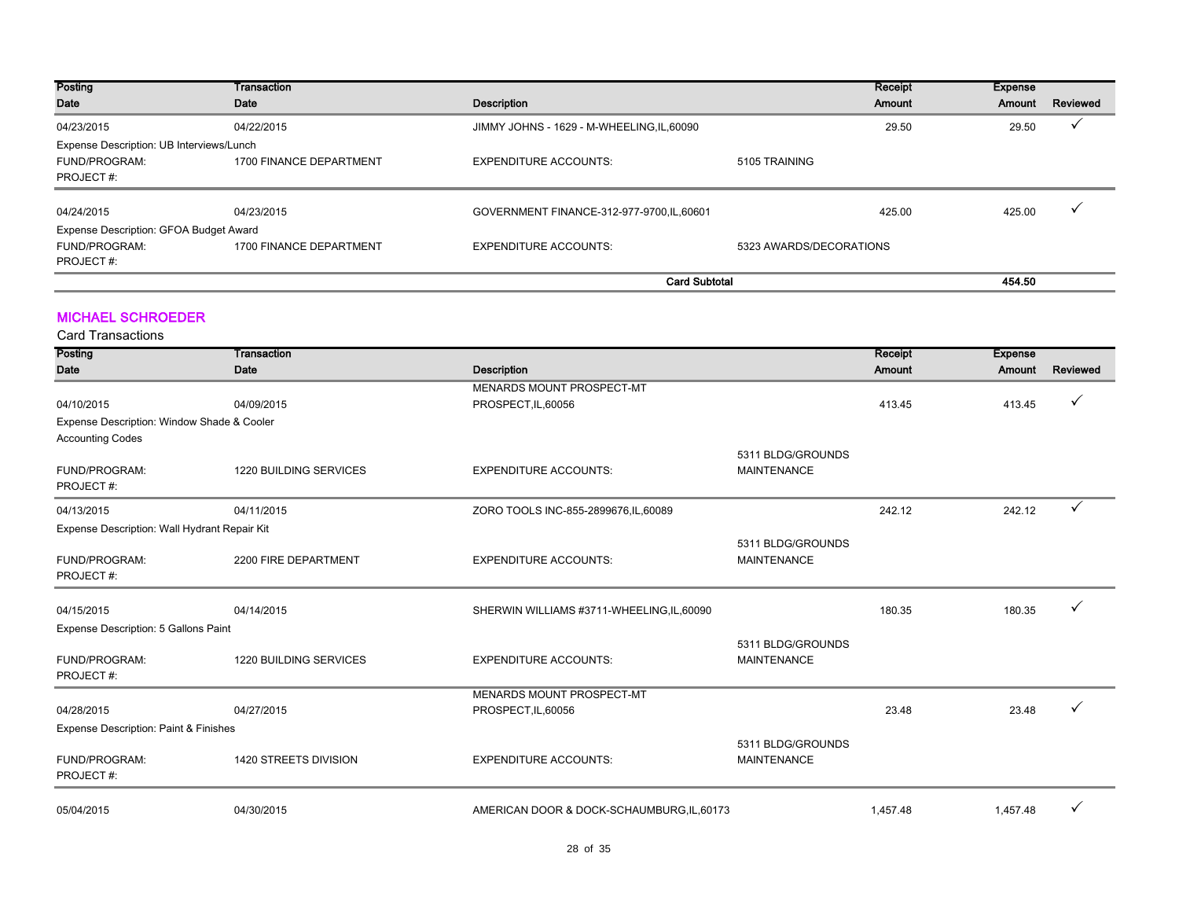| Posting Date | Transaction Date | Description | | Receipt Amount | Expense Amount | Reviewed |
|---|---|---|---|---|---|---|
| 04/23/2015 | 04/22/2015 | JIMMY JOHNS - 1629 - M-WHEELING,IL,60090 | | 29.50 | 29.50 | ✓ |
| Expense Description: UB Interviews/Lunch | | | | | | |
| FUND/PROGRAM: | 1700 FINANCE DEPARTMENT | EXPENDITURE ACCOUNTS: | 5105 TRAINING | | | |
| PROJECT #: | | | | | | |
| 04/24/2015 | 04/23/2015 | GOVERNMENT FINANCE-312-977-9700,IL,60601 | | 425.00 | 425.00 | ✓ |
| Expense Description: GFOA Budget Award | | | | | | |
| FUND/PROGRAM: | 1700 FINANCE DEPARTMENT | EXPENDITURE ACCOUNTS: | 5323 AWARDS/DECORATIONS | | | |
| PROJECT #: | | | | | | |
| | | **Card Subtotal** | | | **454.50** | |

## MICHAEL SCHROEDER

Card Transactions

| Posting Date | Transaction Date | Description | | Receipt Amount | Expense Amount | Reviewed |
|---|---|---|---|---|---|---|
| 04/10/2015 | 04/09/2015 | MENARDS MOUNT PROSPECT-MT PROSPECT,IL,60056 | | 413.45 | 413.45 | ✓ |
| Expense Description: Window Shade & Cooler | | | | | | |
| Accounting Codes | | | | | | |
| FUND/PROGRAM: | 1220 BUILDING SERVICES | EXPENDITURE ACCOUNTS: | 5311 BLDG/GROUNDS MAINTENANCE | | | |
| PROJECT #: | | | | | | |
| 04/13/2015 | 04/11/2015 | ZORO TOOLS INC-855-2899676,IL,60089 | | 242.12 | 242.12 | ✓ |
| Expense Description: Wall Hydrant Repair Kit | | | | | | |
| FUND/PROGRAM: | 2200 FIRE DEPARTMENT | EXPENDITURE ACCOUNTS: | 5311 BLDG/GROUNDS MAINTENANCE | | | |
| PROJECT #: | | | | | | |
| 04/15/2015 | 04/14/2015 | SHERWIN WILLIAMS #3711-WHEELING,IL,60090 | | 180.35 | 180.35 | ✓ |
| Expense Description: 5 Gallons Paint | | | | | | |
| FUND/PROGRAM: | 1220 BUILDING SERVICES | EXPENDITURE ACCOUNTS: | 5311 BLDG/GROUNDS MAINTENANCE | | | |
| PROJECT #: | | | | | | |
| 04/28/2015 | 04/27/2015 | MENARDS MOUNT PROSPECT-MT PROSPECT,IL,60056 | | 23.48 | 23.48 | ✓ |
| Expense Description: Paint & Finishes | | | | | | |
| FUND/PROGRAM: | 1420 STREETS DIVISION | EXPENDITURE ACCOUNTS: | 5311 BLDG/GROUNDS MAINTENANCE | | | |
| PROJECT #: | | | | | | |
| 05/04/2015 | 04/30/2015 | AMERICAN DOOR & DOCK-SCHAUMBURG,IL,60173 | | 1,457.48 | 1,457.48 | ✓ |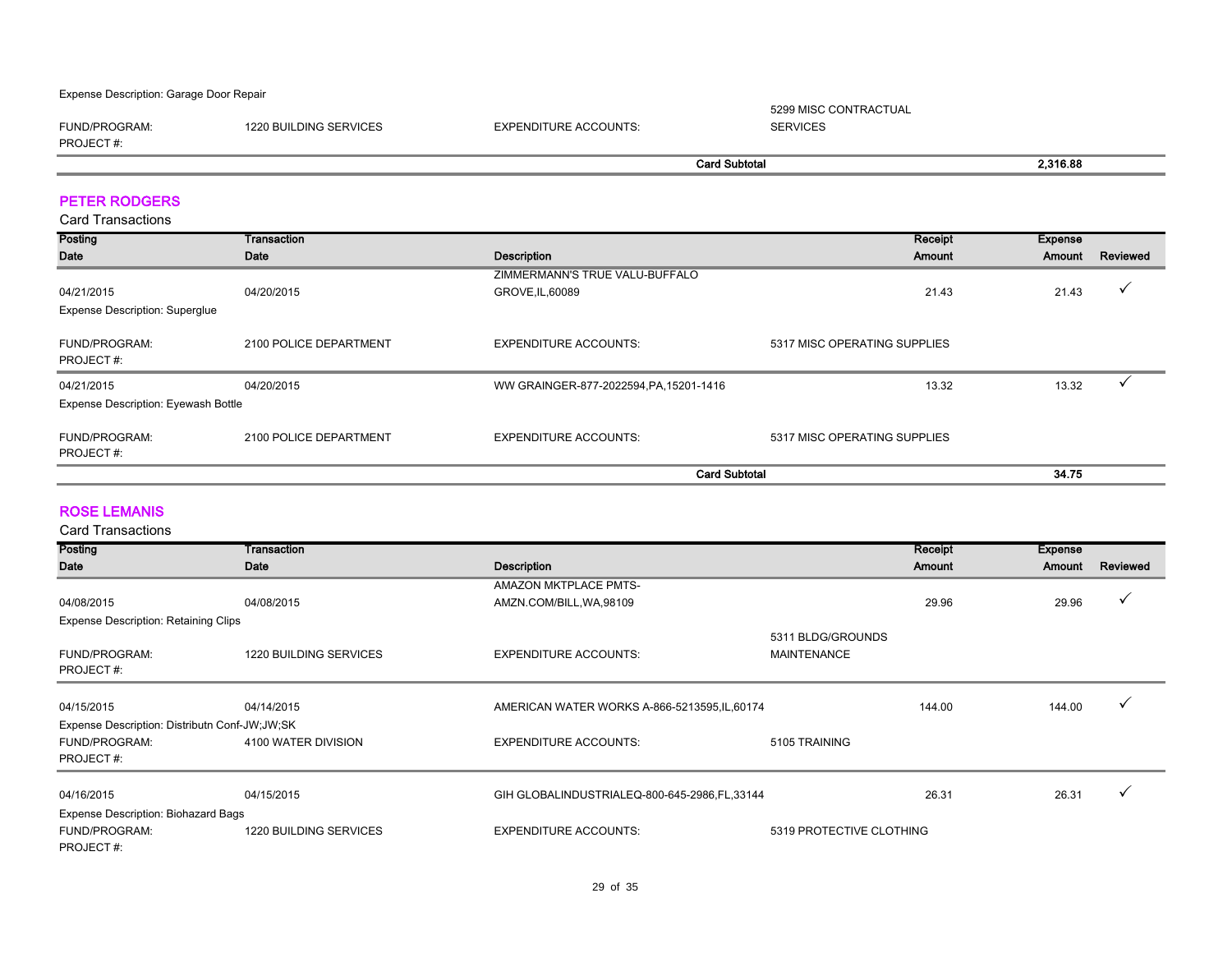Expense Description: Garage Door Repair

| | | | | | | |
|---|---|---|---|---|---|---|
| FUND/PROGRAM: PROJECT #: | 1220 BUILDING SERVICES | EXPENDITURE ACCOUNTS: | 5299 MISC CONTRACTUAL SERVICES | | | |
| | | **Card Subtotal** | | | **2,316.88** | |

## PETER RODGERS

Card Transactions

| Posting Date | Transaction Date | Description | | Receipt Amount | Expense Amount | Reviewed |
|---|---|---|---|---|---|---|
| 04/21/2015 | 04/20/2015 | ZIMMERMANN'S TRUE VALU-BUFFALO GROVE,IL,60089 | | 21.43 | 21.43 | ✓ |
| Expense Description: Superglue | | | | | | |
| FUND/PROGRAM: PROJECT #: | 2100 POLICE DEPARTMENT | EXPENDITURE ACCOUNTS: | 5317 MISC OPERATING SUPPLIES | | | |
| 04/21/2015 | 04/20/2015 | WW GRAINGER-877-2022594,PA,15201-1416 | | 13.32 | 13.32 | ✓ |
| Expense Description: Eyewash Bottle | | | | | | |
| FUND/PROGRAM: PROJECT #: | 2100 POLICE DEPARTMENT | EXPENDITURE ACCOUNTS: | 5317 MISC OPERATING SUPPLIES | | | |
| | | **Card Subtotal** | | | **34.75** | |

## ROSE LEMANIS

Card Transactions

| Posting Date | Transaction Date | Description | | Receipt Amount | Expense Amount | Reviewed |
|---|---|---|---|---|---|---|
| 04/08/2015 | 04/08/2015 | AMAZON MKTPLACE PMTS-AMZN.COM/BILL,WA,98109 | | 29.96 | 29.96 | ✓ |
| Expense Description: Retaining Clips | | | | | | |
| FUND/PROGRAM: PROJECT #: | 1220 BUILDING SERVICES | EXPENDITURE ACCOUNTS: | 5311 BLDG/GROUNDS MAINTENANCE | | | |
| 04/15/2015 | 04/14/2015 | AMERICAN WATER WORKS A-866-5213595,IL,60174 | | 144.00 | 144.00 | ✓ |
| Expense Description: Distributn Conf-JW;JW;SK | | | | | | |
| FUND/PROGRAM: PROJECT #: | 4100 WATER DIVISION | EXPENDITURE ACCOUNTS: | 5105 TRAINING | | | |
| 04/16/2015 | 04/15/2015 | GIH GLOBALINDUSTRIALEQ-800-645-2986,FL,33144 | | 26.31 | 26.31 | ✓ |
| Expense Description: Biohazard Bags | | | | | | |
| FUND/PROGRAM: PROJECT #: | 1220 BUILDING SERVICES | EXPENDITURE ACCOUNTS: | 5319 PROTECTIVE CLOTHING | | | |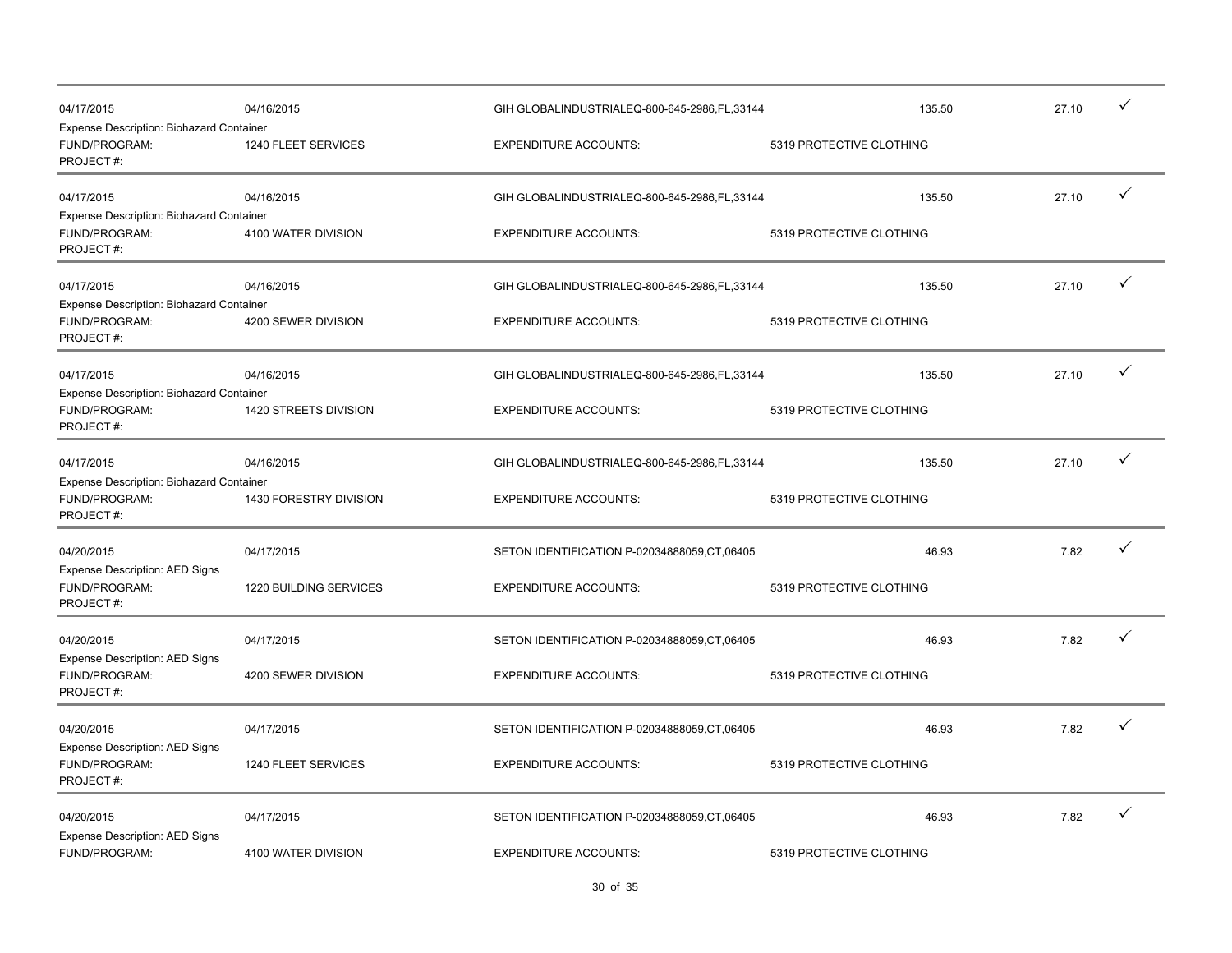| | | | | | | |
|---|---|---|---|---|---|---|
| 04/17/2015 | 04/16/2015 | GIH GLOBALINDUSTRIALEQ-800-645-2986,FL,33144 | | 135.50 | 27.10 | ✓ |
| Expense Description: Biohazard Container | | | | | | |
| FUND/PROGRAM: | 1240 FLEET SERVICES | EXPENDITURE ACCOUNTS: | 5319 PROTECTIVE CLOTHING | | | |
| PROJECT #: | | | | | | |
| 04/17/2015 | 04/16/2015 | GIH GLOBALINDUSTRIALEQ-800-645-2986,FL,33144 | | 135.50 | 27.10 | ✓ |
| Expense Description: Biohazard Container | | | | | | |
| FUND/PROGRAM: | 4100 WATER DIVISION | EXPENDITURE ACCOUNTS: | 5319 PROTECTIVE CLOTHING | | | |
| PROJECT #: | | | | | | |
| 04/17/2015 | 04/16/2015 | GIH GLOBALINDUSTRIALEQ-800-645-2986,FL,33144 | | 135.50 | 27.10 | ✓ |
| Expense Description: Biohazard Container | | | | | | |
| FUND/PROGRAM: | 4200 SEWER DIVISION | EXPENDITURE ACCOUNTS: | 5319 PROTECTIVE CLOTHING | | | |
| PROJECT #: | | | | | | |
| 04/17/2015 | 04/16/2015 | GIH GLOBALINDUSTRIALEQ-800-645-2986,FL,33144 | | 135.50 | 27.10 | ✓ |
| Expense Description: Biohazard Container | | | | | | |
| FUND/PROGRAM: | 1420 STREETS DIVISION | EXPENDITURE ACCOUNTS: | 5319 PROTECTIVE CLOTHING | | | |
| PROJECT #: | | | | | | |
| 04/17/2015 | 04/16/2015 | GIH GLOBALINDUSTRIALEQ-800-645-2986,FL,33144 | | 135.50 | 27.10 | ✓ |
| Expense Description: Biohazard Container | | | | | | |
| FUND/PROGRAM: | 1430 FORESTRY DIVISION | EXPENDITURE ACCOUNTS: | 5319 PROTECTIVE CLOTHING | | | |
| PROJECT #: | | | | | | |
| 04/20/2015 | 04/17/2015 | SETON IDENTIFICATION P-02034888059,CT,06405 | | 46.93 | 7.82 | ✓ |
| Expense Description: AED Signs | | | | | | |
| FUND/PROGRAM: | 1220 BUILDING SERVICES | EXPENDITURE ACCOUNTS: | 5319 PROTECTIVE CLOTHING | | | |
| PROJECT #: | | | | | | |
| 04/20/2015 | 04/17/2015 | SETON IDENTIFICATION P-02034888059,CT,06405 | | 46.93 | 7.82 | ✓ |
| Expense Description: AED Signs | | | | | | |
| FUND/PROGRAM: | 4200 SEWER DIVISION | EXPENDITURE ACCOUNTS: | 5319 PROTECTIVE CLOTHING | | | |
| PROJECT #: | | | | | | |
| 04/20/2015 | 04/17/2015 | SETON IDENTIFICATION P-02034888059,CT,06405 | | 46.93 | 7.82 | ✓ |
| Expense Description: AED Signs | | | | | | |
| FUND/PROGRAM: | 1240 FLEET SERVICES | EXPENDITURE ACCOUNTS: | 5319 PROTECTIVE CLOTHING | | | |
| PROJECT #: | | | | | | |
| 04/20/2015 | 04/17/2015 | SETON IDENTIFICATION P-02034888059,CT,06405 | | 46.93 | 7.82 | ✓ |
| Expense Description: AED Signs | | | | | | |
| FUND/PROGRAM: | 4100 WATER DIVISION | EXPENDITURE ACCOUNTS: | 5319 PROTECTIVE CLOTHING | | | |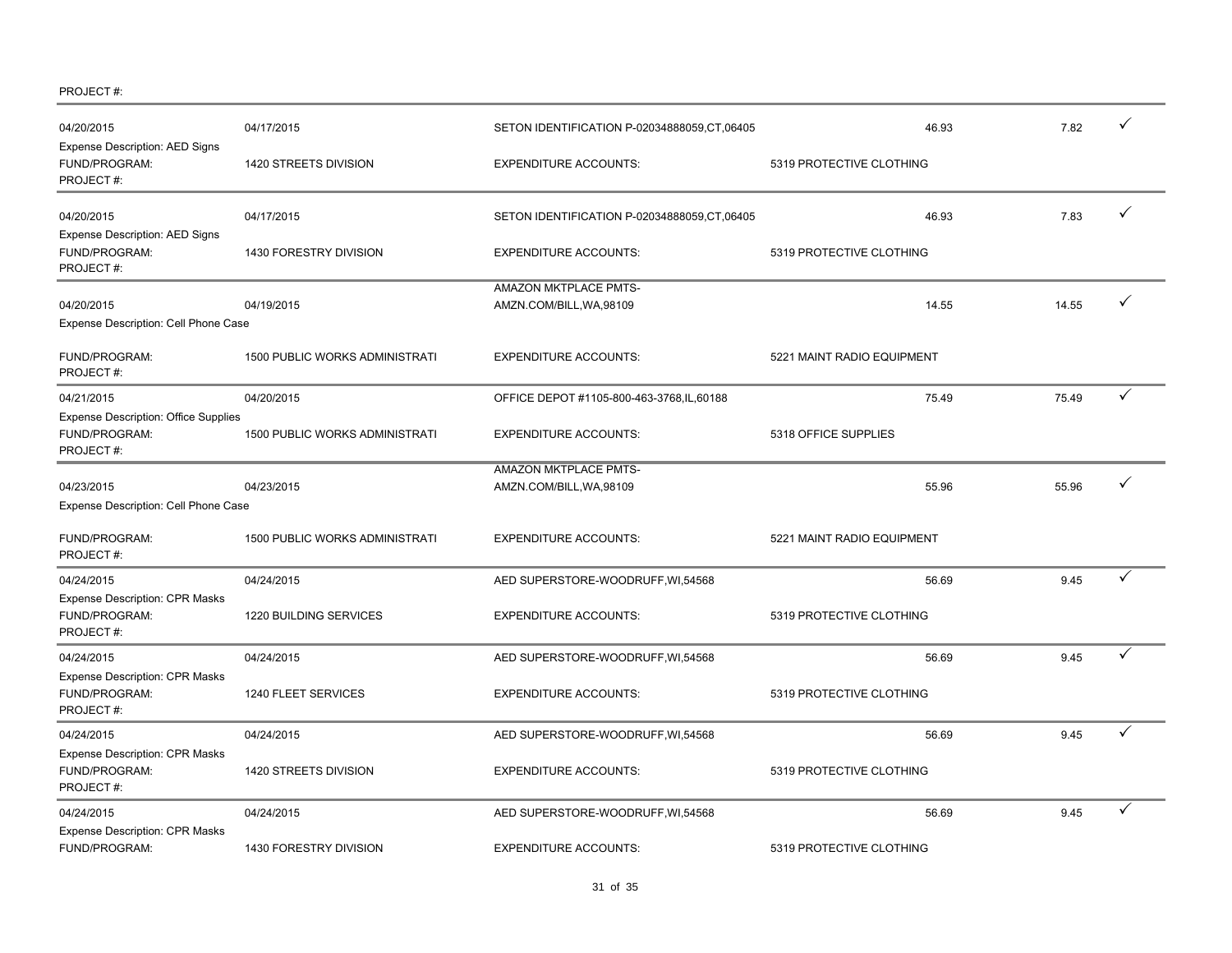PROJECT #:

| Posted Date | Transaction Date | Merchant | Transaction Amount | Amount | |
|---|---|---|---|---|---|
| 04/20/2015 | 04/17/2015 | SETON IDENTIFICATION P-02034888059,CT,06405 | 46.93 | 7.82 | ✓ |
| Expense Description: AED Signs | | | | | |
| FUND/PROGRAM: | 1420 STREETS DIVISION | EXPENDITURE ACCOUNTS: | 5319 PROTECTIVE CLOTHING | | |
| PROJECT #: | | | | | |
| 04/20/2015 | 04/17/2015 | SETON IDENTIFICATION P-02034888059,CT,06405 | 46.93 | 7.83 | ✓ |
| Expense Description: AED Signs | | | | | |
| FUND/PROGRAM: | 1430 FORESTRY DIVISION | EXPENDITURE ACCOUNTS: | 5319 PROTECTIVE CLOTHING | | |
| PROJECT #: | | | | | |
| 04/20/2015 | 04/19/2015 | AMAZON MKTPLACE PMTS-AMZN.COM/BILL,WA,98109 | 14.55 | 14.55 | ✓ |
| Expense Description: Cell Phone Case | | | | | |
| FUND/PROGRAM: | 1500 PUBLIC WORKS ADMINISTRATI | EXPENDITURE ACCOUNTS: | 5221 MAINT RADIO EQUIPMENT | | |
| PROJECT #: | | | | | |
| 04/21/2015 | 04/20/2015 | OFFICE DEPOT #1105-800-463-3768,IL,60188 | 75.49 | 75.49 | ✓ |
| Expense Description: Office Supplies | | | | | |
| FUND/PROGRAM: | 1500 PUBLIC WORKS ADMINISTRATI | EXPENDITURE ACCOUNTS: | 5318 OFFICE SUPPLIES | | |
| PROJECT #: | | | | | |
| 04/23/2015 | 04/23/2015 | AMAZON MKTPLACE PMTS-AMZN.COM/BILL,WA,98109 | 55.96 | 55.96 | ✓ |
| Expense Description: Cell Phone Case | | | | | |
| FUND/PROGRAM: | 1500 PUBLIC WORKS ADMINISTRATI | EXPENDITURE ACCOUNTS: | 5221 MAINT RADIO EQUIPMENT | | |
| PROJECT #: | | | | | |
| 04/24/2015 | 04/24/2015 | AED SUPERSTORE-WOODRUFF,WI,54568 | 56.69 | 9.45 | ✓ |
| Expense Description: CPR Masks | | | | | |
| FUND/PROGRAM: | 1220 BUILDING SERVICES | EXPENDITURE ACCOUNTS: | 5319 PROTECTIVE CLOTHING | | |
| PROJECT #: | | | | | |
| 04/24/2015 | 04/24/2015 | AED SUPERSTORE-WOODRUFF,WI,54568 | 56.69 | 9.45 | ✓ |
| Expense Description: CPR Masks | | | | | |
| FUND/PROGRAM: | 1240 FLEET SERVICES | EXPENDITURE ACCOUNTS: | 5319 PROTECTIVE CLOTHING | | |
| PROJECT #: | | | | | |
| 04/24/2015 | 04/24/2015 | AED SUPERSTORE-WOODRUFF,WI,54568 | 56.69 | 9.45 | ✓ |
| Expense Description: CPR Masks | | | | | |
| FUND/PROGRAM: | 1420 STREETS DIVISION | EXPENDITURE ACCOUNTS: | 5319 PROTECTIVE CLOTHING | | |
| PROJECT #: | | | | | |
| 04/24/2015 | 04/24/2015 | AED SUPERSTORE-WOODRUFF,WI,54568 | 56.69 | 9.45 | ✓ |
| Expense Description: CPR Masks | | | | | |
| FUND/PROGRAM: | 1430 FORESTRY DIVISION | EXPENDITURE ACCOUNTS: | 5319 PROTECTIVE CLOTHING | | |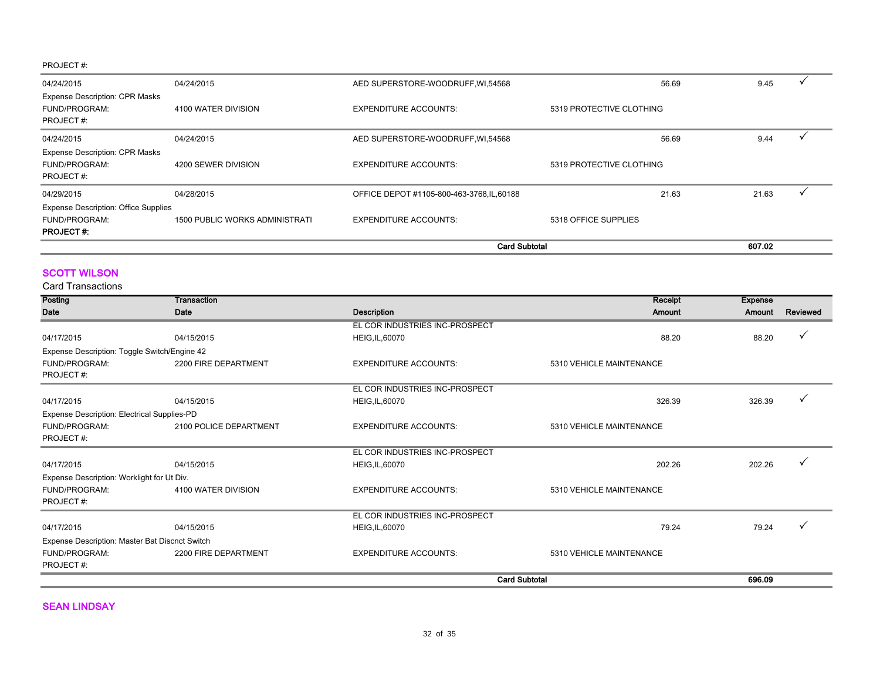PROJECT #:

| | | | | | |
|---|---|---|---|---|---|
| 04/24/2015 | 04/24/2015 | AED SUPERSTORE-WOODRUFF,WI,54568 | 56.69 | 9.45 | ✓ |
| Expense Description: CPR Masks | | | | | |
| FUND/PROGRAM: | 4100 WATER DIVISION | EXPENDITURE ACCOUNTS: | 5319 PROTECTIVE CLOTHING | | |
| PROJECT #: | | | | | |
| 04/24/2015 | 04/24/2015 | AED SUPERSTORE-WOODRUFF,WI,54568 | 56.69 | 9.44 | ✓ |
| Expense Description: CPR Masks | | | | | |
| FUND/PROGRAM: | 4200 SEWER DIVISION | EXPENDITURE ACCOUNTS: | 5319 PROTECTIVE CLOTHING | | |
| PROJECT #: | | | | | |
| 04/29/2015 | 04/28/2015 | OFFICE DEPOT #1105-800-463-3768,IL,60188 | 21.63 | 21.63 | ✓ |
| Expense Description: Office Supplies | | | | | |
| FUND/PROGRAM: | 1500 PUBLIC WORKS ADMINISTRATI | EXPENDITURE ACCOUNTS: | 5318 OFFICE SUPPLIES | | |
| **PROJECT #:** | | | | | |
| | | **Card Subtotal** | | **607.02** | |

## SCOTT WILSON

Card Transactions

| Posting Date | Transaction Date | Description | Receipt Amount | Expense Amount | Reviewed |
|---|---|---|---|---|---|
| 04/17/2015 | 04/15/2015 | EL COR INDUSTRIES INC-PROSPECT HEIG,IL,60070 | 88.20 | 88.20 | ✓ |
| Expense Description: Toggle Switch/Engine 42 | | | | | |
| FUND/PROGRAM: | 2200 FIRE DEPARTMENT | EXPENDITURE ACCOUNTS: | 5310 VEHICLE MAINTENANCE | | |
| PROJECT #: | | | | | |
| 04/17/2015 | 04/15/2015 | EL COR INDUSTRIES INC-PROSPECT HEIG,IL,60070 | 326.39 | 326.39 | ✓ |
| Expense Description: Electrical Supplies-PD | | | | | |
| FUND/PROGRAM: | 2100 POLICE DEPARTMENT | EXPENDITURE ACCOUNTS: | 5310 VEHICLE MAINTENANCE | | |
| PROJECT #: | | | | | |
| 04/17/2015 | 04/15/2015 | EL COR INDUSTRIES INC-PROSPECT HEIG,IL,60070 | 202.26 | 202.26 | ✓ |
| Expense Description: Worklight for Ut Div. | | | | | |
| FUND/PROGRAM: | 4100 WATER DIVISION | EXPENDITURE ACCOUNTS: | 5310 VEHICLE MAINTENANCE | | |
| PROJECT #: | | | | | |
| 04/17/2015 | 04/15/2015 | EL COR INDUSTRIES INC-PROSPECT HEIG,IL,60070 | 79.24 | 79.24 | ✓ |
| Expense Description: Master Bat Discnct Switch | | | | | |
| FUND/PROGRAM: | 2200 FIRE DEPARTMENT | EXPENDITURE ACCOUNTS: | 5310 VEHICLE MAINTENANCE | | |
| PROJECT #: | | | | | |
| | | **Card Subtotal** | | **696.09** | |

## SEAN LINDSAY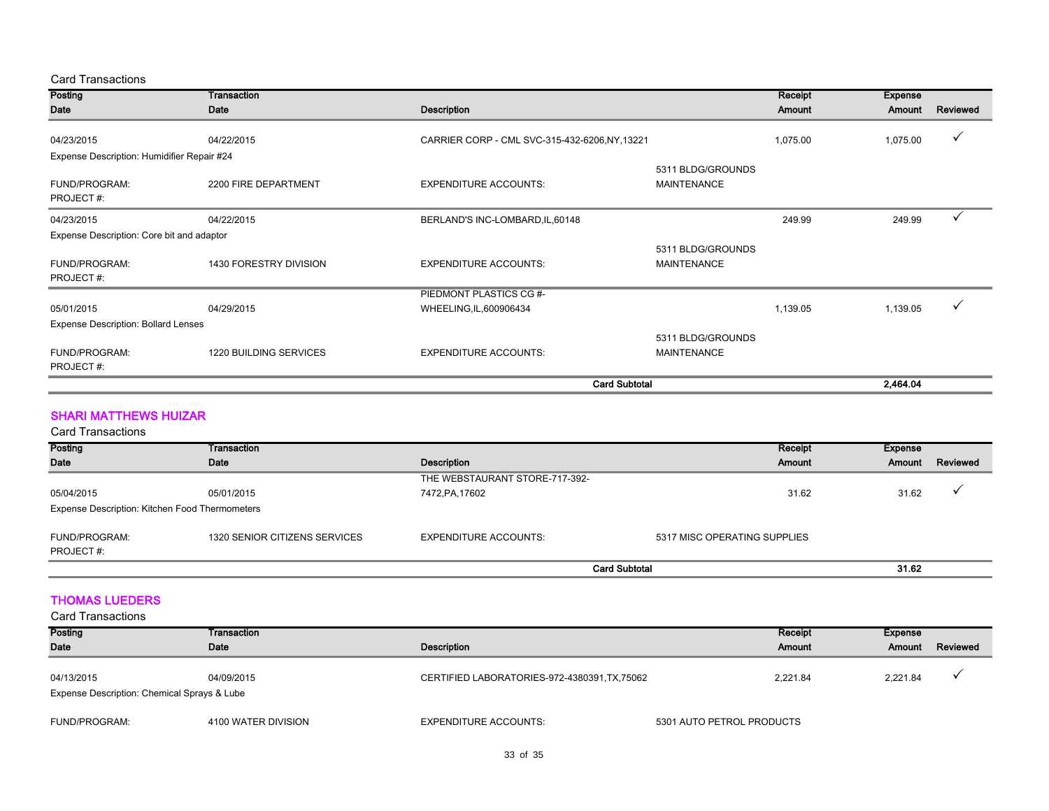Card Transactions

| Posting Date | Transaction Date | Description | | Receipt Amount | Expense Amount | Reviewed |
|---|---|---|---|---|---|---|
| 04/23/2015 | 04/22/2015 | CARRIER CORP - CML SVC-315-432-6206,NY,13221 | | 1,075.00 | 1,075.00 | ✓ |
| Expense Description: Humidifier Repair #24 | | | | | | |
| FUND/PROGRAM: | 2200 FIRE DEPARTMENT | EXPENDITURE ACCOUNTS: | 5311 BLDG/GROUNDS MAINTENANCE | | | |
| PROJECT #: | | | | | | |
| 04/23/2015 | 04/22/2015 | BERLAND'S INC-LOMBARD,IL,60148 | | 249.99 | 249.99 | ✓ |
| Expense Description: Core bit and adaptor | | | | | | |
| FUND/PROGRAM: | 1430 FORESTRY DIVISION | EXPENDITURE ACCOUNTS: | 5311 BLDG/GROUNDS MAINTENANCE | | | |
| PROJECT #: | | | | | | |
| 05/01/2015 | 04/29/2015 | PIEDMONT PLASTICS CG #-WHEELING,IL,600906434 | | 1,139.05 | 1,139.05 | ✓ |
| Expense Description: Bollard Lenses | | | | | | |
| FUND/PROGRAM: | 1220 BUILDING SERVICES | EXPENDITURE ACCOUNTS: | 5311 BLDG/GROUNDS MAINTENANCE | | | |
| PROJECT #: | | | | | | |
| | | | **Card Subtotal** | | **2,464.04** | |

## SHARI MATTHEWS HUIZAR

Card Transactions

| Posting Date | Transaction Date | Description | | Receipt Amount | Expense Amount | Reviewed |
|---|---|---|---|---|---|---|
| 05/04/2015 | 05/01/2015 | THE WEBSTAURANT STORE-717-392-7472,PA,17602 | | 31.62 | 31.62 | ✓ |
| Expense Description: Kitchen Food Thermometers | | | | | | |
| FUND/PROGRAM: | 1320 SENIOR CITIZENS SERVICES | EXPENDITURE ACCOUNTS: | 5317 MISC OPERATING SUPPLIES | | | |
| PROJECT #: | | | | | | |
| | | | **Card Subtotal** | | **31.62** | |

## THOMAS LUEDERS

Card Transactions

| Posting Date | Transaction Date | Description | | Receipt Amount | Expense Amount | Reviewed |
|---|---|---|---|---|---|---|
| 04/13/2015 | 04/09/2015 | CERTIFIED LABORATORIES-972-4380391,TX,75062 | | 2,221.84 | 2,221.84 | ✓ |
| Expense Description: Chemical Sprays & Lube | | | | | | |
| FUND/PROGRAM: | 4100 WATER DIVISION | EXPENDITURE ACCOUNTS: | 5301 AUTO PETROL PRODUCTS | | | |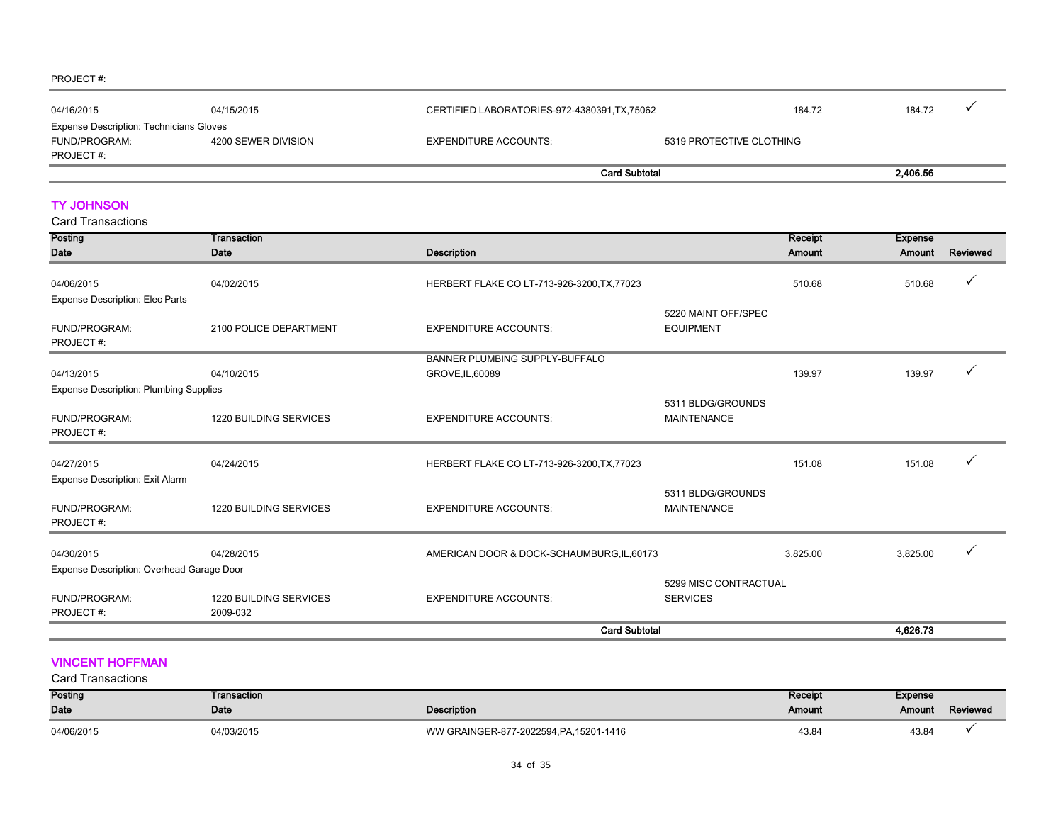PROJECT #:

| Posting Date | Transaction Date | Description | | Receipt Amount | Expense Amount | Reviewed |
|---|---|---|---|---|---|---|
| 04/16/2015 | 04/15/2015 | CERTIFIED LABORATORIES-972-4380391,TX,75062 | | 184.72 | 184.72 | ✓ |
| Expense Description: Technicians Gloves | | | | | | |
| FUND/PROGRAM: | 4200 SEWER DIVISION | EXPENDITURE ACCOUNTS: | 5319 PROTECTIVE CLOTHING | | | |
| PROJECT #: | | | | | | |
| | | Card Subtotal | | | 2,406.56 | |

## TY JOHNSON

Card Transactions

| Posting Date | Transaction Date | Description | | Receipt Amount | Expense Amount | Reviewed |
|---|---|---|---|---|---|---|
| 04/06/2015 | 04/02/2015 | HERBERT FLAKE CO LT-713-926-3200,TX,77023 | | 510.68 | 510.68 | ✓ |
| Expense Description: Elec Parts | | | | | | |
| FUND/PROGRAM: | 2100 POLICE DEPARTMENT | EXPENDITURE ACCOUNTS: | 5220 MAINT OFF/SPEC EQUIPMENT | | | |
| PROJECT #: | | | | | | |
| 04/13/2015 | 04/10/2015 | BANNER PLUMBING SUPPLY-BUFFALO GROVE,IL,60089 | | 139.97 | 139.97 | ✓ |
| Expense Description: Plumbing Supplies | | | | | | |
| FUND/PROGRAM: | 1220 BUILDING SERVICES | EXPENDITURE ACCOUNTS: | 5311 BLDG/GROUNDS MAINTENANCE | | | |
| PROJECT #: | | | | | | |
| 04/27/2015 | 04/24/2015 | HERBERT FLAKE CO LT-713-926-3200,TX,77023 | | 151.08 | 151.08 | ✓ |
| Expense Description: Exit Alarm | | | | | | |
| FUND/PROGRAM: | 1220 BUILDING SERVICES | EXPENDITURE ACCOUNTS: | 5311 BLDG/GROUNDS MAINTENANCE | | | |
| PROJECT #: | | | | | | |
| 04/30/2015 | 04/28/2015 | AMERICAN DOOR & DOCK-SCHAUMBURG,IL,60173 | | 3,825.00 | 3,825.00 | ✓ |
| Expense Description: Overhead Garage Door | | | | | | |
| FUND/PROGRAM: | 1220 BUILDING SERVICES | EXPENDITURE ACCOUNTS: | 5299 MISC CONTRACTUAL SERVICES | | | |
| PROJECT #: | 2009-032 | | | | | |
| | | Card Subtotal | | | 4,626.73 | |

## VINCENT HOFFMAN

Card Transactions

| Posting Date | Transaction Date | Description | Receipt Amount | Expense Amount | Reviewed |
|---|---|---|---|---|---|
| 04/06/2015 | 04/03/2015 | WW GRAINGER-877-2022594,PA,15201-1416 | 43.84 | 43.84 | ✓ |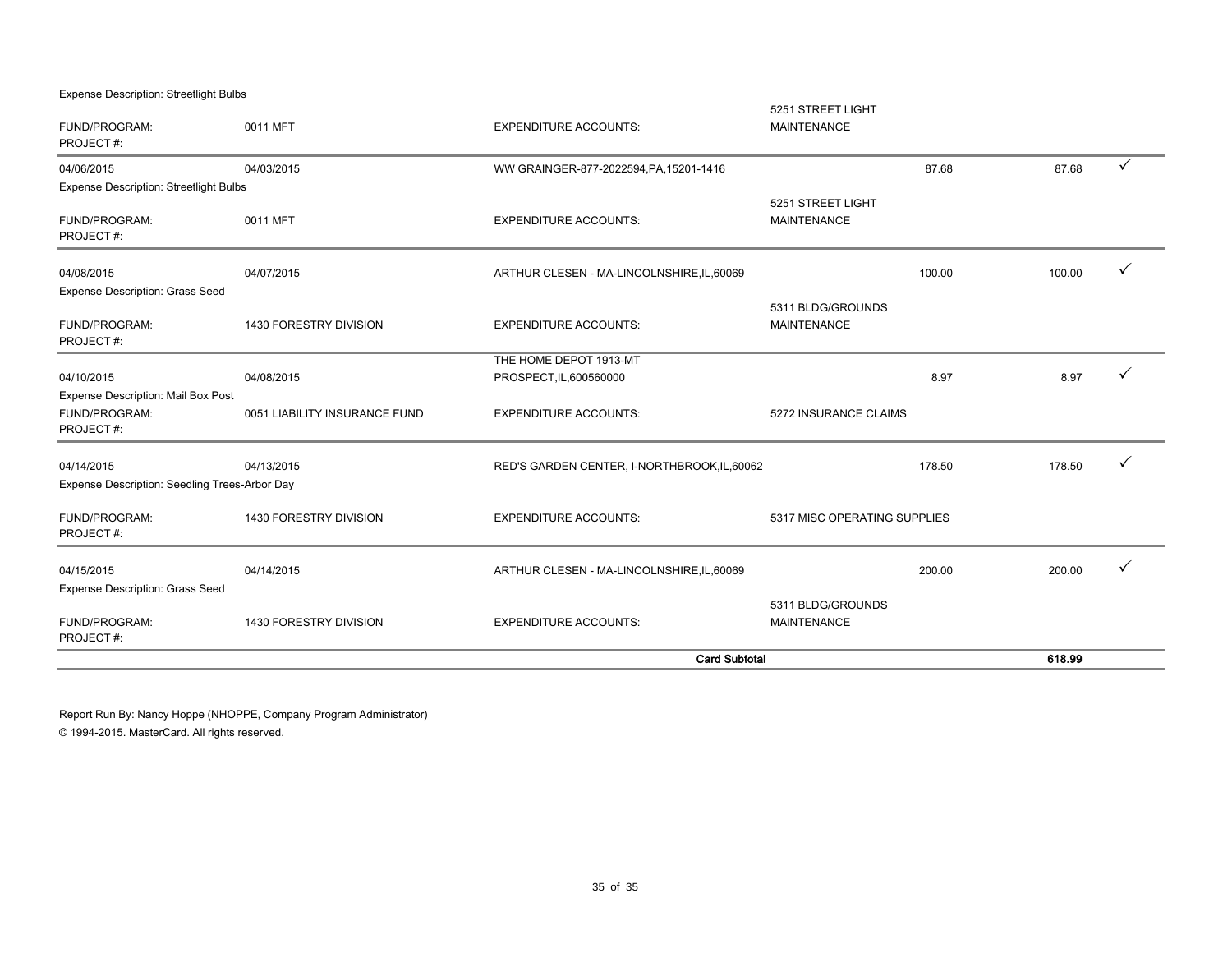Expense Description: Streetlight Bulbs

| | | | | | | |
|---|---|---|---|---|---|---|
| FUND/PROGRAM: PROJECT #: | 0011 MFT | EXPENDITURE ACCOUNTS: | 5251 STREET LIGHT MAINTENANCE | | | |
| 04/06/2015 | 04/03/2015 | WW GRAINGER-877-2022594,PA,15201-1416 | | 87.68 | 87.68 | ✓ |
| Expense Description: Streetlight Bulbs | | | | | | |
| FUND/PROGRAM: PROJECT #: | 0011 MFT | EXPENDITURE ACCOUNTS: | 5251 STREET LIGHT MAINTENANCE | | | |
| 04/08/2015 | 04/07/2015 | ARTHUR CLESEN - MA-LINCOLNSHIRE,IL,60069 | | 100.00 | 100.00 | ✓ |
| Expense Description: Grass Seed | | | | | | |
| FUND/PROGRAM: PROJECT #: | 1430 FORESTRY DIVISION | EXPENDITURE ACCOUNTS: | 5311 BLDG/GROUNDS MAINTENANCE | | | |
| 04/10/2015 | 04/08/2015 | THE HOME DEPOT 1913-MT PROSPECT,IL,600560000 | | 8.97 | 8.97 | ✓ |
| Expense Description: Mail Box Post | | | | | | |
| FUND/PROGRAM: PROJECT #: | 0051 LIABILITY INSURANCE FUND | EXPENDITURE ACCOUNTS: | 5272 INSURANCE CLAIMS | | | |
| 04/14/2015 | 04/13/2015 | RED'S GARDEN CENTER, I-NORTHBROOK,IL,60062 | | 178.50 | 178.50 | ✓ |
| Expense Description: Seedling Trees-Arbor Day | | | | | | |
| FUND/PROGRAM: PROJECT #: | 1430 FORESTRY DIVISION | EXPENDITURE ACCOUNTS: | 5317 MISC OPERATING SUPPLIES | | | |
| 04/15/2015 | 04/14/2015 | ARTHUR CLESEN - MA-LINCOLNSHIRE,IL,60069 | | 200.00 | 200.00 | ✓ |
| Expense Description: Grass Seed | | | | | | |
| FUND/PROGRAM: PROJECT #: | 1430 FORESTRY DIVISION | EXPENDITURE ACCOUNTS: | 5311 BLDG/GROUNDS MAINTENANCE | | | |
| | | **Card Subtotal** | | | **618.99** | |

Report Run By: Nancy Hoppe (NHOPPE, Company Program Administrator)

© 1994-2015. MasterCard. All rights reserved.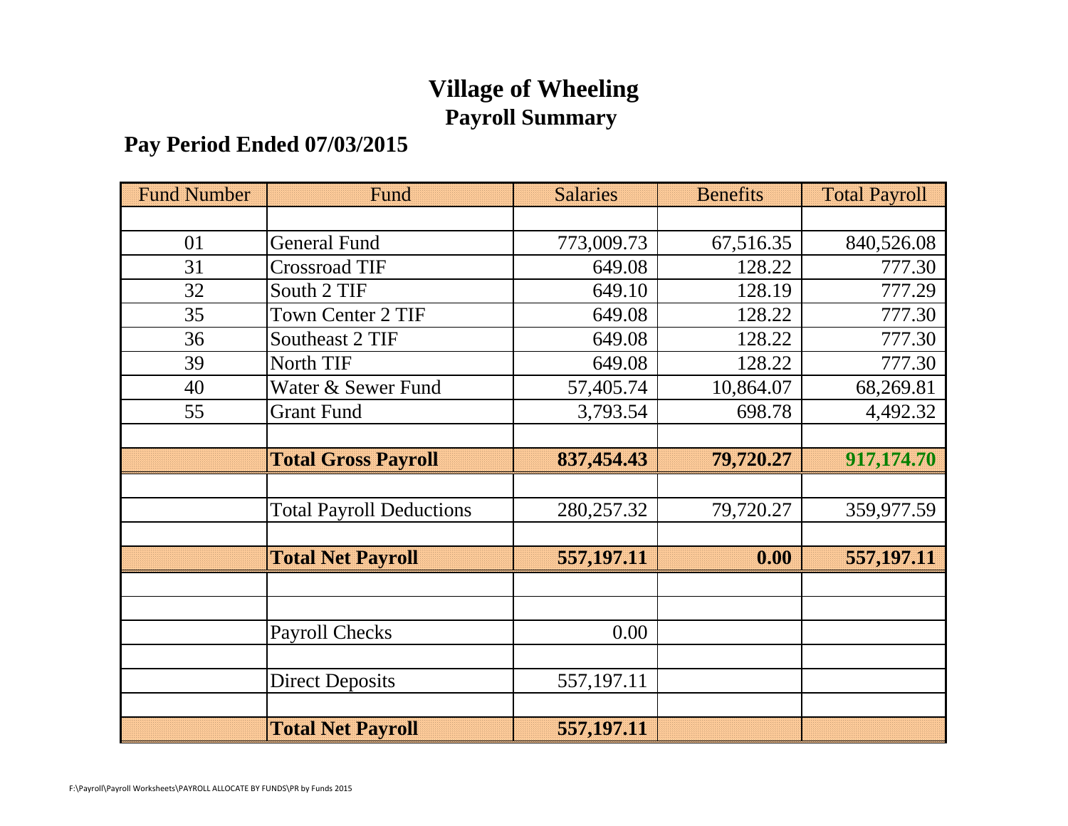# Village of Wheeling

## Payroll Summary

### Pay Period Ended 07/03/2015

| Fund Number | Fund | Salaries | Benefits | Total Payroll |
|---|---|---|---|---|
| | | | | |
| 01 | General Fund | 773,009.73 | 67,516.35 | 840,526.08 |
| 31 | Crossroad TIF | 649.08 | 128.22 | 777.30 |
| 32 | South 2 TIF | 649.10 | 128.19 | 777.29 |
| 35 | Town Center 2 TIF | 649.08 | 128.22 | 777.30 |
| 36 | Southeast 2 TIF | 649.08 | 128.22 | 777.30 |
| 39 | North TIF | 649.08 | 128.22 | 777.30 |
| 40 | Water & Sewer Fund | 57,405.74 | 10,864.07 | 68,269.81 |
| 55 | Grant Fund | 3,793.54 | 698.78 | 4,492.32 |
| | | | | |
| | **Total Gross Payroll** | **837,454.43** | **79,720.27** | **917,174.70** |
| | | | | |
| | Total Payroll Deductions | 280,257.32 | 79,720.27 | 359,977.59 |
| | | | | |
| | **Total Net Payroll** | **557,197.11** | **0.00** | **557,197.11** |
| | | | | |
| | | | | |
| | Payroll Checks | 0.00 | | |
| | | | | |
| | Direct Deposits | 557,197.11 | | |
| | | | | |
| | **Total Net Payroll** | **557,197.11** | | |

F:\Payroll\Payroll Worksheets\PAYROLL ALLOCATE BY FUNDS\PR by Funds 2015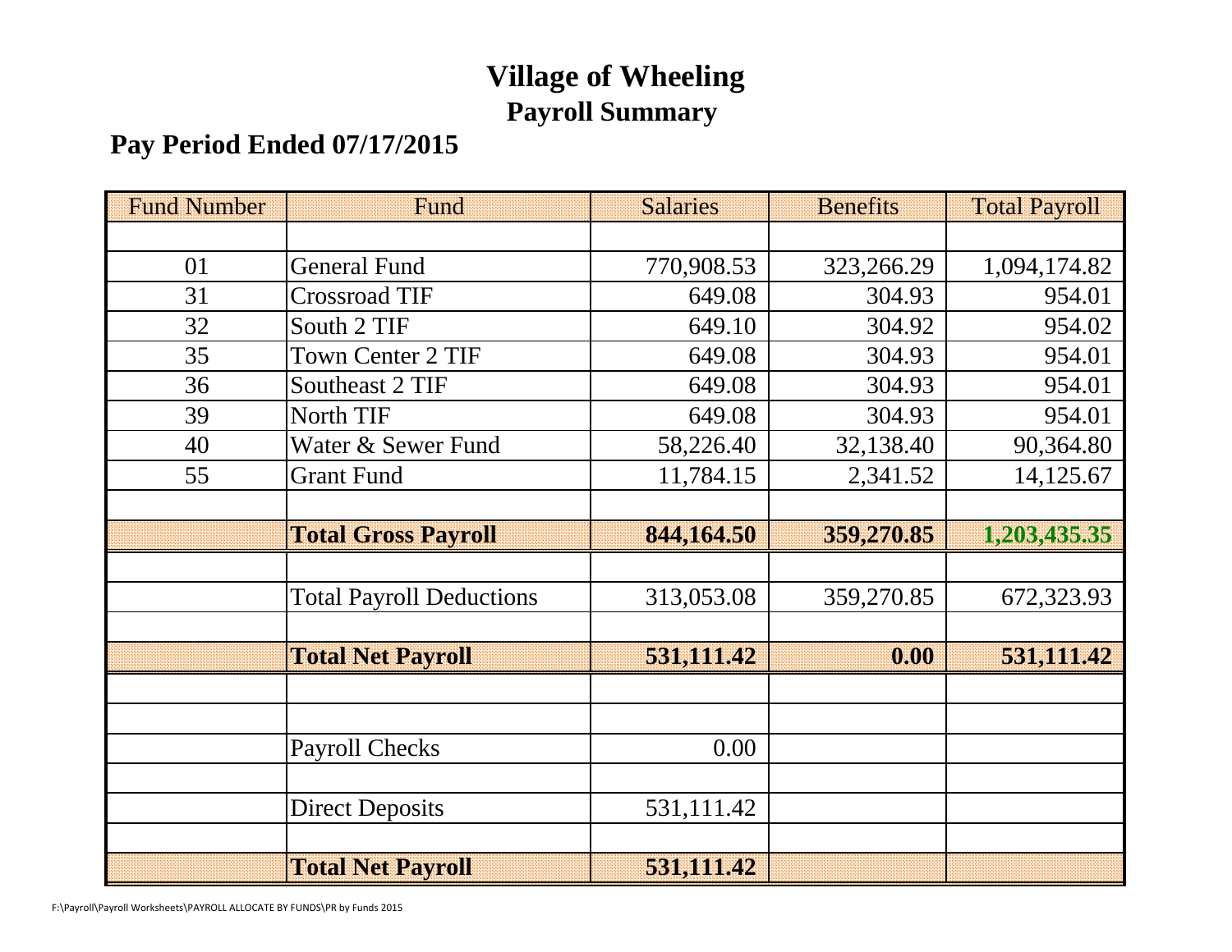# Village of Wheeling

## Payroll Summary

### Pay Period Ended 07/17/2015

| Fund Number | Fund | Salaries | Benefits | Total Payroll |
|---|---|---|---|---|
| | | | | |
| 01 | General Fund | 770,908.53 | 323,266.29 | 1,094,174.82 |
| 31 | Crossroad TIF | 649.08 | 304.93 | 954.01 |
| 32 | South 2 TIF | 649.10 | 304.92 | 954.02 |
| 35 | Town Center 2 TIF | 649.08 | 304.93 | 954.01 |
| 36 | Southeast 2 TIF | 649.08 | 304.93 | 954.01 |
| 39 | North TIF | 649.08 | 304.93 | 954.01 |
| 40 | Water & Sewer Fund | 58,226.40 | 32,138.40 | 90,364.80 |
| 55 | Grant Fund | 11,784.15 | 2,341.52 | 14,125.67 |
| | | | | |
| | **Total Gross Payroll** | **844,164.50** | **359,270.85** | **1,203,435.35** |
| | | | | |
| | Total Payroll Deductions | 313,053.08 | 359,270.85 | 672,323.93 |
| | | | | |
| | **Total Net Payroll** | **531,111.42** | **0.00** | **531,111.42** |
| | | | | |
| | | | | |
| | Payroll Checks | 0.00 | | |
| | | | | |
| | Direct Deposits | 531,111.42 | | |
| | | | | |
| | **Total Net Payroll** | **531,111.42** | | |

F:\Payroll\Payroll Worksheets\PAYROLL ALLOCATE BY FUNDS\PR by Funds 2015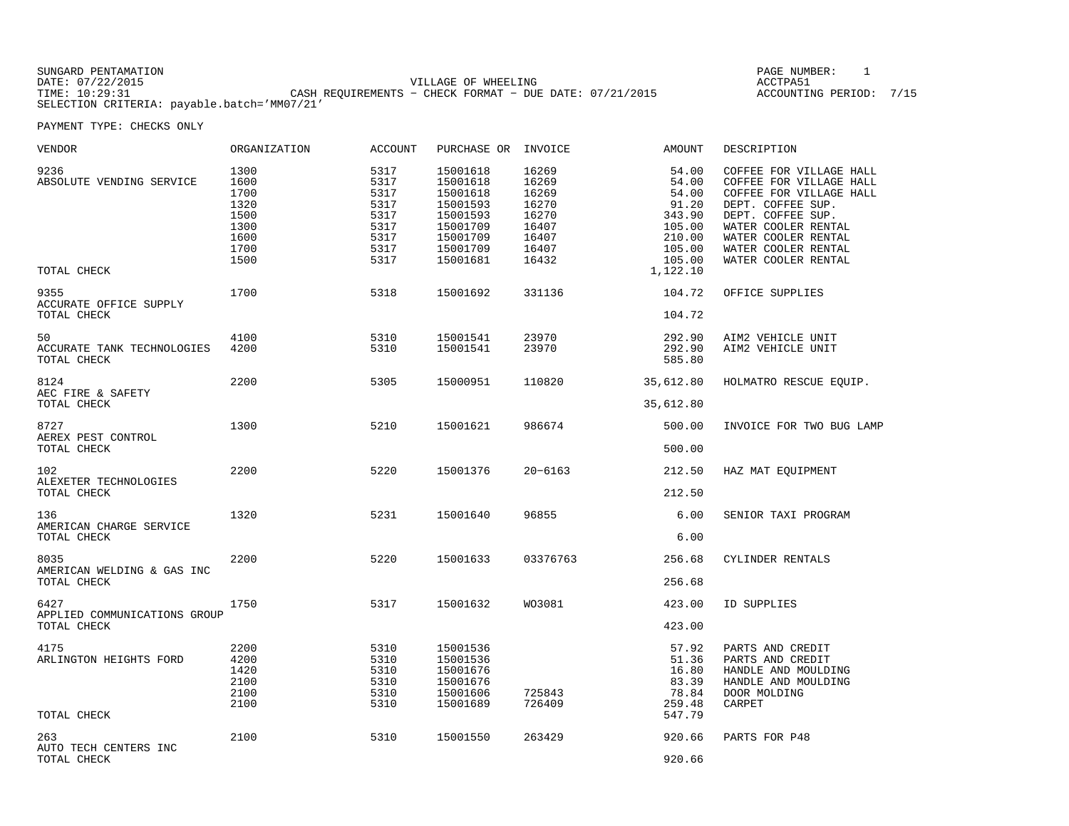SUNGARD PENTAMATION
DATE: 07/22/2015
TIME: 10:29:31

VILLAGE OF WHEELING
CASH REQUIREMENTS - CHECK FORMAT - DUE DATE: 07/21/2015

ACCTPA51
ACCOUNTING PERIOD: 7/15

SELECTION CRITERIA: payable.batch='MM07/21'

PAYMENT TYPE: CHECKS ONLY

| VENDOR | ORGANIZATION | ACCOUNT | PURCHASE OR | INVOICE | AMOUNT | DESCRIPTION |
|---|---|---|---|---|---|---|
| 9236 | 1300 | 5317 | 15001618 | 16269 | 54.00 | COFFEE FOR VILLAGE HALL |
| ABSOLUTE VENDING SERVICE | 1600 | 5317 | 15001618 | 16269 | 54.00 | COFFEE FOR VILLAGE HALL |
| | 1700 | 5317 | 15001618 | 16269 | 54.00 | COFFEE FOR VILLAGE HALL |
| | 1320 | 5317 | 15001593 | 16270 | 91.20 | DEPT. COFFEE SUP. |
| | 1500 | 5317 | 15001593 | 16270 | 343.90 | DEPT. COFFEE SUP. |
| | 1300 | 5317 | 15001709 | 16407 | 105.00 | WATER COOLER RENTAL |
| | 1600 | 5317 | 15001709 | 16407 | 210.00 | WATER COOLER RENTAL |
| | 1700 | 5317 | 15001709 | 16407 | 105.00 | WATER COOLER RENTAL |
| | 1500 | 5317 | 15001681 | 16432 | 105.00 | WATER COOLER RENTAL |
| TOTAL CHECK | | | | | 1,122.10 | |
| 9355 | 1700 | 5318 | 15001692 | 331136 | 104.72 | OFFICE SUPPLIES |
| ACCURATE OFFICE SUPPLY | | | | | | |
| TOTAL CHECK | | | | | 104.72 | |
| 50 | 4100 | 5310 | 15001541 | 23970 | 292.90 | AIM2 VEHICLE UNIT |
| ACCURATE TANK TECHNOLOGIES | 4200 | 5310 | 15001541 | 23970 | 292.90 | AIM2 VEHICLE UNIT |
| TOTAL CHECK | | | | | 585.80 | |
| 8124 | 2200 | 5305 | 15000951 | 110820 | 35,612.80 | HOLMATRO RESCUE EQUIP. |
| AEC FIRE & SAFETY | | | | | | |
| TOTAL CHECK | | | | | 35,612.80 | |
| 8727 | 1300 | 5210 | 15001621 | 986674 | 500.00 | INVOICE FOR TWO BUG LAMP |
| AEREX PEST CONTROL | | | | | | |
| TOTAL CHECK | | | | | 500.00 | |
| 102 | 2200 | 5220 | 15001376 | 20-6163 | 212.50 | HAZ MAT EQUIPMENT |
| ALEXETER TECHNOLOGIES | | | | | | |
| TOTAL CHECK | | | | | 212.50 | |
| 136 | 1320 | 5231 | 15001640 | 96855 | 6.00 | SENIOR TAXI PROGRAM |
| AMERICAN CHARGE SERVICE | | | | | | |
| TOTAL CHECK | | | | | 6.00 | |
| 8035 | 2200 | 5220 | 15001633 | 03376763 | 256.68 | CYLINDER RENTALS |
| AMERICAN WELDING & GAS INC | | | | | | |
| TOTAL CHECK | | | | | 256.68 | |
| 6427 | 1750 | 5317 | 15001632 | WO3081 | 423.00 | ID SUPPLIES |
| APPLIED COMMUNICATIONS GROUP | | | | | | |
| TOTAL CHECK | | | | | 423.00 | |
| 4175 | 2200 | 5310 | 15001536 | | 57.92 | PARTS AND CREDIT |
| ARLINGTON HEIGHTS FORD | 4200 | 5310 | 15001536 | | 51.36 | PARTS AND CREDIT |
| | 1420 | 5310 | 15001676 | | 16.80 | HANDLE AND MOULDING |
| | 2100 | 5310 | 15001676 | | 83.39 | HANDLE AND MOULDING |
| | 2100 | 5310 | 15001606 | 725843 | 78.84 | DOOR MOLDING |
| | 2100 | 5310 | 15001689 | 726409 | 259.48 | CARPET |
| TOTAL CHECK | | | | | 547.79 | |
| 263 | 2100 | 5310 | 15001550 | 263429 | 920.66 | PARTS FOR P48 |
| AUTO TECH CENTERS INC | | | | | | |
| TOTAL CHECK | | | | | 920.66 | |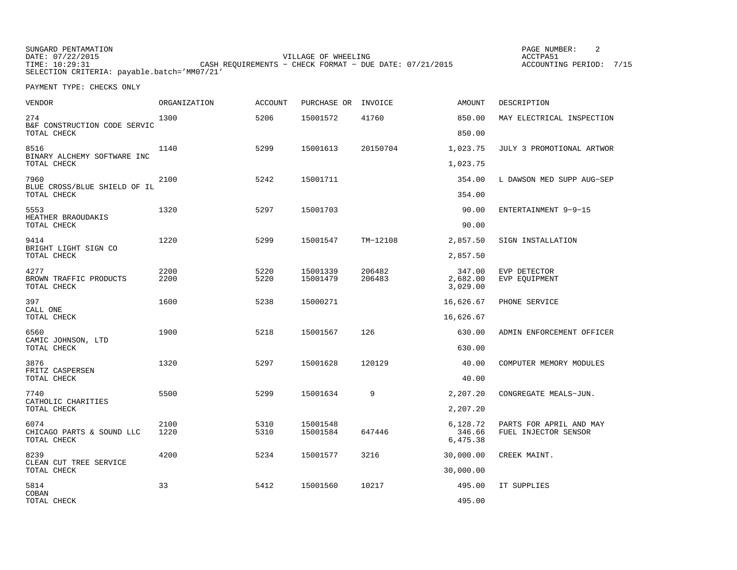SUNGARD PENTAMATION
DATE: 07/22/2015
TIME: 10:29:31
SELECTION CRITERIA: payable.batch='MM07/21'

VILLAGE OF WHEELING
CASH REQUIREMENTS - CHECK FORMAT - DUE DATE: 07/21/2015

ACCTPA51
ACCOUNTING PERIOD: 7/15

PAYMENT TYPE: CHECKS ONLY

| VENDOR | ORGANIZATION | ACCOUNT | PURCHASE OR | INVOICE | AMOUNT | DESCRIPTION |
|---|---|---|---|---|---|---|
| 274 | 1300 | 5206 | 15001572 | 41760 | 850.00 | MAY ELECTRICAL INSPECTION |
| B&F CONSTRUCTION CODE SERVIC | | | | | | |
| TOTAL CHECK | | | | | 850.00 | |
| 8516 | 1140 | 5299 | 15001613 | 20150704 | 1,023.75 | JULY 3 PROMOTIONAL ARTWOR |
| BINARY ALCHEMY SOFTWARE INC | | | | | | |
| TOTAL CHECK | | | | | 1,023.75 | |
| 7960 | 2100 | 5242 | 15001711 | | 354.00 | L DAWSON MED SUPP AUG-SEP |
| BLUE CROSS/BLUE SHIELD OF IL | | | | | | |
| TOTAL CHECK | | | | | 354.00 | |
| 5553 | 1320 | 5297 | 15001703 | | 90.00 | ENTERTAINMENT 9-9-15 |
| HEATHER BRAOUDAKIS | | | | | | |
| TOTAL CHECK | | | | | 90.00 | |
| 9414 | 1220 | 5299 | 15001547 | TM-12108 | 2,857.50 | SIGN INSTALLATION |
| BRIGHT LIGHT SIGN CO | | | | | | |
| TOTAL CHECK | | | | | 2,857.50 | |
| 4277 | 2200 | 5220 | 15001339 | 206482 | 347.00 | EVP DETECTOR |
| BROWN TRAFFIC PRODUCTS | 2200 | 5220 | 15001479 | 206483 | 2,682.00 | EVP EQUIPMENT |
| TOTAL CHECK | | | | | 3,029.00 | |
| 397 | 1600 | 5238 | 15000271 | | 16,626.67 | PHONE SERVICE |
| CALL ONE | | | | | | |
| TOTAL CHECK | | | | | 16,626.67 | |
| 6560 | 1900 | 5218 | 15001567 | 126 | 630.00 | ADMIN ENFORCEMENT OFFICER |
| CAMIC JOHNSON, LTD | | | | | | |
| TOTAL CHECK | | | | | 630.00 | |
| 3876 | 1320 | 5297 | 15001628 | 120129 | 40.00 | COMPUTER MEMORY MODULES |
| FRITZ CASPERSEN | | | | | | |
| TOTAL CHECK | | | | | 40.00 | |
| 7740 | 5500 | 5299 | 15001634 | 9 | 2,207.20 | CONGREGATE MEALS-JUN. |
| CATHOLIC CHARITIES | | | | | | |
| TOTAL CHECK | | | | | 2,207.20 | |
| 6074 | 2100 | 5310 | 15001548 | | 6,128.72 | PARTS FOR APRIL AND MAY |
| CHICAGO PARTS & SOUND LLC | 1220 | 5310 | 15001584 | 647446 | 346.66 | FUEL INJECTOR SENSOR |
| TOTAL CHECK | | | | | 6,475.38 | |
| 8239 | 4200 | 5234 | 15001577 | 3216 | 30,000.00 | CREEK MAINT. |
| CLEAN CUT TREE SERVICE | | | | | | |
| TOTAL CHECK | | | | | 30,000.00 | |
| 5814 | 33 | 5412 | 15001560 | 10217 | 495.00 | IT SUPPLIES |
| COBAN | | | | | | |
| TOTAL CHECK | | | | | 495.00 | |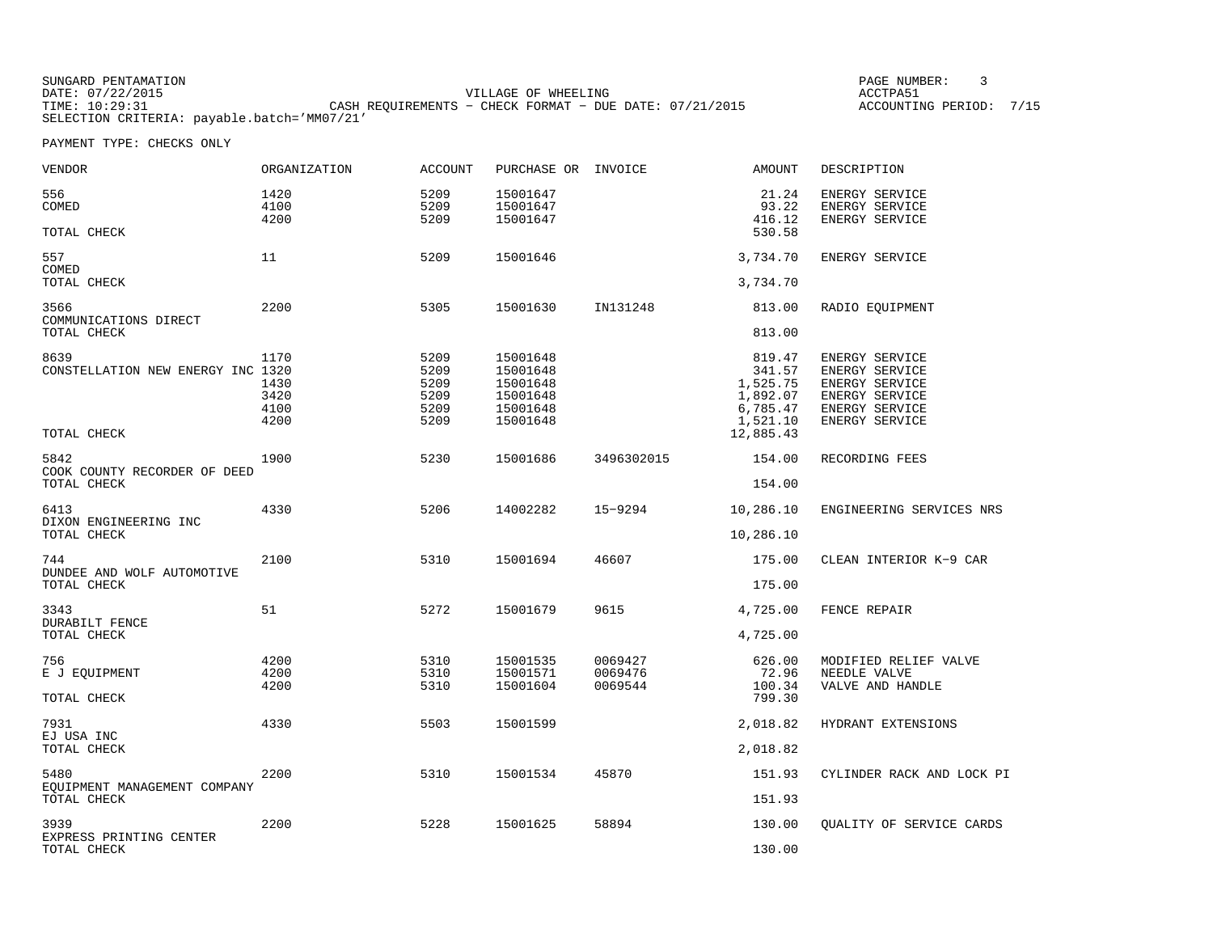SUNGARD PENTAMATION
DATE: 07/22/2015
TIME: 10:29:31
SELECTION CRITERIA: payable.batch='MM07/21'

VILLAGE OF WHEELING
CASH REQUIREMENTS - CHECK FORMAT - DUE DATE: 07/21/2015

ACCTPA51
ACCOUNTING PERIOD: 7/15

PAYMENT TYPE: CHECKS ONLY

| VENDOR | ORGANIZATION | ACCOUNT | PURCHASE OR | INVOICE | AMOUNT | DESCRIPTION |
|---|---|---|---|---|---|---|
| 556 | 1420 | 5209 | 15001647 | | 21.24 | ENERGY SERVICE |
| COMED | 4100 | 5209 | 15001647 | | 93.22 | ENERGY SERVICE |
| | 4200 | 5209 | 15001647 | | 416.12 | ENERGY SERVICE |
| TOTAL CHECK | | | | | 530.58 | |
| 557 | 11 | 5209 | 15001646 | | 3,734.70 | ENERGY SERVICE |
| COMED | | | | | | |
| TOTAL CHECK | | | | | 3,734.70 | |
| 3566 | 2200 | 5305 | 15001630 | IN131248 | 813.00 | RADIO EQUIPMENT |
| COMMUNICATIONS DIRECT | | | | | | |
| TOTAL CHECK | | | | | 813.00 | |
| 8639 | 1170 | 5209 | 15001648 | | 819.47 | ENERGY SERVICE |
| CONSTELLATION NEW ENERGY INC | 1320 | 5209 | 15001648 | | 341.57 | ENERGY SERVICE |
| | 1430 | 5209 | 15001648 | | 1,525.75 | ENERGY SERVICE |
| | 3420 | 5209 | 15001648 | | 1,892.07 | ENERGY SERVICE |
| | 4100 | 5209 | 15001648 | | 6,785.47 | ENERGY SERVICE |
| | 4200 | 5209 | 15001648 | | 1,521.10 | ENERGY SERVICE |
| TOTAL CHECK | | | | | 12,885.43 | |
| 5842 | 1900 | 5230 | 15001686 | 3496302015 | 154.00 | RECORDING FEES |
| COOK COUNTY RECORDER OF DEED | | | | | | |
| TOTAL CHECK | | | | | 154.00 | |
| 6413 | 4330 | 5206 | 14002282 | 15-9294 | 10,286.10 | ENGINEERING SERVICES NRS |
| DIXON ENGINEERING INC | | | | | | |
| TOTAL CHECK | | | | | 10,286.10 | |
| 744 | 2100 | 5310 | 15001694 | 46607 | 175.00 | CLEAN INTERIOR K-9 CAR |
| DUNDEE AND WOLF AUTOMOTIVE | | | | | | |
| TOTAL CHECK | | | | | 175.00 | |
| 3343 | 51 | 5272 | 15001679 | 9615 | 4,725.00 | FENCE REPAIR |
| DURABILT FENCE | | | | | | |
| TOTAL CHECK | | | | | 4,725.00 | |
| 756 | 4200 | 5310 | 15001535 | 0069427 | 626.00 | MODIFIED RELIEF VALVE |
| E J EQUIPMENT | 4200 | 5310 | 15001571 | 0069476 | 72.96 | NEEDLE VALVE |
| | 4200 | 5310 | 15001604 | 0069544 | 100.34 | VALVE AND HANDLE |
| TOTAL CHECK | | | | | 799.30 | |
| 7931 | 4330 | 5503 | 15001599 | | 2,018.82 | HYDRANT EXTENSIONS |
| EJ USA INC | | | | | | |
| TOTAL CHECK | | | | | 2,018.82 | |
| 5480 | 2200 | 5310 | 15001534 | 45870 | 151.93 | CYLINDER RACK AND LOCK PI |
| EQUIPMENT MANAGEMENT COMPANY | | | | | | |
| TOTAL CHECK | | | | | 151.93 | |
| 3939 | 2200 | 5228 | 15001625 | 58894 | 130.00 | QUALITY OF SERVICE CARDS |
| EXPRESS PRINTING CENTER | | | | | | |
| TOTAL CHECK | | | | | 130.00 | |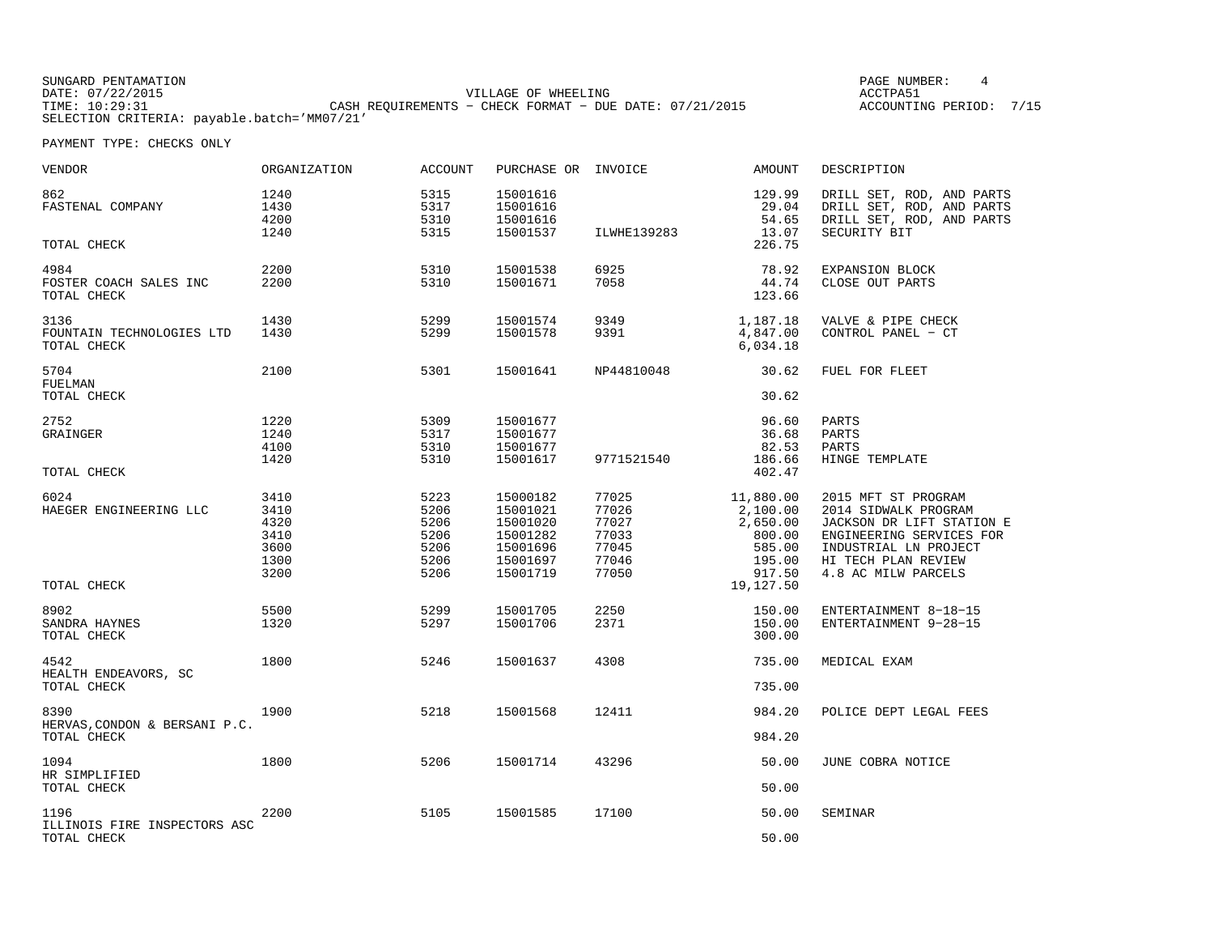SUNGARD PENTAMATION
DATE: 07/22/2015
TIME: 10:29:31
SELECTION CRITERIA: payable.batch='MM07/21'

VILLAGE OF WHEELING
CASH REQUIREMENTS - CHECK FORMAT - DUE DATE: 07/21/2015

PAGE NUMBER: 4
ACCTPA51
ACCOUNTING PERIOD: 7/15

PAYMENT TYPE: CHECKS ONLY

| VENDOR | ORGANIZATION | ACCOUNT | PURCHASE OR | INVOICE | AMOUNT | DESCRIPTION |
|---|---|---|---|---|---|---|
| 862 | 1240 | 5315 | 15001616 | | 129.99 | DRILL SET, ROD, AND PARTS |
| FASTENAL COMPANY | 1430 | 5317 | 15001616 | | 29.04 | DRILL SET, ROD, AND PARTS |
| | 4200 | 5310 | 15001616 | | 54.65 | DRILL SET, ROD, AND PARTS |
| | 1240 | 5315 | 15001537 | ILWHE139283 | 13.07 | SECURITY BIT |
| TOTAL CHECK | | | | | 226.75 | |
| 4984 | 2200 | 5310 | 15001538 | 6925 | 78.92 | EXPANSION BLOCK |
| FOSTER COACH SALES INC | 2200 | 5310 | 15001671 | 7058 | 44.74 | CLOSE OUT PARTS |
| TOTAL CHECK | | | | | 123.66 | |
| 3136 | 1430 | 5299 | 15001574 | 9349 | 1,187.18 | VALVE & PIPE CHECK |
| FOUNTAIN TECHNOLOGIES LTD | 1430 | 5299 | 15001578 | 9391 | 4,847.00 | CONTROL PANEL - CT |
| TOTAL CHECK | | | | | 6,034.18 | |
| 5704 | 2100 | 5301 | 15001641 | NP44810048 | 30.62 | FUEL FOR FLEET |
| FUELMAN | | | | | | |
| TOTAL CHECK | | | | | 30.62 | |
| 2752 | 1220 | 5309 | 15001677 | | 96.60 | PARTS |
| GRAINGER | 1240 | 5317 | 15001677 | | 36.68 | PARTS |
| | 4100 | 5310 | 15001677 | | 82.53 | PARTS |
| | 1420 | 5310 | 15001617 | 9771521540 | 186.66 | HINGE TEMPLATE |
| TOTAL CHECK | | | | | 402.47 | |
| 6024 | 3410 | 5223 | 15000182 | 77025 | 11,880.00 | 2015 MFT ST PROGRAM |
| HAEGER ENGINEERING LLC | 3410 | 5206 | 15001021 | 77026 | 2,100.00 | 2014 SIDWALK PROGRAM |
| | 4320 | 5206 | 15001020 | 77027 | 2,650.00 | JACKSON DR LIFT STATION E |
| | 3410 | 5206 | 15001282 | 77033 | 800.00 | ENGINEERING SERVICES FOR |
| | 3600 | 5206 | 15001696 | 77045 | 585.00 | INDUSTRIAL LN PROJECT |
| | 1300 | 5206 | 15001697 | 77046 | 195.00 | HI TECH PLAN REVIEW |
| | 3200 | 5206 | 15001719 | 77050 | 917.50 | 4.8 AC MILW PARCELS |
| TOTAL CHECK | | | | | 19,127.50 | |
| 8902 | 5500 | 5299 | 15001705 | 2250 | 150.00 | ENTERTAINMENT 8-18-15 |
| SANDRA HAYNES | 1320 | 5297 | 15001706 | 2371 | 150.00 | ENTERTAINMENT 9-28-15 |
| TOTAL CHECK | | | | | 300.00 | |
| 4542 | 1800 | 5246 | 15001637 | 4308 | 735.00 | MEDICAL EXAM |
| HEALTH ENDEAVORS, SC | | | | | | |
| TOTAL CHECK | | | | | 735.00 | |
| 8390 | 1900 | 5218 | 15001568 | 12411 | 984.20 | POLICE DEPT LEGAL FEES |
| HERVAS,CONDON & BERSANI P.C. | | | | | | |
| TOTAL CHECK | | | | | 984.20 | |
| 1094 | 1800 | 5206 | 15001714 | 43296 | 50.00 | JUNE COBRA NOTICE |
| HR SIMPLIFIED | | | | | | |
| TOTAL CHECK | | | | | 50.00 | |
| 1196 | 2200 | 5105 | 15001585 | 17100 | 50.00 | SEMINAR |
| ILLINOIS FIRE INSPECTORS ASC | | | | | | |
| TOTAL CHECK | | | | | 50.00 | |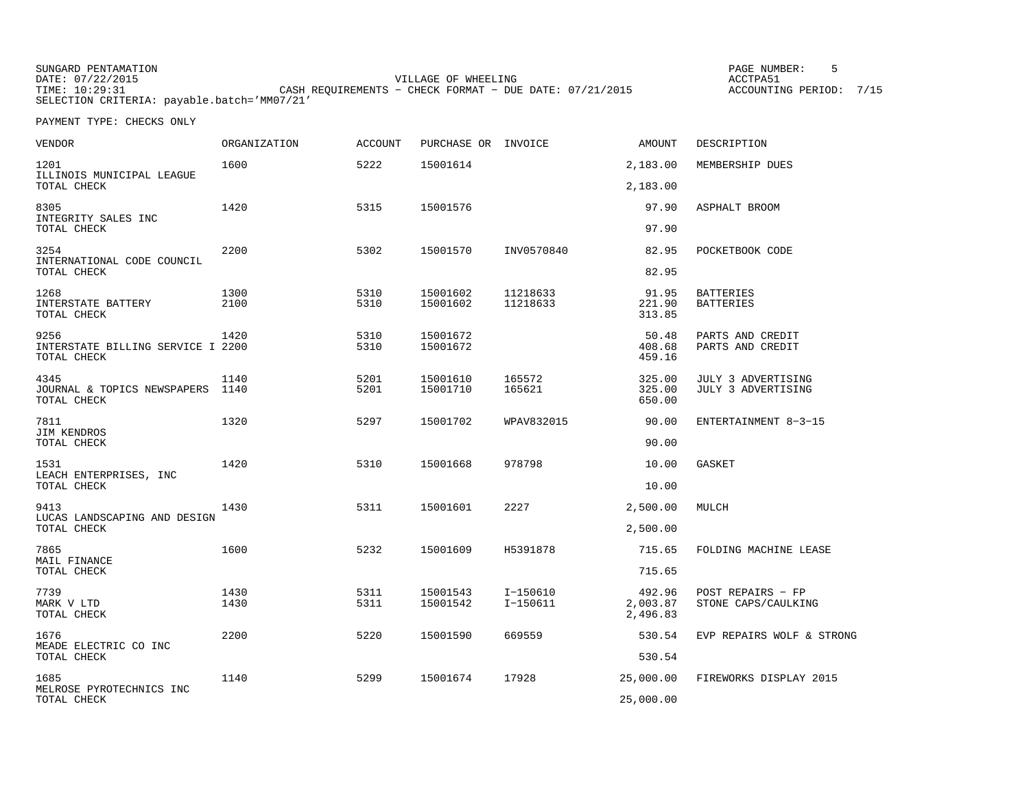SUNGARD PENTAMATION
DATE: 07/22/2015
TIME: 10:29:31
SELECTION CRITERIA: payable.batch='MM07/21'

VILLAGE OF WHEELING
CASH REQUIREMENTS - CHECK FORMAT - DUE DATE: 07/21/2015

ACCTPA51
ACCOUNTING PERIOD: 7/15

PAYMENT TYPE: CHECKS ONLY

| VENDOR | ORGANIZATION | ACCOUNT | PURCHASE OR | INVOICE | AMOUNT | DESCRIPTION |
|---|---|---|---|---|---|---|
| 1201 | 1600 | 5222 | 15001614 | | 2,183.00 | MEMBERSHIP DUES |
| ILLINOIS MUNICIPAL LEAGUE | | | | | | |
| TOTAL CHECK | | | | | 2,183.00 | |
| 8305 | 1420 | 5315 | 15001576 | | 97.90 | ASPHALT BROOM |
| INTEGRITY SALES INC | | | | | | |
| TOTAL CHECK | | | | | 97.90 | |
| 3254 | 2200 | 5302 | 15001570 | INV0570840 | 82.95 | POCKETBOOK CODE |
| INTERNATIONAL CODE COUNCIL | | | | | | |
| TOTAL CHECK | | | | | 82.95 | |
| 1268 | 1300 | 5310 | 15001602 | 11218633 | 91.95 | BATTERIES |
| INTERSTATE BATTERY | 2100 | 5310 | 15001602 | 11218633 | 221.90 | BATTERIES |
| TOTAL CHECK | | | | | 313.85 | |
| 9256 | 1420 | 5310 | 15001672 | | 50.48 | PARTS AND CREDIT |
| INTERSTATE BILLING SERVICE I | 2200 | 5310 | 15001672 | | 408.68 | PARTS AND CREDIT |
| TOTAL CHECK | | | | | 459.16 | |
| 4345 | 1140 | 5201 | 15001610 | 165572 | 325.00 | JULY 3 ADVERTISING |
| JOURNAL & TOPICS NEWSPAPERS | 1140 | 5201 | 15001710 | 165621 | 325.00 | JULY 3 ADVERTISING |
| TOTAL CHECK | | | | | 650.00 | |
| 7811 | 1320 | 5297 | 15001702 | WPAV832015 | 90.00 | ENTERTAINMENT 8-3-15 |
| JIM KENDROS | | | | | | |
| TOTAL CHECK | | | | | 90.00 | |
| 1531 | 1420 | 5310 | 15001668 | 978798 | 10.00 | GASKET |
| LEACH ENTERPRISES, INC | | | | | | |
| TOTAL CHECK | | | | | 10.00 | |
| 9413 | 1430 | 5311 | 15001601 | 2227 | 2,500.00 | MULCH |
| LUCAS LANDSCAPING AND DESIGN | | | | | | |
| TOTAL CHECK | | | | | 2,500.00 | |
| 7865 | 1600 | 5232 | 15001609 | H5391878 | 715.65 | FOLDING MACHINE LEASE |
| MAIL FINANCE | | | | | | |
| TOTAL CHECK | | | | | 715.65 | |
| 7739 | 1430 | 5311 | 15001543 | I-150610 | 492.96 | POST REPAIRS - FP |
| MARK V LTD | 1430 | 5311 | 15001542 | I-150611 | 2,003.87 | STONE CAPS/CAULKING |
| TOTAL CHECK | | | | | 2,496.83 | |
| 1676 | 2200 | 5220 | 15001590 | 669559 | 530.54 | EVP REPAIRS WOLF & STRONG |
| MEADE ELECTRIC CO INC | | | | | | |
| TOTAL CHECK | | | | | 530.54 | |
| 1685 | 1140 | 5299 | 15001674 | 17928 | 25,000.00 | FIREWORKS DISPLAY 2015 |
| MELROSE PYROTECHNICS INC | | | | | | |
| TOTAL CHECK | | | | | 25,000.00 | |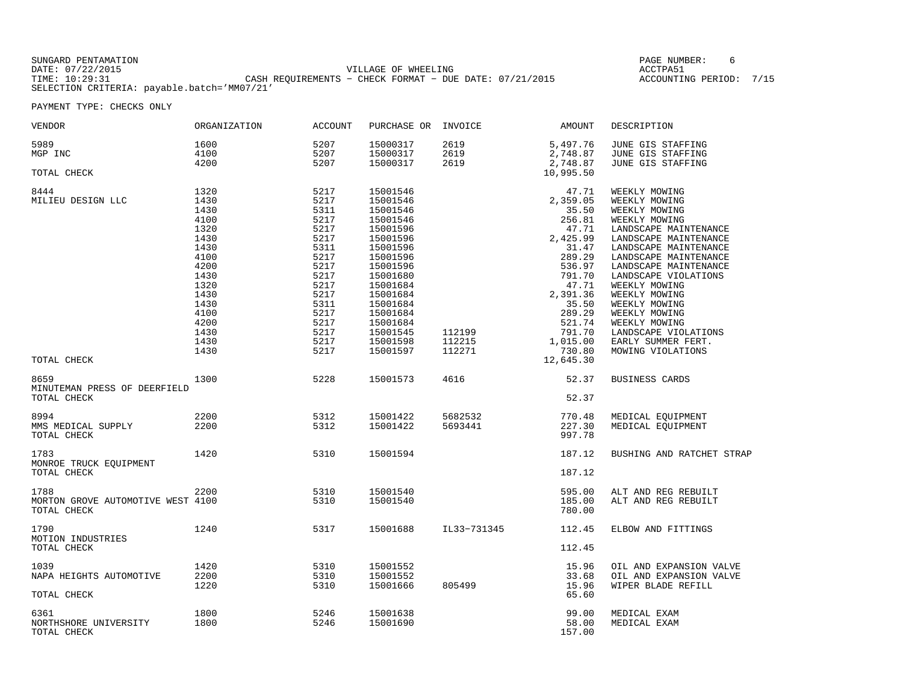SUNGARD PENTAMATION
DATE: 07/22/2015
TIME: 10:29:31
SELECTION CRITERIA: payable.batch='MM07/21'

VILLAGE OF WHEELING
CASH REQUIREMENTS - CHECK FORMAT - DUE DATE: 07/21/2015

ACCTPA51
ACCOUNTING PERIOD: 7/15

PAYMENT TYPE: CHECKS ONLY

| VENDOR | ORGANIZATION | ACCOUNT | PURCHASE OR | INVOICE | AMOUNT | DESCRIPTION |
|---|---|---|---|---|---|---|
| 5989 | 1600 | 5207 | 15000317 | 2619 | 5,497.76 | JUNE GIS STAFFING |
| MGP INC | 4100 | 5207 | 15000317 | 2619 | 2,748.87 | JUNE GIS STAFFING |
| | 4200 | 5207 | 15000317 | 2619 | 2,748.87 | JUNE GIS STAFFING |
| TOTAL CHECK | | | | | 10,995.50 | |
| 8444 | 1320 | 5217 | 15001546 | | 47.71 | WEEKLY MOWING |
| MILIEU DESIGN LLC | 1430 | 5217 | 15001546 | | 2,359.05 | WEEKLY MOWING |
| | 1430 | 5311 | 15001546 | | 35.50 | WEEKLY MOWING |
| | 4100 | 5217 | 15001546 | | 256.81 | WEEKLY MOWING |
| | 1320 | 5217 | 15001596 | | 47.71 | LANDSCAPE MAINTENANCE |
| | 1430 | 5217 | 15001596 | | 2,425.99 | LANDSCAPE MAINTENANCE |
| | 1430 | 5311 | 15001596 | | 31.47 | LANDSCAPE MAINTENANCE |
| | 4100 | 5217 | 15001596 | | 289.29 | LANDSCAPE MAINTENANCE |
| | 4200 | 5217 | 15001596 | | 536.97 | LANDSCAPE MAINTENANCE |
| | 1430 | 5217 | 15001680 | | 791.70 | LANDSCAPE VIOLATIONS |
| | 1320 | 5217 | 15001684 | | 47.71 | WEEKLY MOWING |
| | 1430 | 5217 | 15001684 | | 2,391.36 | WEEKLY MOWING |
| | 1430 | 5311 | 15001684 | | 35.50 | WEEKLY MOWING |
| | 4100 | 5217 | 15001684 | | 289.29 | WEEKLY MOWING |
| | 4200 | 5217 | 15001684 | | 521.74 | WEEKLY MOWING |
| | 1430 | 5217 | 15001545 | 112199 | 791.70 | LANDSCAPE VIOLATIONS |
| | 1430 | 5217 | 15001598 | 112215 | 1,015.00 | EARLY SUMMER FERT. |
| | 1430 | 5217 | 15001597 | 112271 | 730.80 | MOWING VIOLATIONS |
| TOTAL CHECK | | | | | 12,645.30 | |
| 8659 | 1300 | 5228 | 15001573 | 4616 | 52.37 | BUSINESS CARDS |
| MINUTEMAN PRESS OF DEERFIELD | | | | | | |
| TOTAL CHECK | | | | | 52.37 | |
| 8994 | 2200 | 5312 | 15001422 | 5682532 | 770.48 | MEDICAL EQUIPMENT |
| MMS MEDICAL SUPPLY | 2200 | 5312 | 15001422 | 5693441 | 227.30 | MEDICAL EQUIPMENT |
| TOTAL CHECK | | | | | 997.78 | |
| 1783 | 1420 | 5310 | 15001594 | | 187.12 | BUSHING AND RATCHET STRAP |
| MONROE TRUCK EQUIPMENT | | | | | | |
| TOTAL CHECK | | | | | 187.12 | |
| 1788 | 2200 | 5310 | 15001540 | | 595.00 | ALT AND REG REBUILT |
| MORTON GROVE AUTOMOTIVE WEST | 4100 | 5310 | 15001540 | | 185.00 | ALT AND REG REBUILT |
| TOTAL CHECK | | | | | 780.00 | |
| 1790 | 1240 | 5317 | 15001688 | IL33-731345 | 112.45 | ELBOW AND FITTINGS |
| MOTION INDUSTRIES | | | | | | |
| TOTAL CHECK | | | | | 112.45 | |
| 1039 | 1420 | 5310 | 15001552 | | 15.96 | OIL AND EXPANSION VALVE |
| NAPA HEIGHTS AUTOMOTIVE | 2200 | 5310 | 15001552 | | 33.68 | OIL AND EXPANSION VALVE |
| | 1220 | 5310 | 15001666 | 805499 | 15.96 | WIPER BLADE REFILL |
| TOTAL CHECK | | | | | 65.60 | |
| 6361 | 1800 | 5246 | 15001638 | | 99.00 | MEDICAL EXAM |
| NORTHSHORE UNIVERSITY | 1800 | 5246 | 15001690 | | 58.00 | MEDICAL EXAM |
| TOTAL CHECK | | | | | 157.00 | |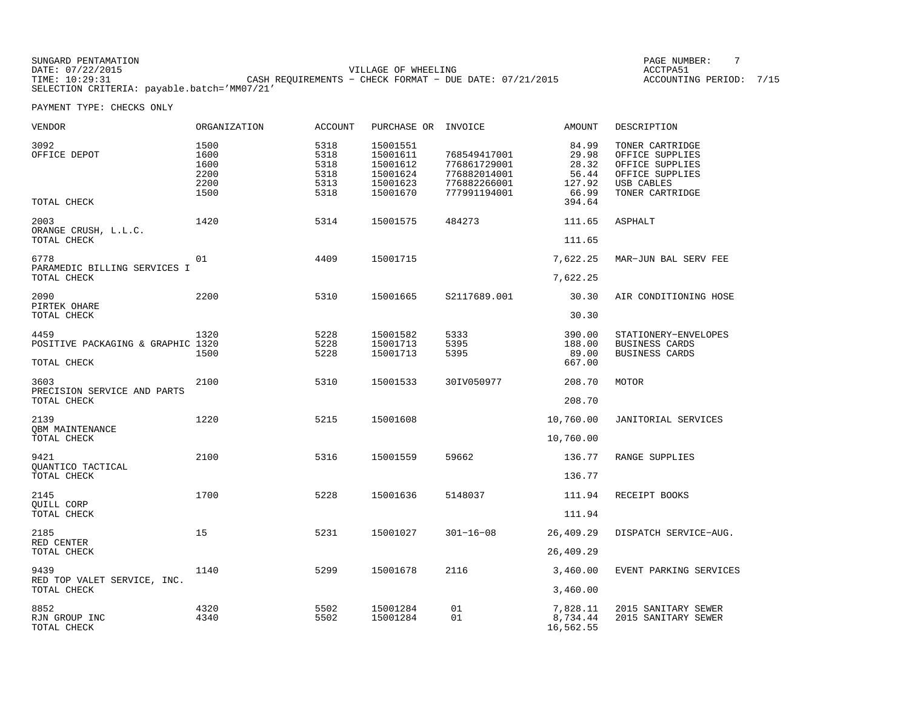SUNGARD PENTAMATION
DATE: 07/22/2015
TIME: 10:29:31
SELECTION CRITERIA: payable.batch='MM07/21'

VILLAGE OF WHEELING
CASH REQUIREMENTS - CHECK FORMAT - DUE DATE: 07/21/2015

PAGE NUMBER: 7
ACCTPA51
ACCOUNTING PERIOD: 7/15

PAYMENT TYPE: CHECKS ONLY

| VENDOR | ORGANIZATION | ACCOUNT | PURCHASE OR | INVOICE | AMOUNT | DESCRIPTION |
|---|---|---|---|---|---|---|
| 3092 | 1500 | 5318 | 15001551 | | 84.99 | TONER CARTRIDGE |
| OFFICE DEPOT | 1600 | 5318 | 15001611 | 768549417001 | 29.98 | OFFICE SUPPLIES |
| | 1600 | 5318 | 15001612 | 776861729001 | 28.32 | OFFICE SUPPLIES |
| | 2200 | 5318 | 15001624 | 776882014001 | 56.44 | OFFICE SUPPLIES |
| | 2200 | 5313 | 15001623 | 776882266001 | 127.92 | USB CABLES |
| | 1500 | 5318 | 15001670 | 777991194001 | 66.99 | TONER CARTRIDGE |
| TOTAL CHECK | | | | | 394.64 | |
| 2003 | 1420 | 5314 | 15001575 | 484273 | 111.65 | ASPHALT |
| ORANGE CRUSH, L.L.C. | | | | | | |
| TOTAL CHECK | | | | | 111.65 | |
| 6778 | 01 | 4409 | 15001715 | | 7,622.25 | MAR-JUN BAL SERV FEE |
| PARAMEDIC BILLING SERVICES I | | | | | | |
| TOTAL CHECK | | | | | 7,622.25 | |
| 2090 | 2200 | 5310 | 15001665 | S2117689.001 | 30.30 | AIR CONDITIONING HOSE |
| PIRTEK OHARE | | | | | | |
| TOTAL CHECK | | | | | 30.30 | |
| 4459 | 1320 | 5228 | 15001582 | 5333 | 390.00 | STATIONERY-ENVELOPES |
| POSITIVE PACKAGING & GRAPHIC | 1320 | 5228 | 15001713 | 5395 | 188.00 | BUSINESS CARDS |
| | 1500 | 5228 | 15001713 | 5395 | 89.00 | BUSINESS CARDS |
| TOTAL CHECK | | | | | 667.00 | |
| 3603 | 2100 | 5310 | 15001533 | 30IV050977 | 208.70 | MOTOR |
| PRECISION SERVICE AND PARTS | | | | | | |
| TOTAL CHECK | | | | | 208.70 | |
| 2139 | 1220 | 5215 | 15001608 | | 10,760.00 | JANITORIAL SERVICES |
| QBM MAINTENANCE | | | | | | |
| TOTAL CHECK | | | | | 10,760.00 | |
| 9421 | 2100 | 5316 | 15001559 | 59662 | 136.77 | RANGE SUPPLIES |
| QUANTICO TACTICAL | | | | | | |
| TOTAL CHECK | | | | | 136.77 | |
| 2145 | 1700 | 5228 | 15001636 | 5148037 | 111.94 | RECEIPT BOOKS |
| QUILL CORP | | | | | | |
| TOTAL CHECK | | | | | 111.94 | |
| 2185 | 15 | 5231 | 15001027 | 301-16-08 | 26,409.29 | DISPATCH SERVICE-AUG. |
| RED CENTER | | | | | | |
| TOTAL CHECK | | | | | 26,409.29 | |
| 9439 | 1140 | 5299 | 15001678 | 2116 | 3,460.00 | EVENT PARKING SERVICES |
| RED TOP VALET SERVICE, INC. | | | | | | |
| TOTAL CHECK | | | | | 3,460.00 | |
| 8852 | 4320 | 5502 | 15001284 | 01 | 7,828.11 | 2015 SANITARY SEWER |
| RJN GROUP INC | 4340 | 5502 | 15001284 | 01 | 8,734.44 | 2015 SANITARY SEWER |
| TOTAL CHECK | | | | | 16,562.55 | |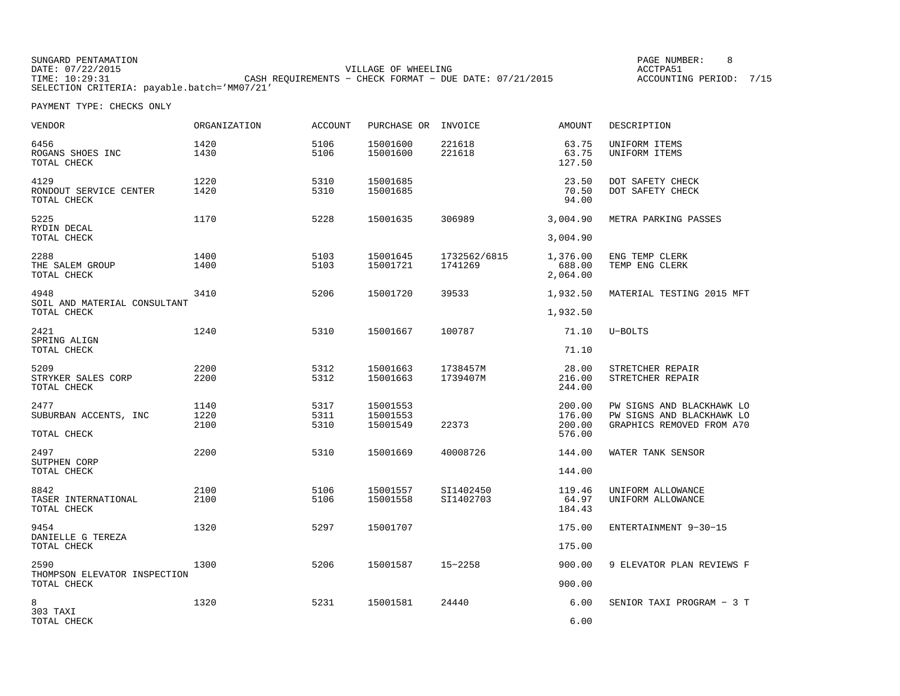SUNGARD PENTAMATION
DATE: 07/22/2015
TIME: 10:29:31
SELECTION CRITERIA: payable.batch='MM07/21'

VILLAGE OF WHEELING
CASH REQUIREMENTS - CHECK FORMAT - DUE DATE: 07/21/2015

PAGE NUMBER: 8
ACCTPA51
ACCOUNTING PERIOD: 7/15

PAYMENT TYPE: CHECKS ONLY

| VENDOR | ORGANIZATION | ACCOUNT | PURCHASE OR | INVOICE | AMOUNT | DESCRIPTION |
|---|---|---|---|---|---|---|
| 6456 | 1420 | 5106 | 15001600 | 221618 | 63.75 | UNIFORM ITEMS |
| ROGANS SHOES INC | 1430 | 5106 | 15001600 | 221618 | 63.75 | UNIFORM ITEMS |
| TOTAL CHECK | | | | | 127.50 | |
| 4129 | 1220 | 5310 | 15001685 | | 23.50 | DOT SAFETY CHECK |
| RONDOUT SERVICE CENTER | 1420 | 5310 | 15001685 | | 70.50 | DOT SAFETY CHECK |
| TOTAL CHECK | | | | | 94.00 | |
| 5225 | 1170 | 5228 | 15001635 | 306989 | 3,004.90 | METRA PARKING PASSES |
| RYDIN DECAL | | | | | | |
| TOTAL CHECK | | | | | 3,004.90 | |
| 2288 | 1400 | 5103 | 15001645 | 1732562/6815 | 1,376.00 | ENG TEMP CLERK |
| THE SALEM GROUP | 1400 | 5103 | 15001721 | 1741269 | 688.00 | TEMP ENG CLERK |
| TOTAL CHECK | | | | | 2,064.00 | |
| 4948 | 3410 | 5206 | 15001720 | 39533 | 1,932.50 | MATERIAL TESTING 2015 MFT |
| SOIL AND MATERIAL CONSULTANT | | | | | | |
| TOTAL CHECK | | | | | 1,932.50 | |
| 2421 | 1240 | 5310 | 15001667 | 100787 | 71.10 | U-BOLTS |
| SPRING ALIGN | | | | | | |
| TOTAL CHECK | | | | | 71.10 | |
| 5209 | 2200 | 5312 | 15001663 | 1738457M | 28.00 | STRETCHER REPAIR |
| STRYKER SALES CORP | 2200 | 5312 | 15001663 | 1739407M | 216.00 | STRETCHER REPAIR |
| TOTAL CHECK | | | | | 244.00 | |
| 2477 | 1140 | 5317 | 15001553 | | 200.00 | PW SIGNS AND BLACKHAWK LO |
| SUBURBAN ACCENTS, INC | 1220 | 5311 | 15001553 | | 176.00 | PW SIGNS AND BLACKHAWK LO |
| | 2100 | 5310 | 15001549 | 22373 | 200.00 | GRAPHICS REMOVED FROM A70 |
| TOTAL CHECK | | | | | 576.00 | |
| 2497 | 2200 | 5310 | 15001669 | 40008726 | 144.00 | WATER TANK SENSOR |
| SUTPHEN CORP | | | | | | |
| TOTAL CHECK | | | | | 144.00 | |
| 8842 | 2100 | 5106 | 15001557 | SI1402450 | 119.46 | UNIFORM ALLOWANCE |
| TASER INTERNATIONAL | 2100 | 5106 | 15001558 | SI1402703 | 64.97 | UNIFORM ALLOWANCE |
| TOTAL CHECK | | | | | 184.43 | |
| 9454 | 1320 | 5297 | 15001707 | | 175.00 | ENTERTAINMENT 9-30-15 |
| DANIELLE G TEREZA | | | | | | |
| TOTAL CHECK | | | | | 175.00 | |
| 2590 | 1300 | 5206 | 15001587 | 15-2258 | 900.00 | 9 ELEVATOR PLAN REVIEWS F |
| THOMPSON ELEVATOR INSPECTION | | | | | | |
| TOTAL CHECK | | | | | 900.00 | |
| 8 | 1320 | 5231 | 15001581 | 24440 | 6.00 | SENIOR TAXI PROGRAM - 3 T |
| 303 TAXI | | | | | | |
| TOTAL CHECK | | | | | 6.00 | |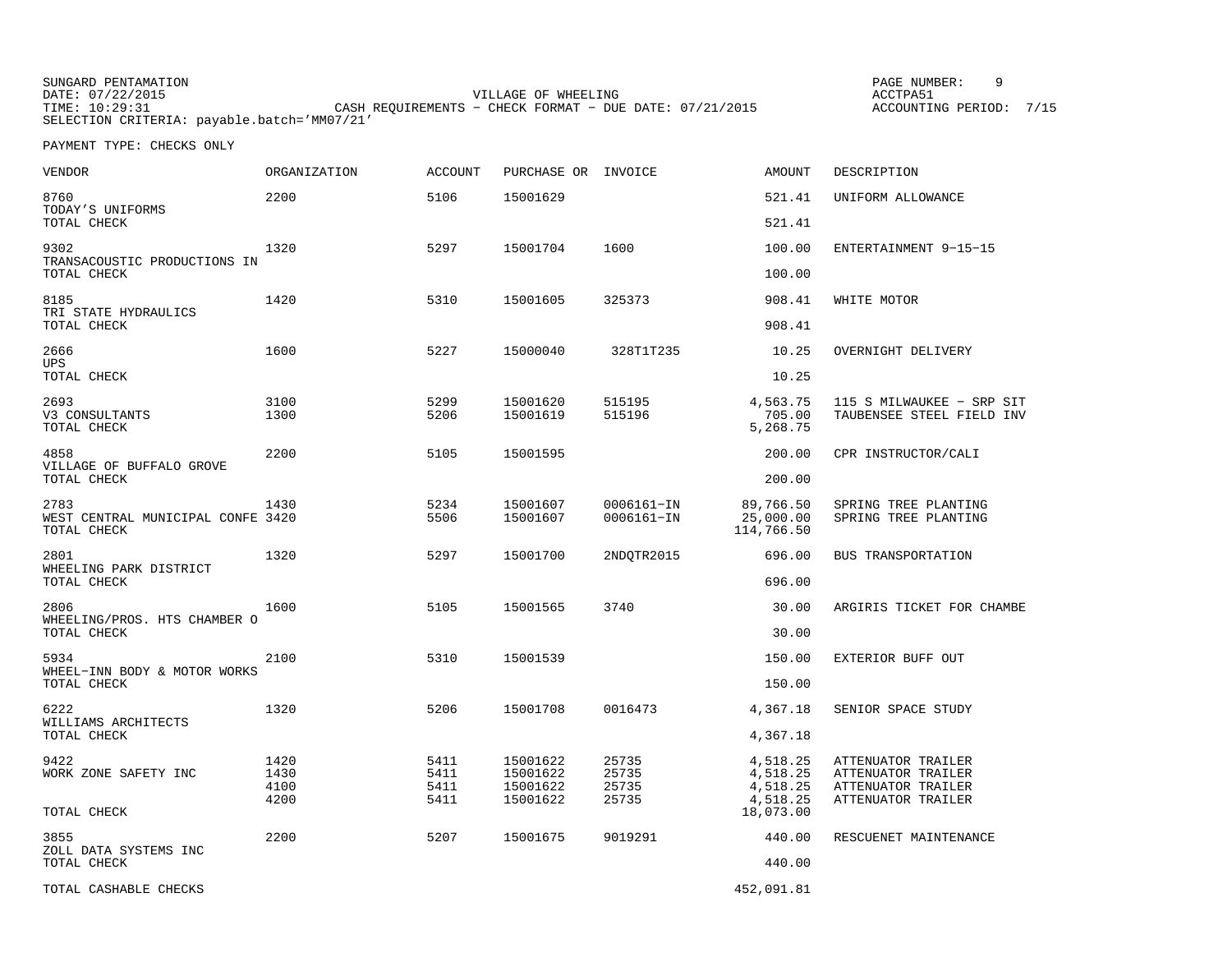SUNGARD PENTAMATION
DATE: 07/22/2015
TIME: 10:29:31
SELECTION CRITERIA: payable.batch='MM07/21'

VILLAGE OF WHEELING
CASH REQUIREMENTS - CHECK FORMAT - DUE DATE: 07/21/2015

ACCTPA51
ACCOUNTING PERIOD: 7/15

PAYMENT TYPE: CHECKS ONLY

| VENDOR | ORGANIZATION | ACCOUNT | PURCHASE OR | INVOICE | AMOUNT | DESCRIPTION |
|---|---|---|---|---|---|---|
| 8760 | 2200 | 5106 | 15001629 | | 521.41 | UNIFORM ALLOWANCE |
| TODAY'S UNIFORMS | | | | | | |
| TOTAL CHECK | | | | | 521.41 | |
| 9302 | 1320 | 5297 | 15001704 | 1600 | 100.00 | ENTERTAINMENT 9-15-15 |
| TRANSACOUSTIC PRODUCTIONS IN | | | | | | |
| TOTAL CHECK | | | | | 100.00 | |
| 8185 | 1420 | 5310 | 15001605 | 325373 | 908.41 | WHITE MOTOR |
| TRI STATE HYDRAULICS | | | | | | |
| TOTAL CHECK | | | | | 908.41 | |
| 2666 | 1600 | 5227 | 15000040 | 328T1T235 | 10.25 | OVERNIGHT DELIVERY |
| UPS | | | | | | |
| TOTAL CHECK | | | | | 10.25 | |
| 2693 | 3100 | 5299 | 15001620 | 515195 | 4,563.75 | 115 S MILWAUKEE - SRP SIT |
| V3 CONSULTANTS | 1300 | 5206 | 15001619 | 515196 | 705.00 | TAUBENSEE STEEL FIELD INV |
| TOTAL CHECK | | | | | 5,268.75 | |
| 4858 | 2200 | 5105 | 15001595 | | 200.00 | CPR INSTRUCTOR/CALI |
| VILLAGE OF BUFFALO GROVE | | | | | | |
| TOTAL CHECK | | | | | 200.00 | |
| 2783 | 1430 | 5234 | 15001607 | 0006161-IN | 89,766.50 | SPRING TREE PLANTING |
| WEST CENTRAL MUNICIPAL CONFE | 3420 | 5506 | 15001607 | 0006161-IN | 25,000.00 | SPRING TREE PLANTING |
| TOTAL CHECK | | | | | 114,766.50 | |
| 2801 | 1320 | 5297 | 15001700 | 2NDQTR2015 | 696.00 | BUS TRANSPORTATION |
| WHEELING PARK DISTRICT | | | | | | |
| TOTAL CHECK | | | | | 696.00 | |
| 2806 | 1600 | 5105 | 15001565 | 3740 | 30.00 | ARGIRIS TICKET FOR CHAMBE |
| WHEELING/PROS. HTS CHAMBER O | | | | | | |
| TOTAL CHECK | | | | | 30.00 | |
| 5934 | 2100 | 5310 | 15001539 | | 150.00 | EXTERIOR BUFF OUT |
| WHEEL-INN BODY & MOTOR WORKS | | | | | | |
| TOTAL CHECK | | | | | 150.00 | |
| 6222 | 1320 | 5206 | 15001708 | 0016473 | 4,367.18 | SENIOR SPACE STUDY |
| WILLIAMS ARCHITECTS | | | | | | |
| TOTAL CHECK | | | | | 4,367.18 | |
| 9422 | 1420 | 5411 | 15001622 | 25735 | 4,518.25 | ATTENUATOR TRAILER |
| WORK ZONE SAFETY INC | 1430 | 5411 | 15001622 | 25735 | 4,518.25 | ATTENUATOR TRAILER |
| | 4100 | 5411 | 15001622 | 25735 | 4,518.25 | ATTENUATOR TRAILER |
| | 4200 | 5411 | 15001622 | 25735 | 4,518.25 | ATTENUATOR TRAILER |
| TOTAL CHECK | | | | | 18,073.00 | |
| 3855 | 2200 | 5207 | 15001675 | 9019291 | 440.00 | RESCUENET MAINTENANCE |
| ZOLL DATA SYSTEMS INC | | | | | | |
| TOTAL CHECK | | | | | 440.00 | |
| TOTAL CASHABLE CHECKS | | | | | 452,091.81 | |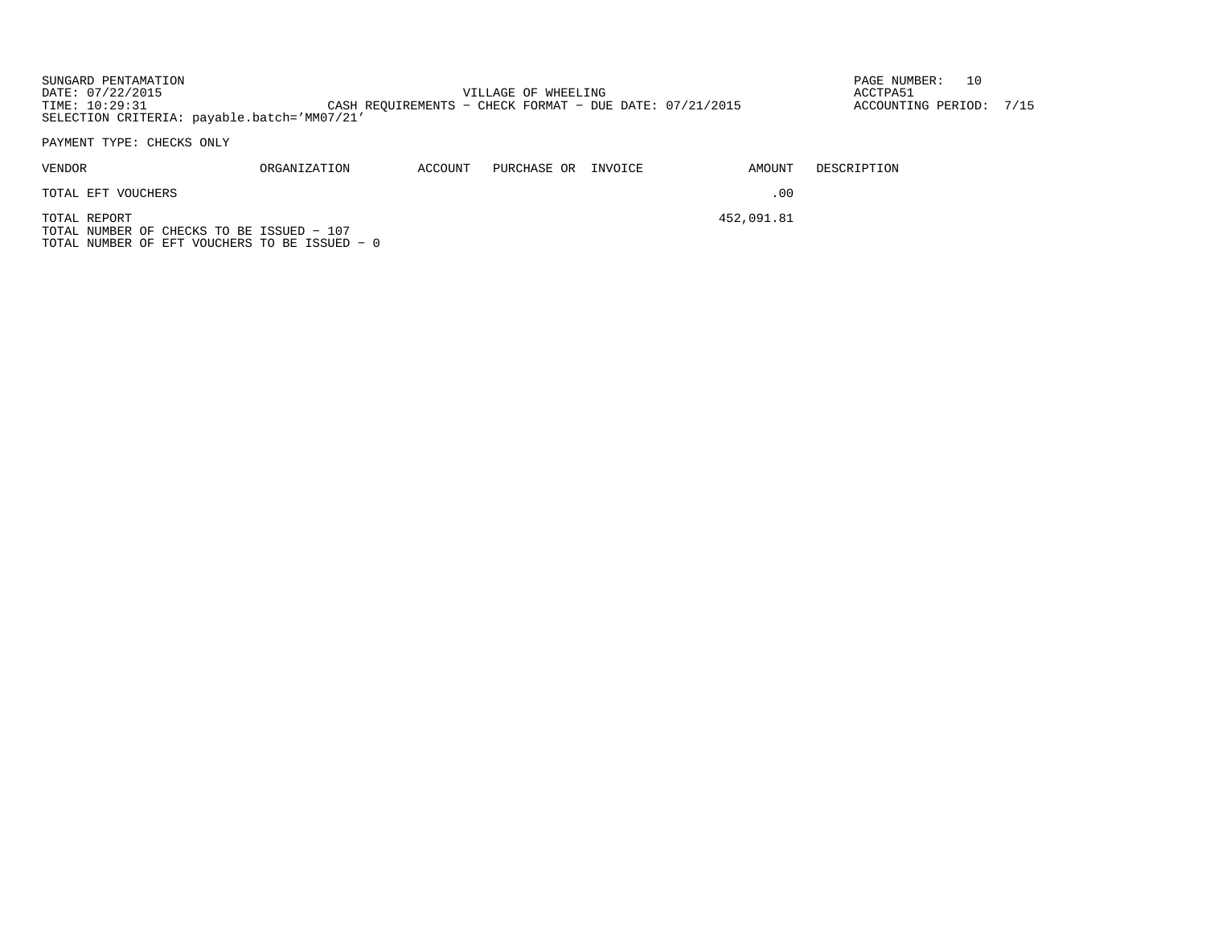SUNGARD PENTAMATION
DATE: 07/22/2015
TIME: 10:29:31
SELECTION CRITERIA: payable.batch='MM07/21'

VILLAGE OF WHEELING
CASH REQUIREMENTS - CHECK FORMAT - DUE DATE: 07/21/2015

PAGE NUMBER: 10
ACCTPA51
ACCOUNTING PERIOD: 7/15

PAYMENT TYPE: CHECKS ONLY

| VENDOR | ORGANIZATION | ACCOUNT | PURCHASE OR | INVOICE | AMOUNT | DESCRIPTION |
|---|---|---|---|---|---|---|
| TOTAL EFT VOUCHERS | | | | | .00 | |
| TOTAL REPORT | | | | | 452,091.81 | |

TOTAL NUMBER OF CHECKS TO BE ISSUED - 107
TOTAL NUMBER OF EFT VOUCHERS TO BE ISSUED - 0